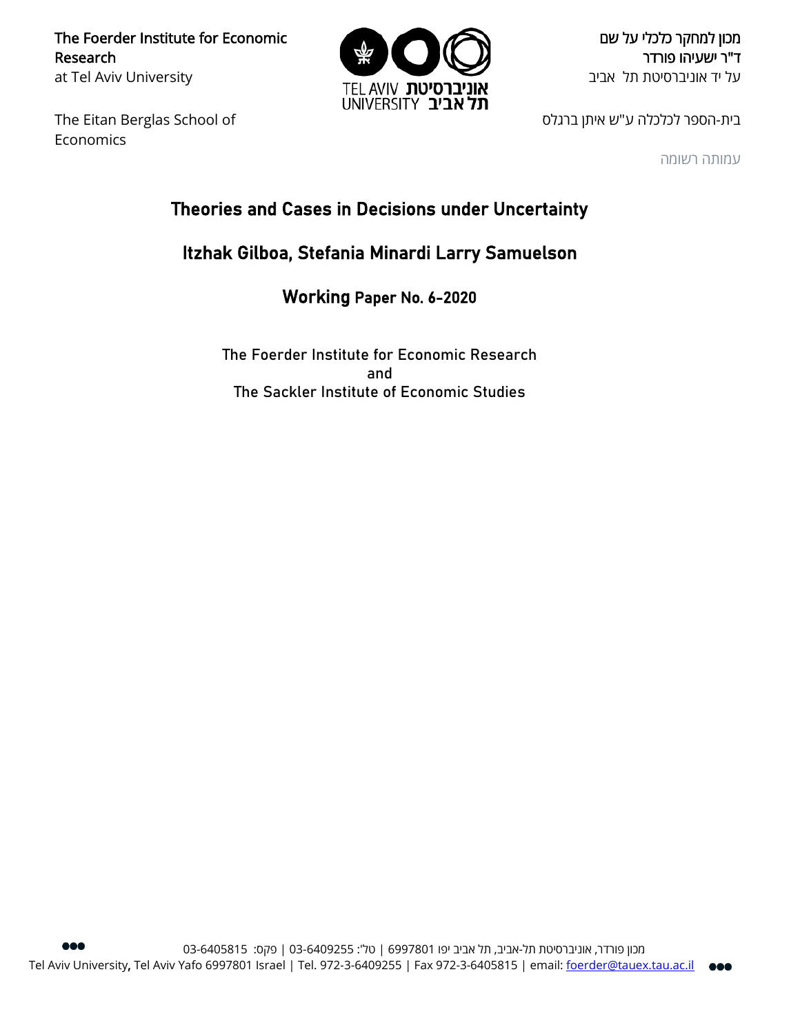The Foerder Institute for Economic Research
at Tel Aviv University

מכון למחקר כלכלי על שם
ד"ר ישעיהו פורדר
על יד אוניברסיטת תל אביב

TEL AVIV UNIVERSITY אוניברסיטת תל אביב

The Eitan Berglas School of Economics

בית-הספר לכלכלה ע"ש איתן ברגלס

עמותה רשומה

# Theories and Cases in Decisions under Uncertainty

## Itzhak Gilboa, Stefania Minardi Larry Samuelson

### Working Paper No. 6-2020

The Foerder Institute for Economic Research
and
The Sackler Institute of Economic Studies

מכון פורדר, אוניברסיטת תל-אביב, תל אביב יפו 6997801 | טל': 03-6409255 | פקס: 03-6405815
Tel Aviv University, Tel Aviv Yafo 6997801 Israel | Tel. 972-3-6409255 | Fax 972-3-6405815 | email: foerder@tauex.tau.ac.il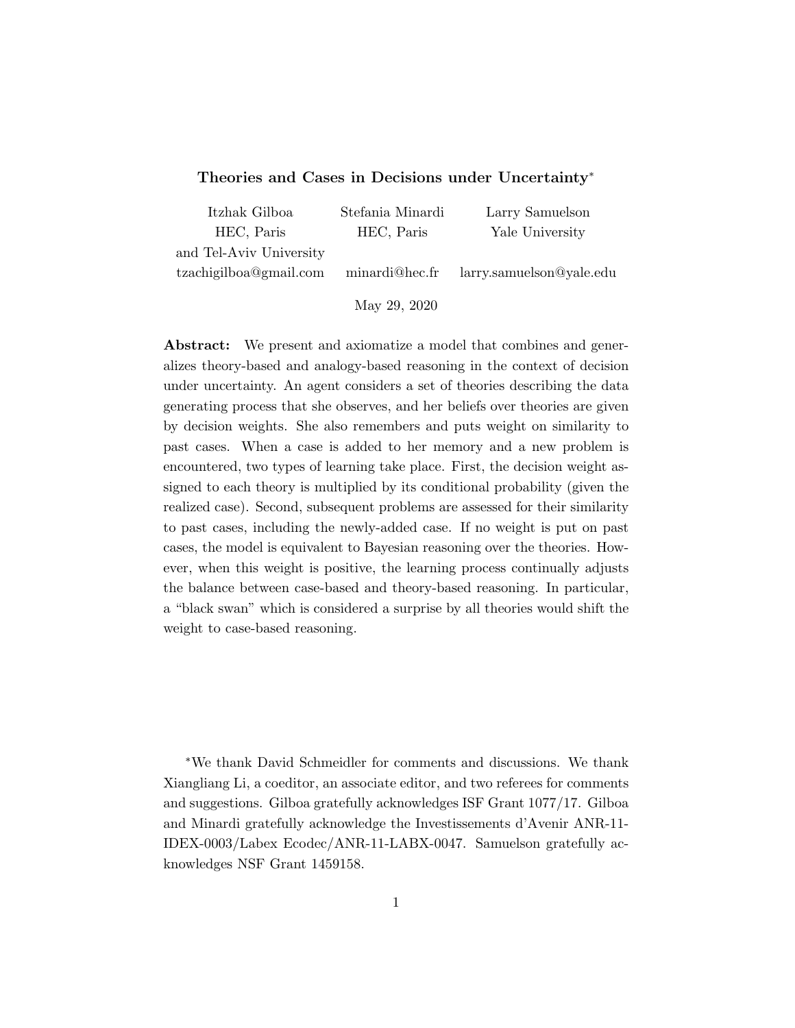# Theories and Cases in Decisions under Uncertainty*

| Itzhak Gilboa | Stefania Minardi | Larry Samuelson |
|---|---|---|
| HEC, Paris | HEC, Paris | Yale University |
| and Tel-Aviv University | | |
| tzachigilboa@gmail.com | minardi@hec.fr | larry.samuelson@yale.edu |

May 29, 2020

**Abstract:** We present and axiomatize a model that combines and generalizes theory-based and analogy-based reasoning in the context of decision under uncertainty. An agent considers a set of theories describing the data generating process that she observes, and her beliefs over theories are given by decision weights. She also remembers and puts weight on similarity to past cases. When a case is added to her memory and a new problem is encountered, two types of learning take place. First, the decision weight assigned to each theory is multiplied by its conditional probability (given the realized case). Second, subsequent problems are assessed for their similarity to past cases, including the newly-added case. If no weight is put on past cases, the model is equivalent to Bayesian reasoning over the theories. However, when this weight is positive, the learning process continually adjusts the balance between case-based and theory-based reasoning. In particular, a "black swan" which is considered a surprise by all theories would shift the weight to case-based reasoning.

*We thank David Schmeidler for comments and discussions. We thank Xiangliang Li, a coeditor, an associate editor, and two referees for comments and suggestions. Gilboa gratefully acknowledges ISF Grant 1077/17. Gilboa and Minardi gratefully acknowledge the Investissements d'Avenir ANR-11-IDEX-0003/Labex Ecodec/ANR-11-LABX-0047. Samuelson gratefully acknowledges NSF Grant 1459158.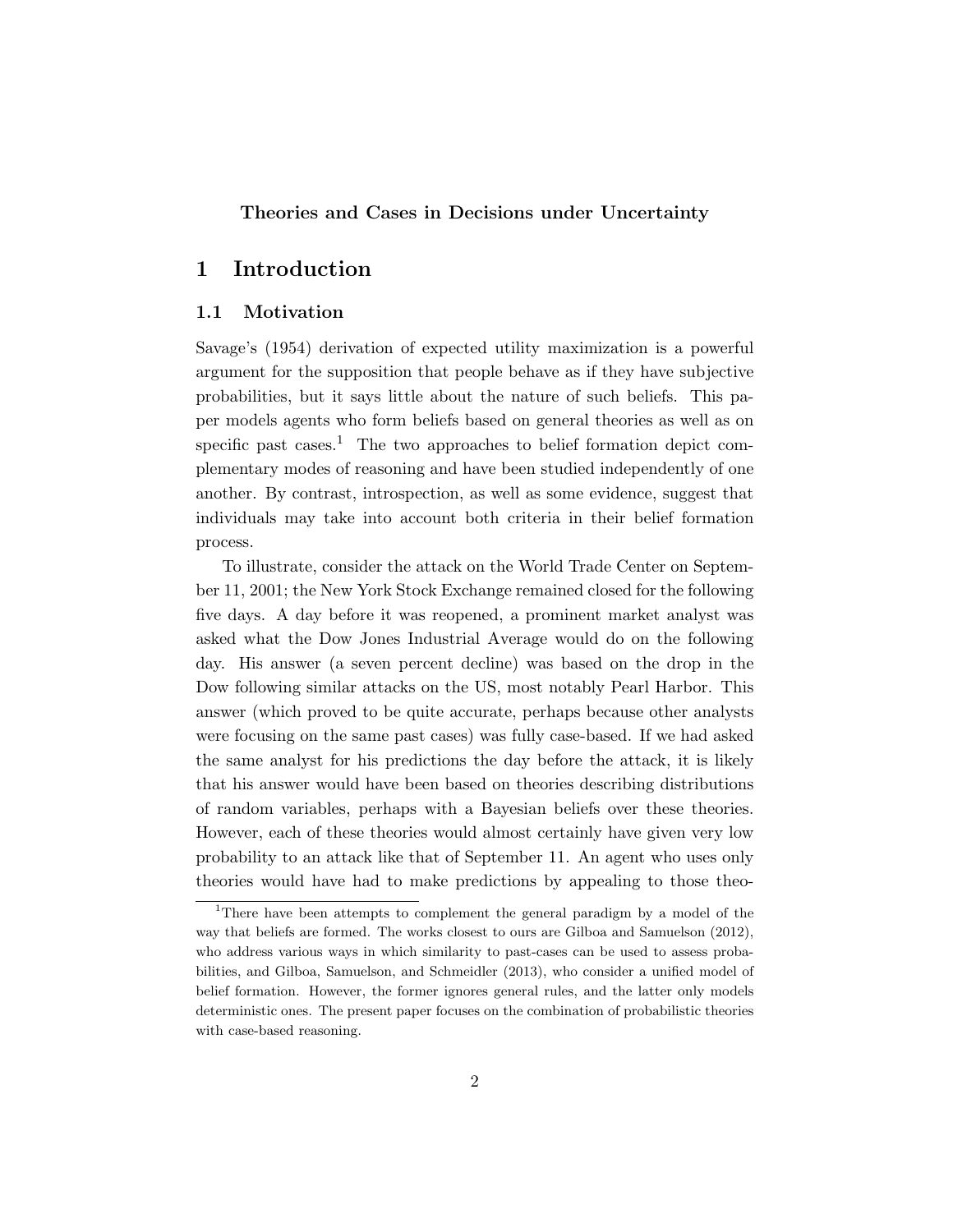**Theories and Cases in Decisions under Uncertainty**

# 1 Introduction

## 1.1 Motivation

Savage's (1954) derivation of expected utility maximization is a powerful argument for the supposition that people behave as if they have subjective probabilities, but it says little about the nature of such beliefs. This paper models agents who form beliefs based on general theories as well as on specific past cases.[1] The two approaches to belief formation depict complementary modes of reasoning and have been studied independently of one another. By contrast, introspection, as well as some evidence, suggest that individuals may take into account both criteria in their belief formation process.

To illustrate, consider the attack on the World Trade Center on September 11, 2001; the New York Stock Exchange remained closed for the following five days. A day before it was reopened, a prominent market analyst was asked what the Dow Jones Industrial Average would do on the following day. His answer (a seven percent decline) was based on the drop in the Dow following similar attacks on the US, most notably Pearl Harbor. This answer (which proved to be quite accurate, perhaps because other analysts were focusing on the same past cases) was fully case-based. If we had asked the same analyst for his predictions the day before the attack, it is likely that his answer would have been based on theories describing distributions of random variables, perhaps with a Bayesian beliefs over these theories. However, each of these theories would almost certainly have given very low probability to an attack like that of September 11. An agent who uses only theories would have had to make predictions by appealing to those theo-

[1]There have been attempts to complement the general paradigm by a model of the way that beliefs are formed. The works closest to ours are Gilboa and Samuelson (2012), who address various ways in which similarity to past-cases can be used to assess probabilities, and Gilboa, Samuelson, and Schmeidler (2013), who consider a unified model of belief formation. However, the former ignores general rules, and the latter only models deterministic ones. The present paper focuses on the combination of probabilistic theories with case-based reasoning.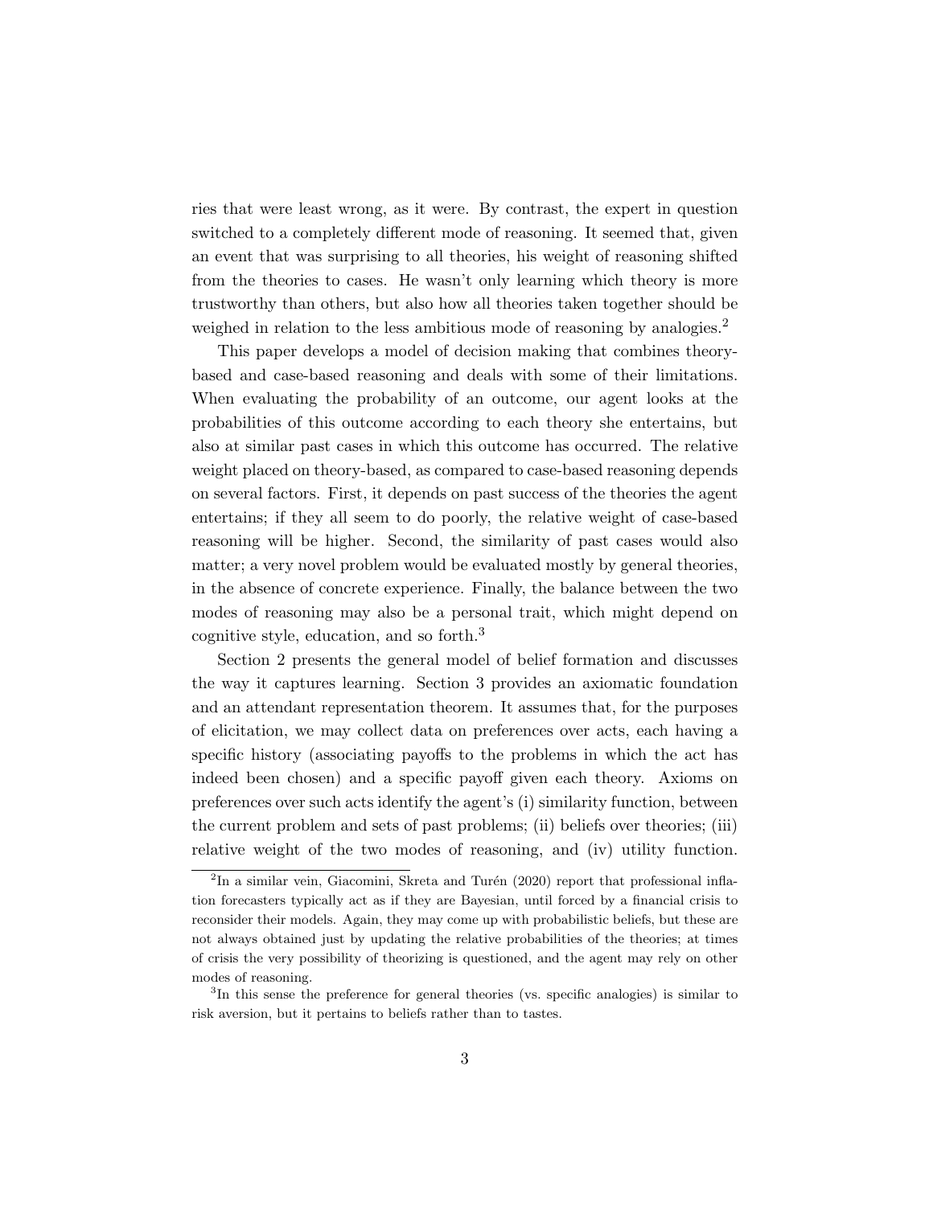ries that were least wrong, as it were. By contrast, the expert in question switched to a completely different mode of reasoning. It seemed that, given an event that was surprising to all theories, his weight of reasoning shifted from the theories to cases. He wasn't only learning which theory is more trustworthy than others, but also how all theories taken together should be weighed in relation to the less ambitious mode of reasoning by analogies.[2]

This paper develops a model of decision making that combines theory-based and case-based reasoning and deals with some of their limitations. When evaluating the probability of an outcome, our agent looks at the probabilities of this outcome according to each theory she entertains, but also at similar past cases in which this outcome has occurred. The relative weight placed on theory-based, as compared to case-based reasoning depends on several factors. First, it depends on past success of the theories the agent entertains; if they all seem to do poorly, the relative weight of case-based reasoning will be higher. Second, the similarity of past cases would also matter; a very novel problem would be evaluated mostly by general theories, in the absence of concrete experience. Finally, the balance between the two modes of reasoning may also be a personal trait, which might depend on cognitive style, education, and so forth.[3]

Section 2 presents the general model of belief formation and discusses the way it captures learning. Section 3 provides an axiomatic foundation and an attendant representation theorem. It assumes that, for the purposes of elicitation, we may collect data on preferences over acts, each having a specific history (associating payoffs to the problems in which the act has indeed been chosen) and a specific payoff given each theory. Axioms on preferences over such acts identify the agent's (i) similarity function, between the current problem and sets of past problems; (ii) beliefs over theories; (iii) relative weight of the two modes of reasoning, and (iv) utility function.

---

[2] In a similar vein, Giacomini, Skreta and Turén (2020) report that professional inflation forecasters typically act as if they are Bayesian, until forced by a financial crisis to reconsider their models. Again, they may come up with probabilistic beliefs, but these are not always obtained just by updating the relative probabilities of the theories; at times of crisis the very possibility of theorizing is questioned, and the agent may rely on other modes of reasoning.

[3] In this sense the preference for general theories (vs. specific analogies) is similar to risk aversion, but it pertains to beliefs rather than to tastes.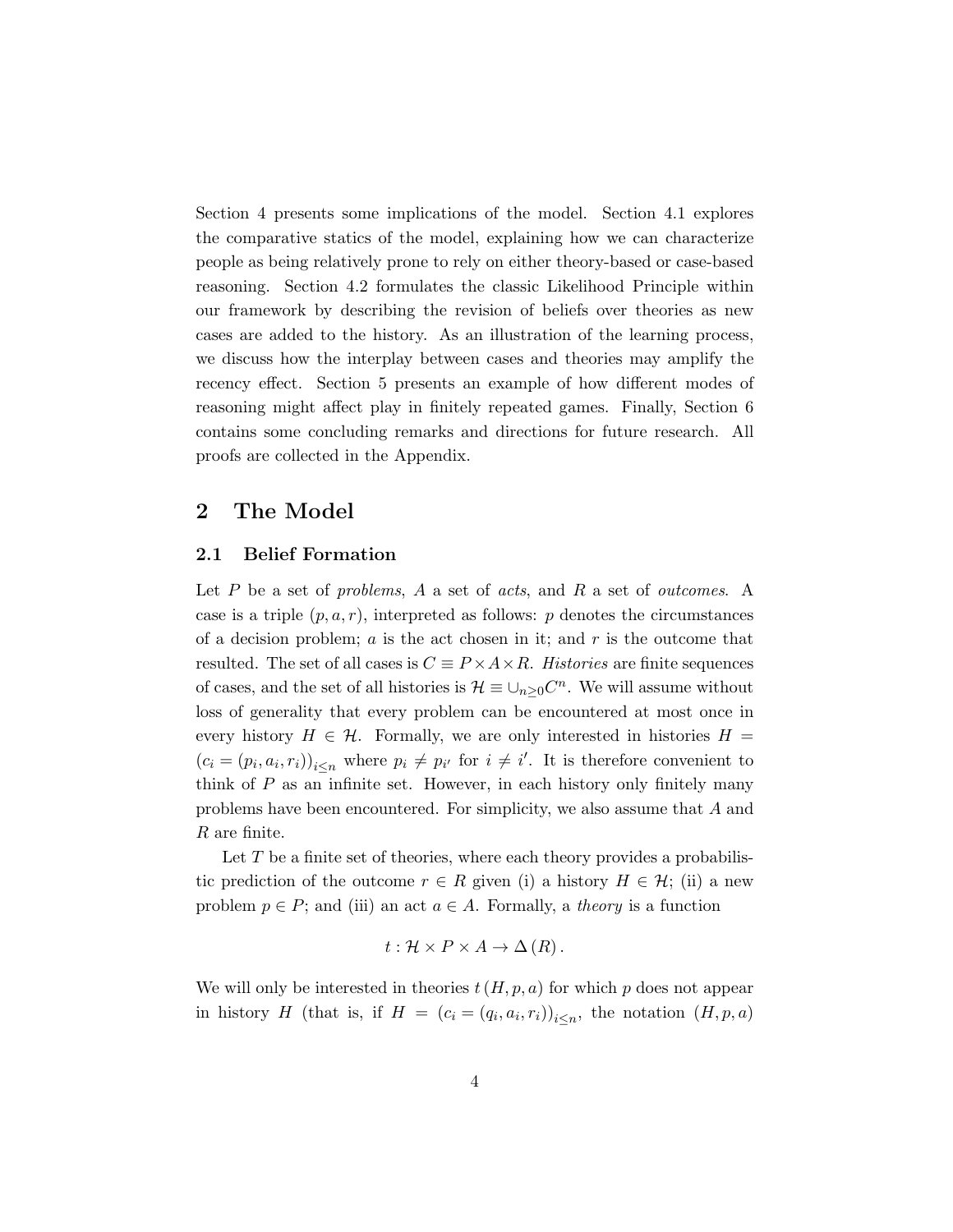Section 4 presents some implications of the model. Section 4.1 explores the comparative statics of the model, explaining how we can characterize people as being relatively prone to rely on either theory-based or case-based reasoning. Section 4.2 formulates the classic Likelihood Principle within our framework by describing the revision of beliefs over theories as new cases are added to the history. As an illustration of the learning process, we discuss how the interplay between cases and theories may amplify the recency effect. Section 5 presents an example of how different modes of reasoning might affect play in finitely repeated games. Finally, Section 6 contains some concluding remarks and directions for future research. All proofs are collected in the Appendix.

## 2 The Model

### 2.1 Belief Formation

Let $P$ be a set of *problems*, $A$ a set of *acts*, and $R$ a set of *outcomes*. A case is a triple $(p, a, r)$, interpreted as follows: $p$ denotes the circumstances of a decision problem; $a$ is the act chosen in it; and $r$ is the outcome that resulted. The set of all cases is $C \equiv P \times A \times R$. *Histories* are finite sequences of cases, and the set of all histories is $\mathcal{H} \equiv \cup_{n \geq 0} C^n$. We will assume without loss of generality that every problem can be encountered at most once in every history $H \in \mathcal{H}$. Formally, we are only interested in histories $H = (c_i = (p_i, a_i, r_i))_{i \leq n}$ where $p_i \neq p_{i'}$ for $i \neq i'$. It is therefore convenient to think of $P$ as an infinite set. However, in each history only finitely many problems have been encountered. For simplicity, we also assume that $A$ and $R$ are finite.

Let $T$ be a finite set of theories, where each theory provides a probabilistic prediction of the outcome $r \in R$ given (i) a history $H \in \mathcal{H}$; (ii) a new problem $p \in P$; and (iii) an act $a \in A$. Formally, a *theory* is a function

$$t : \mathcal{H} \times P \times A \to \Delta(R).$$

We will only be interested in theories $t(H, p, a)$ for which $p$ does not appear in history $H$ (that is, if $H = (c_i = (q_i, a_i, r_i))_{i \leq n}$, the notation $(H, p, a)$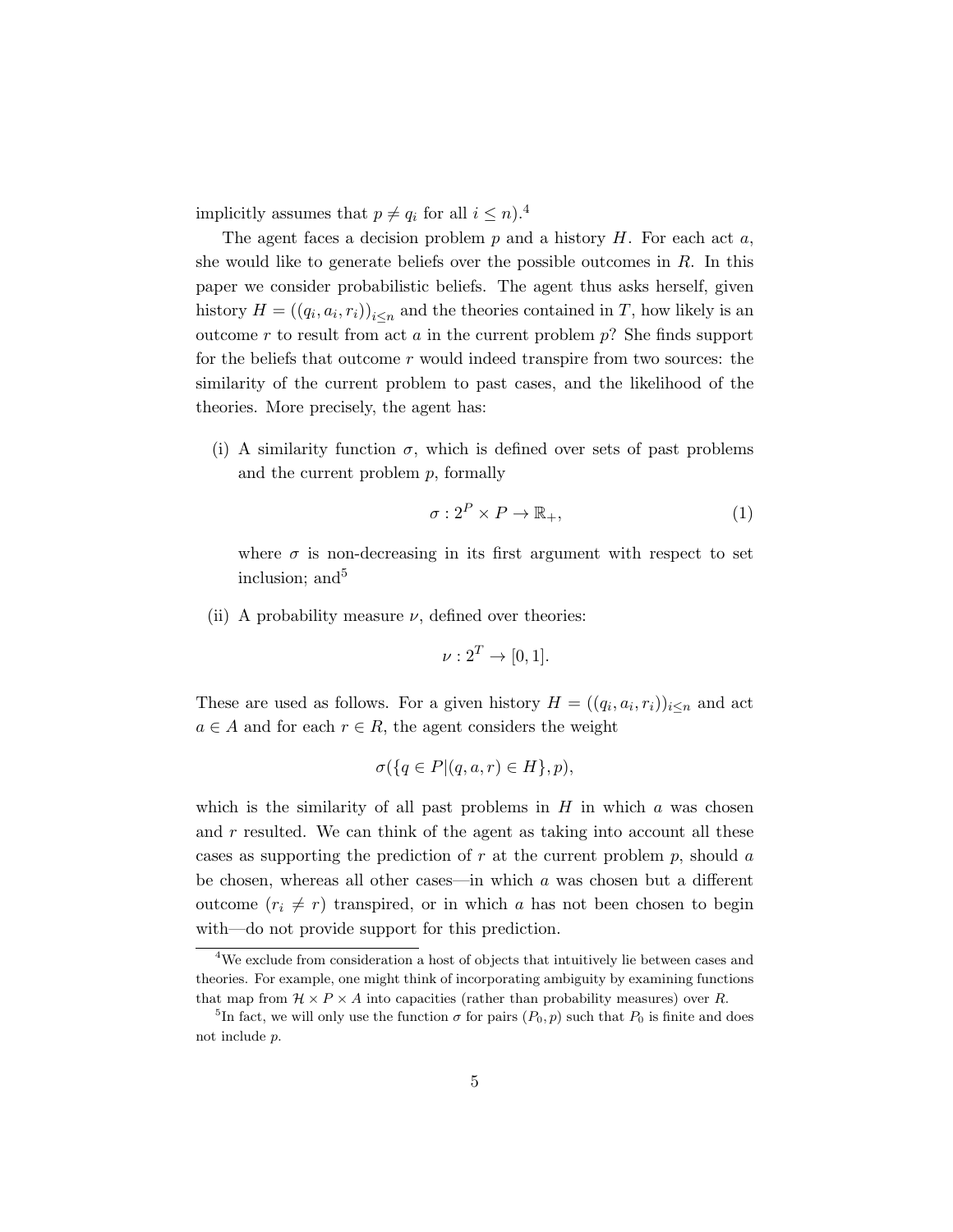implicitly assumes that $p \neq q_i$ for all $i \leq n$).[4]

The agent faces a decision problem $p$ and a history $H$. For each act $a$, she would like to generate beliefs over the possible outcomes in $R$. In this paper we consider probabilistic beliefs. The agent thus asks herself, given history $H = ((q_i, a_i, r_i))_{i \leq n}$ and the theories contained in $T$, how likely is an outcome $r$ to result from act $a$ in the current problem $p$? She finds support for the beliefs that outcome $r$ would indeed transpire from two sources: the similarity of the current problem to past cases, and the likelihood of the theories. More precisely, the agent has:

(i) A similarity function $\sigma$, which is defined over sets of past problems and the current problem $p$, formally

$$\sigma : 2^P \times P \to \mathbb{R}_+, \tag{1}$$

where $\sigma$ is non-decreasing in its first argument with respect to set inclusion; and[5]

(ii) A probability measure $\nu$, defined over theories:

$$\nu : 2^T \to [0, 1].$$

These are used as follows. For a given history $H = ((q_i, a_i, r_i))_{i \leq n}$ and act $a \in A$ and for each $r \in R$, the agent considers the weight

$$\sigma(\{q \in P | (q, a, r) \in H\}, p),$$

which is the similarity of all past problems in $H$ in which $a$ was chosen and $r$ resulted. We can think of the agent as taking into account all these cases as supporting the prediction of $r$ at the current problem $p$, should $a$ be chosen, whereas all other cases—in which $a$ was chosen but a different outcome ($r_i \neq r$) transpired, or in which $a$ has not been chosen to begin with—do not provide support for this prediction.

[4] We exclude from consideration a host of objects that intuitively lie between cases and theories. For example, one might think of incorporating ambiguity by examining functions that map from $\mathcal{H} \times P \times A$ into capacities (rather than probability measures) over $R$.

[5] In fact, we will only use the function $\sigma$ for pairs $(P_0, p)$ such that $P_0$ is finite and does not include $p$.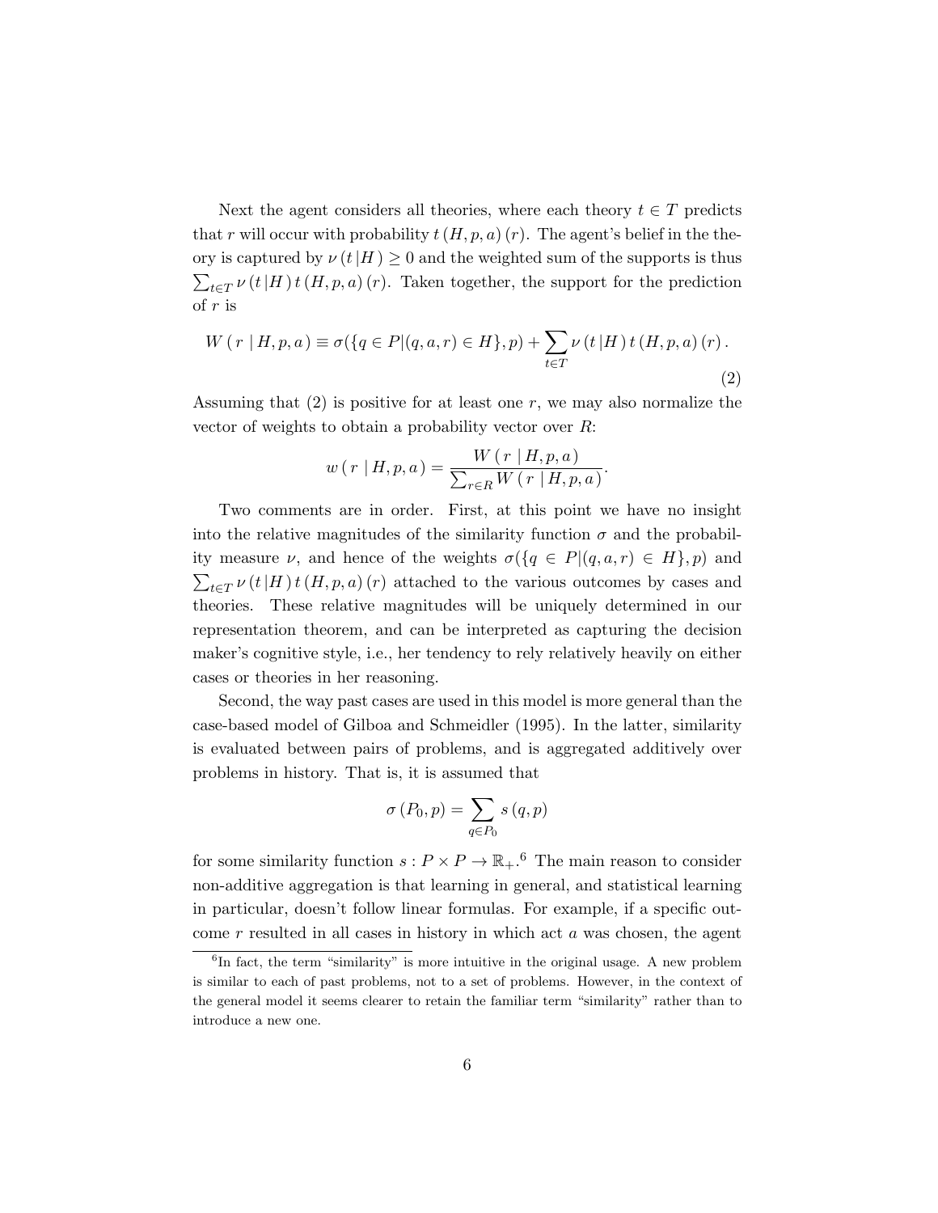Next the agent considers all theories, where each theory $t \in T$ predicts that $r$ will occur with probability $t(H,p,a)(r)$. The agent's belief in the theory is captured by $\nu(t|H) \geq 0$ and the weighted sum of the supports is thus $\sum_{t \in T} \nu(t|H)\, t(H,p,a)(r)$. Taken together, the support for the prediction of $r$ is

$$W(r \mid H,p,a) \equiv \sigma(\{q \in P | (q,a,r) \in H\}, p) + \sum_{t \in T} \nu(t|H)\, t(H,p,a)(r). \tag{2}$$

Assuming that (2) is positive for at least one $r$, we may also normalize the vector of weights to obtain a probability vector over $R$:

$$w(r \mid H,p,a) = \frac{W(r \mid H,p,a)}{\sum_{r \in R} W(r \mid H,p,a)}.$$

Two comments are in order. First, at this point we have no insight into the relative magnitudes of the similarity function $\sigma$ and the probability measure $\nu$, and hence of the weights $\sigma(\{q \in P | (q,a,r) \in H\}, p)$ and $\sum_{t \in T} \nu(t|H)\, t(H,p,a)(r)$ attached to the various outcomes by cases and theories. These relative magnitudes will be uniquely determined in our representation theorem, and can be interpreted as capturing the decision maker's cognitive style, i.e., her tendency to rely relatively heavily on either cases or theories in her reasoning.

Second, the way past cases are used in this model is more general than the case-based model of Gilboa and Schmeidler (1995). In the latter, similarity is evaluated between pairs of problems, and is aggregated additively over problems in history. That is, it is assumed that

$$\sigma(P_0, p) = \sum_{q \in P_0} s(q,p)$$

for some similarity function $s : P \times P \to \mathbb{R}_+$.[6] The main reason to consider non-additive aggregation is that learning in general, and statistical learning in particular, doesn't follow linear formulas. For example, if a specific outcome $r$ resulted in all cases in history in which act $a$ was chosen, the agent

[6] In fact, the term "similarity" is more intuitive in the original usage. A new problem is similar to each of past problems, not to a set of problems. However, in the context of the general model it seems clearer to retain the familiar term "similarity" rather than to introduce a new one.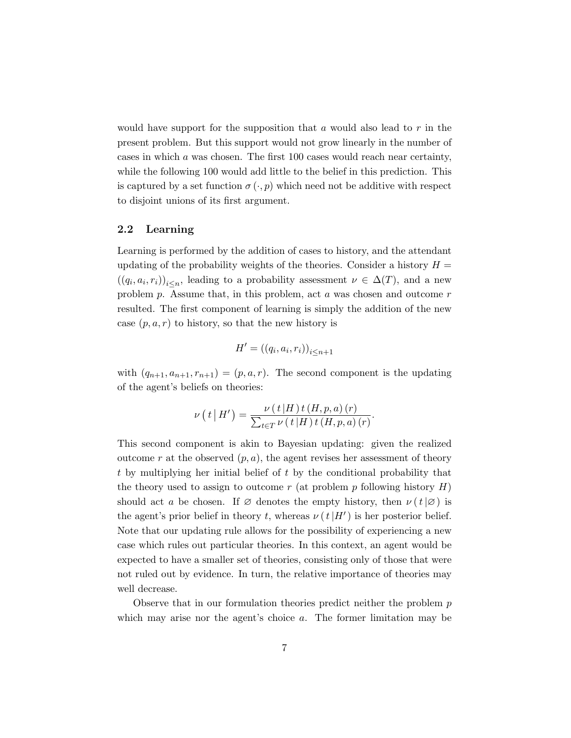would have support for the supposition that $a$ would also lead to $r$ in the present problem. But this support would not grow linearly in the number of cases in which $a$ was chosen. The first 100 cases would reach near certainty, while the following 100 would add little to the belief in this prediction. This is captured by a set function $\sigma(\cdot, p)$ which need not be additive with respect to disjoint unions of its first argument.

## 2.2 Learning

Learning is performed by the addition of cases to history, and the attendant updating of the probability weights of the theories. Consider a history $H = ((q_i, a_i, r_i))_{i \le n}$, leading to a probability assessment $\nu \in \Delta(T)$, and a new problem $p$. Assume that, in this problem, act $a$ was chosen and outcome $r$ resulted. The first component of learning is simply the addition of the new case $(p, a, r)$ to history, so that the new history is

$$H' = ((q_i, a_i, r_i))_{i \le n+1}$$

with $(q_{n+1}, a_{n+1}, r_{n+1}) = (p, a, r)$. The second component is the updating of the agent's beliefs on theories:

$$\nu\left(t \,\middle|\, H'\right) = \frac{\nu\left(t \,|H\right) t\left(H, p, a\right)(r)}{\sum_{t \in T} \nu\left(t \,|H\right) t\left(H, p, a\right)(r)}.$$

This second component is akin to Bayesian updating: given the realized outcome $r$ at the observed $(p, a)$, the agent revises her assessment of theory $t$ by multiplying her initial belief of $t$ by the conditional probability that the theory used to assign to outcome $r$ (at problem $p$ following history $H$) should act $a$ be chosen. If $\varnothing$ denotes the empty history, then $\nu(t|\varnothing)$ is the agent's prior belief in theory $t$, whereas $\nu(t|H')$ is her posterior belief. Note that our updating rule allows for the possibility of experiencing a new case which rules out particular theories. In this context, an agent would be expected to have a smaller set of theories, consisting only of those that were not ruled out by evidence. In turn, the relative importance of theories may well decrease.

Observe that in our formulation theories predict neither the problem $p$ which may arise nor the agent's choice $a$. The former limitation may be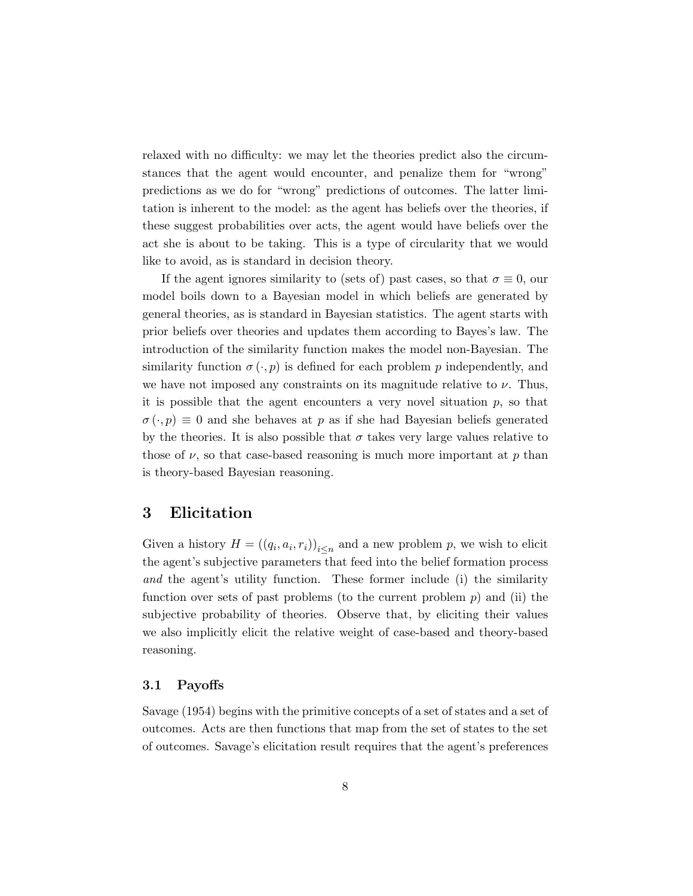relaxed with no difficulty: we may let the theories predict also the circumstances that the agent would encounter, and penalize them for "wrong" predictions as we do for "wrong" predictions of outcomes. The latter limitation is inherent to the model: as the agent has beliefs over the theories, if these suggest probabilities over acts, the agent would have beliefs over the act she is about to be taking. This is a type of circularity that we would like to avoid, as is standard in decision theory.

If the agent ignores similarity to (sets of) past cases, so that $\sigma \equiv 0$, our model boils down to a Bayesian model in which beliefs are generated by general theories, as is standard in Bayesian statistics. The agent starts with prior beliefs over theories and updates them according to Bayes's law. The introduction of the similarity function makes the model non-Bayesian. The similarity function $\sigma(\cdot, p)$ is defined for each problem $p$ independently, and we have not imposed any constraints on its magnitude relative to $\nu$. Thus, it is possible that the agent encounters a very novel situation $p$, so that $\sigma(\cdot, p) \equiv 0$ and she behaves at $p$ as if she had Bayesian beliefs generated by the theories. It is also possible that $\sigma$ takes very large values relative to those of $\nu$, so that case-based reasoning is much more important at $p$ than is theory-based Bayesian reasoning.

# 3 Elicitation

Given a history $H = ((q_i, a_i, r_i))_{i \leq n}$ and a new problem $p$, we wish to elicit the agent's subjective parameters that feed into the belief formation process *and* the agent's utility function. These former include (i) the similarity function over sets of past problems (to the current problem $p$) and (ii) the subjective probability of theories. Observe that, by eliciting their values we also implicitly elicit the relative weight of case-based and theory-based reasoning.

## 3.1 Payoffs

Savage (1954) begins with the primitive concepts of a set of states and a set of outcomes. Acts are then functions that map from the set of states to the set of outcomes. Savage's elicitation result requires that the agent's preferences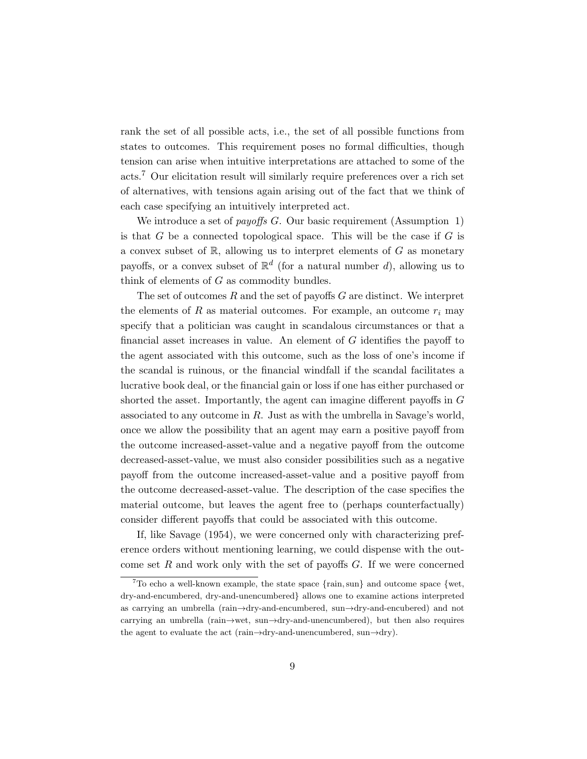rank the set of all possible acts, i.e., the set of all possible functions from states to outcomes. This requirement poses no formal difficulties, though tension can arise when intuitive interpretations are attached to some of the acts.[7] Our elicitation result will similarly require preferences over a rich set of alternatives, with tensions again arising out of the fact that we think of each case specifying an intuitively interpreted act.

We introduce a set of *payoffs* $G$. Our basic requirement (Assumption 1) is that $G$ be a connected topological space. This will be the case if $G$ is a convex subset of $\mathbb{R}$, allowing us to interpret elements of $G$ as monetary payoffs, or a convex subset of $\mathbb{R}^d$ (for a natural number $d$), allowing us to think of elements of $G$ as commodity bundles.

The set of outcomes $R$ and the set of payoffs $G$ are distinct. We interpret the elements of $R$ as material outcomes. For example, an outcome $r_i$ may specify that a politician was caught in scandalous circumstances or that a financial asset increases in value. An element of $G$ identifies the payoff to the agent associated with this outcome, such as the loss of one's income if the scandal is ruinous, or the financial windfall if the scandal facilitates a lucrative book deal, or the financial gain or loss if one has either purchased or shorted the asset. Importantly, the agent can imagine different payoffs in $G$ associated to any outcome in $R$. Just as with the umbrella in Savage's world, once we allow the possibility that an agent may earn a positive payoff from the outcome increased-asset-value and a negative payoff from the outcome decreased-asset-value, we must also consider possibilities such as a negative payoff from the outcome increased-asset-value and a positive payoff from the outcome decreased-asset-value. The description of the case specifies the material outcome, but leaves the agent free to (perhaps counterfactually) consider different payoffs that could be associated with this outcome.

If, like Savage (1954), we were concerned only with characterizing preference orders without mentioning learning, we could dispense with the outcome set $R$ and work only with the set of payoffs $G$. If we were concerned

[7] To echo a well-known example, the state space {rain, sun} and outcome space {wet, dry-and-encumbered, dry-and-unencumbered} allows one to examine actions interpreted as carrying an umbrella (rain→dry-and-encumbered, sun→dry-and-encubered) and not carrying an umbrella (rain→wet, sun→dry-and-unencumbered), but then also requires the agent to evaluate the act (rain→dry-and-unencumbered, sun→dry).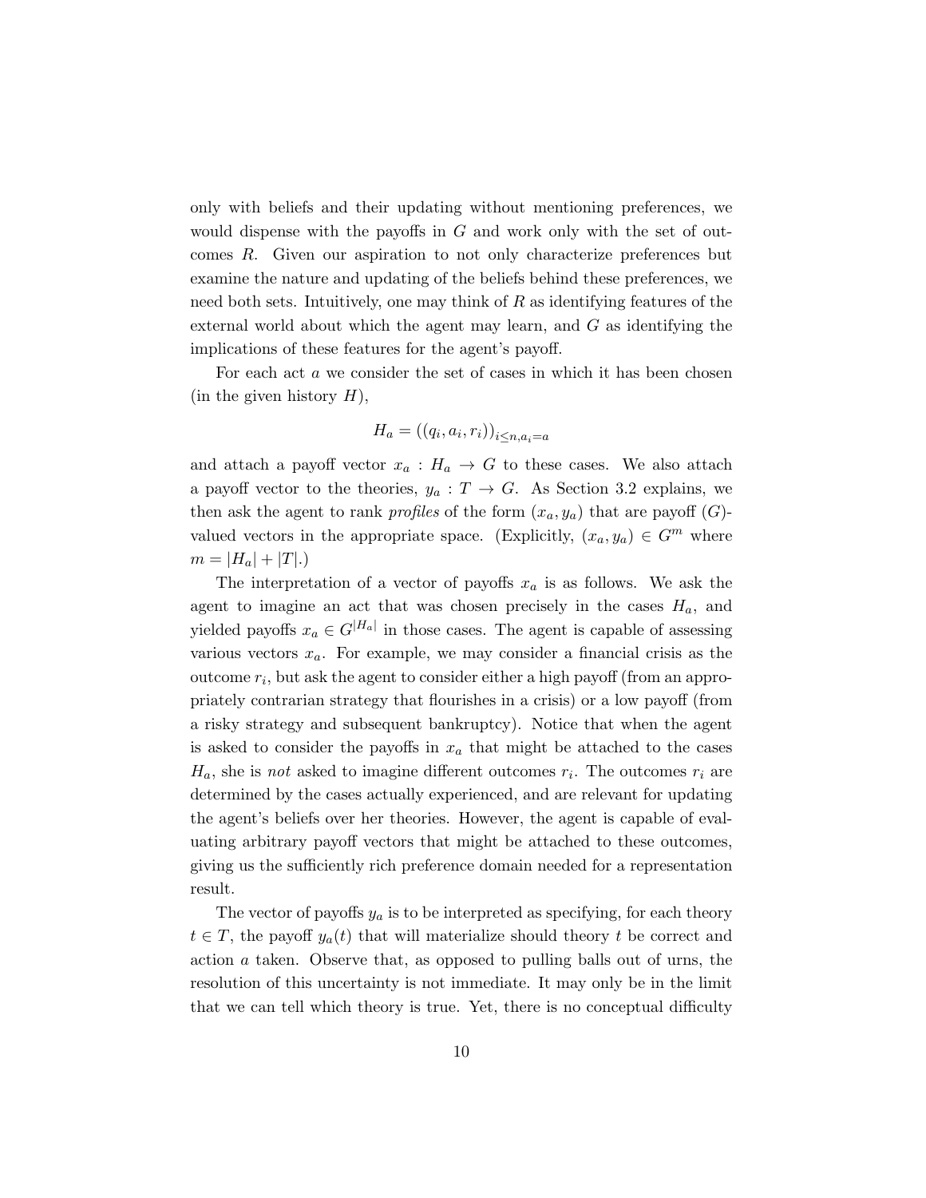only with beliefs and their updating without mentioning preferences, we would dispense with the payoffs in $G$ and work only with the set of outcomes $R$. Given our aspiration to not only characterize preferences but examine the nature and updating of the beliefs behind these preferences, we need both sets. Intuitively, one may think of $R$ as identifying features of the external world about which the agent may learn, and $G$ as identifying the implications of these features for the agent's payoff.

For each act $a$ we consider the set of cases in which it has been chosen (in the given history $H$),

$$H_a = ((q_i, a_i, r_i))_{i \leq n, a_i = a}$$

and attach a payoff vector $x_a : H_a \to G$ to these cases. We also attach a payoff vector to the theories, $y_a : T \to G$. As Section 3.2 explains, we then ask the agent to rank *profiles* of the form $(x_a, y_a)$ that are payoff ($G$)-valued vectors in the appropriate space. (Explicitly, $(x_a, y_a) \in G^m$ where $m = |H_a| + |T|$.)

The interpretation of a vector of payoffs $x_a$ is as follows. We ask the agent to imagine an act that was chosen precisely in the cases $H_a$, and yielded payoffs $x_a \in G^{|H_a|}$ in those cases. The agent is capable of assessing various vectors $x_a$. For example, we may consider a financial crisis as the outcome $r_i$, but ask the agent to consider either a high payoff (from an appropriately contrarian strategy that flourishes in a crisis) or a low payoff (from a risky strategy and subsequent bankruptcy). Notice that when the agent is asked to consider the payoffs in $x_a$ that might be attached to the cases $H_a$, she is *not* asked to imagine different outcomes $r_i$. The outcomes $r_i$ are determined by the cases actually experienced, and are relevant for updating the agent's beliefs over her theories. However, the agent is capable of evaluating arbitrary payoff vectors that might be attached to these outcomes, giving us the sufficiently rich preference domain needed for a representation result.

The vector of payoffs $y_a$ is to be interpreted as specifying, for each theory $t \in T$, the payoff $y_a(t)$ that will materialize should theory $t$ be correct and action $a$ taken. Observe that, as opposed to pulling balls out of urns, the resolution of this uncertainty is not immediate. It may only be in the limit that we can tell which theory is true. Yet, there is no conceptual difficulty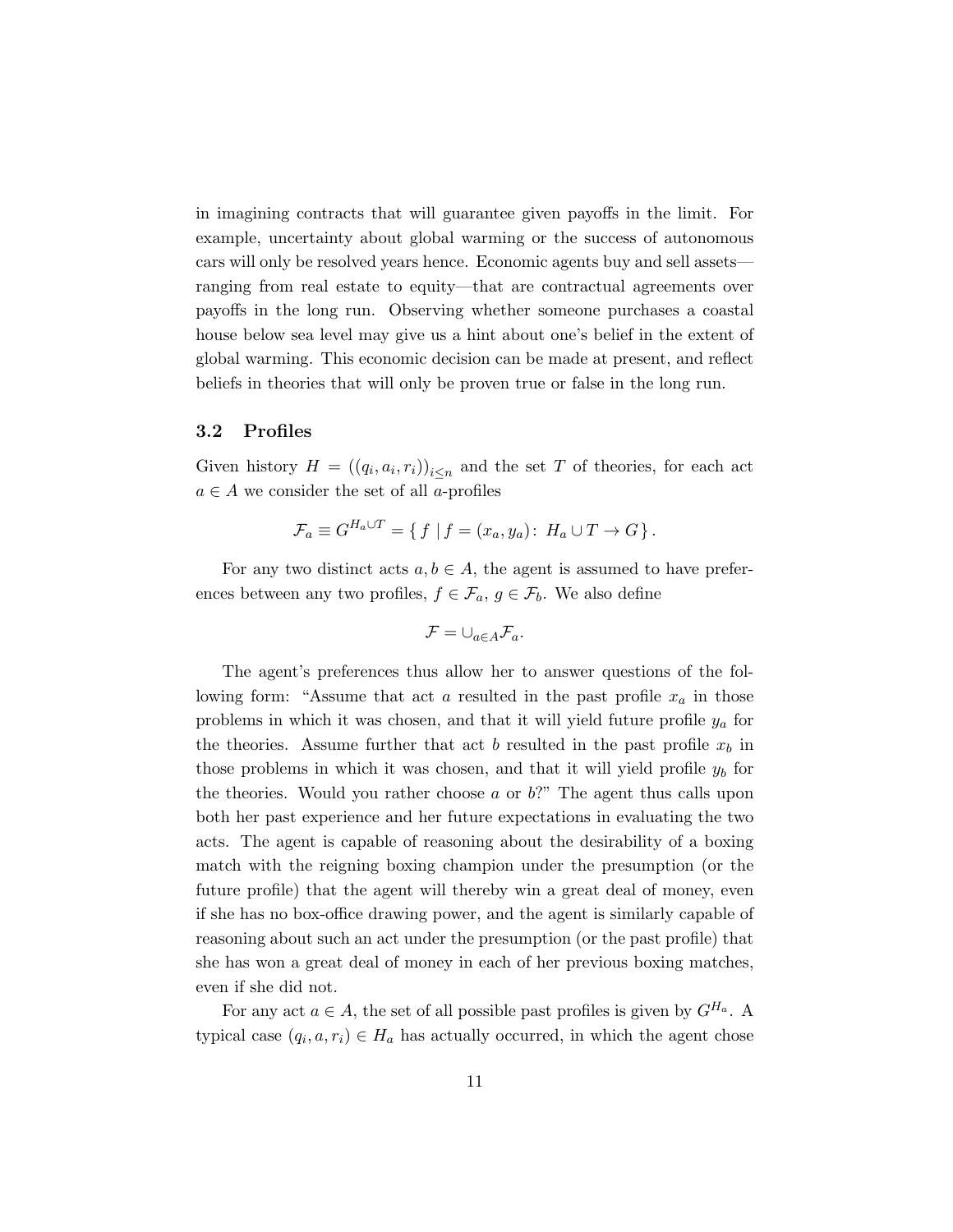in imagining contracts that will guarantee given payoffs in the limit. For example, uncertainty about global warming or the success of autonomous cars will only be resolved years hence. Economic agents buy and sell assets—ranging from real estate to equity—that are contractual agreements over payoffs in the long run. Observing whether someone purchases a coastal house below sea level may give us a hint about one's belief in the extent of global warming. This economic decision can be made at present, and reflect beliefs in theories that will only be proven true or false in the long run.

### 3.2 Profiles

Given history $H = ((q_i, a_i, r_i))_{i \leq n}$ and the set $T$ of theories, for each act $a \in A$ we consider the set of all $a$-profiles

$$\mathcal{F}_a \equiv G^{H_a \cup T} = \{ f \mid f = (x_a, y_a) \colon H_a \cup T \to G \}.$$

For any two distinct acts $a, b \in A$, the agent is assumed to have preferences between any two profiles, $f \in \mathcal{F}_a$, $g \in \mathcal{F}_b$. We also define

$$\mathcal{F} = \cup_{a \in A} \mathcal{F}_a.$$

The agent's preferences thus allow her to answer questions of the following form: "Assume that act $a$ resulted in the past profile $x_a$ in those problems in which it was chosen, and that it will yield future profile $y_a$ for the theories. Assume further that act $b$ resulted in the past profile $x_b$ in those problems in which it was chosen, and that it will yield profile $y_b$ for the theories. Would you rather choose $a$ or $b$?" The agent thus calls upon both her past experience and her future expectations in evaluating the two acts. The agent is capable of reasoning about the desirability of a boxing match with the reigning boxing champion under the presumption (or the future profile) that the agent will thereby win a great deal of money, even if she has no box-office drawing power, and the agent is similarly capable of reasoning about such an act under the presumption (or the past profile) that she has won a great deal of money in each of her previous boxing matches, even if she did not.

For any act $a \in A$, the set of all possible past profiles is given by $G^{H_a}$. A typical case $(q_i, a, r_i) \in H_a$ has actually occurred, in which the agent chose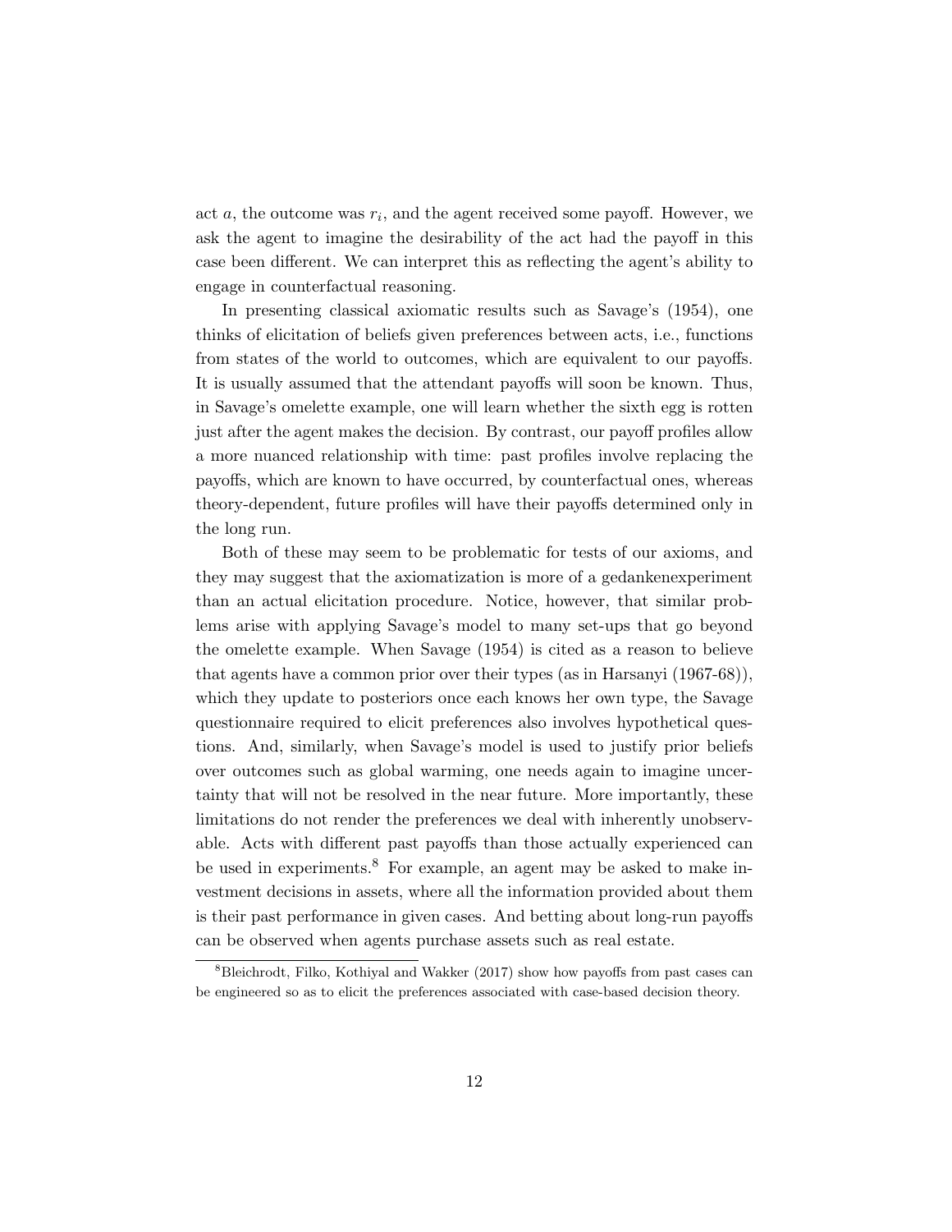act $a$, the outcome was $r_i$, and the agent received some payoff. However, we ask the agent to imagine the desirability of the act had the payoff in this case been different. We can interpret this as reflecting the agent's ability to engage in counterfactual reasoning.

In presenting classical axiomatic results such as Savage's (1954), one thinks of elicitation of beliefs given preferences between acts, i.e., functions from states of the world to outcomes, which are equivalent to our payoffs. It is usually assumed that the attendant payoffs will soon be known. Thus, in Savage's omelette example, one will learn whether the sixth egg is rotten just after the agent makes the decision. By contrast, our payoff profiles allow a more nuanced relationship with time: past profiles involve replacing the payoffs, which are known to have occurred, by counterfactual ones, whereas theory-dependent, future profiles will have their payoffs determined only in the long run.

Both of these may seem to be problematic for tests of our axioms, and they may suggest that the axiomatization is more of a gedankenexperiment than an actual elicitation procedure. Notice, however, that similar problems arise with applying Savage's model to many set-ups that go beyond the omelette example. When Savage (1954) is cited as a reason to believe that agents have a common prior over their types (as in Harsanyi (1967-68)), which they update to posteriors once each knows her own type, the Savage questionnaire required to elicit preferences also involves hypothetical questions. And, similarly, when Savage's model is used to justify prior beliefs over outcomes such as global warming, one needs again to imagine uncertainty that will not be resolved in the near future. More importantly, these limitations do not render the preferences we deal with inherently unobservable. Acts with different past payoffs than those actually experienced can be used in experiments.[8] For example, an agent may be asked to make investment decisions in assets, where all the information provided about them is their past performance in given cases. And betting about long-run payoffs can be observed when agents purchase assets such as real estate.

[8] Bleichrodt, Filko, Kothiyal and Wakker (2017) show how payoffs from past cases can be engineered so as to elicit the preferences associated with case-based decision theory.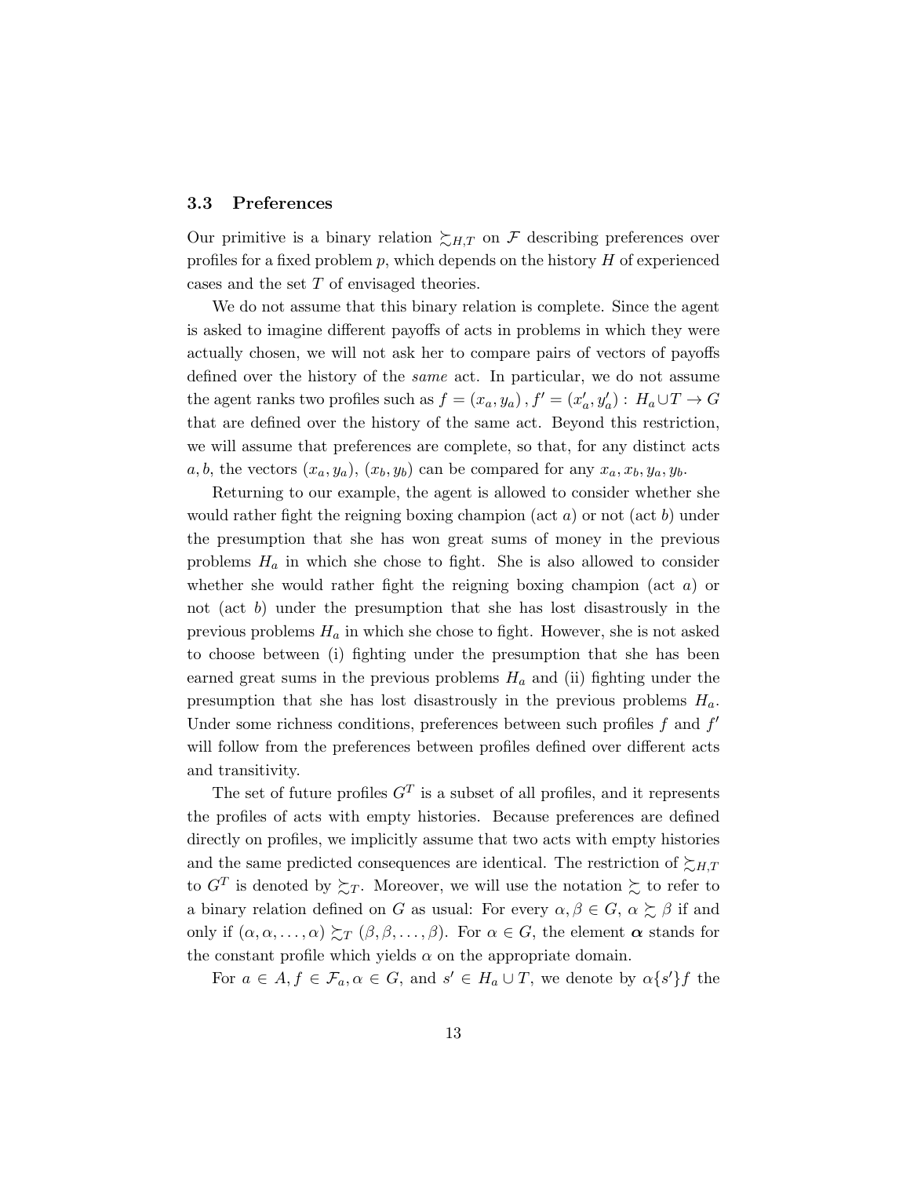### 3.3 Preferences

Our primitive is a binary relation $\succsim_{H,T}$ on $\mathcal{F}$ describing preferences over profiles for a fixed problem $p$, which depends on the history $H$ of experienced cases and the set $T$ of envisaged theories.

We do not assume that this binary relation is complete. Since the agent is asked to imagine different payoffs of acts in problems in which they were actually chosen, we will not ask her to compare pairs of vectors of payoffs defined over the history of the *same* act. In particular, we do not assume the agent ranks two profiles such as $f = (x_a, y_a), f' = (x'_a, y'_a) : H_a \cup T \to G$ that are defined over the history of the same act. Beyond this restriction, we will assume that preferences are complete, so that, for any distinct acts $a, b$, the vectors $(x_a, y_a)$, $(x_b, y_b)$ can be compared for any $x_a, x_b, y_a, y_b$.

Returning to our example, the agent is allowed to consider whether she would rather fight the reigning boxing champion (act $a$) or not (act $b$) under the presumption that she has won great sums of money in the previous problems $H_a$ in which she chose to fight. She is also allowed to consider whether she would rather fight the reigning boxing champion (act $a$) or not (act $b$) under the presumption that she has lost disastrously in the previous problems $H_a$ in which she chose to fight. However, she is not asked to choose between (i) fighting under the presumption that she has been earned great sums in the previous problems $H_a$ and (ii) fighting under the presumption that she has lost disastrously in the previous problems $H_a$. Under some richness conditions, preferences between such profiles $f$ and $f'$ will follow from the preferences between profiles defined over different acts and transitivity.

The set of future profiles $G^T$ is a subset of all profiles, and it represents the profiles of acts with empty histories. Because preferences are defined directly on profiles, we implicitly assume that two acts with empty histories and the same predicted consequences are identical. The restriction of $\succsim_{H,T}$ to $G^T$ is denoted by $\succsim_T$. Moreover, we will use the notation $\succsim$ to refer to a binary relation defined on $G$ as usual: For every $\alpha, \beta \in G$, $\alpha \succsim \beta$ if and only if $(\alpha, \alpha, \ldots, \alpha) \succsim_T (\beta, \beta, \ldots, \beta)$. For $\alpha \in G$, the element $\boldsymbol{\alpha}$ stands for the constant profile which yields $\alpha$ on the appropriate domain.

For $a \in A, f \in \mathcal{F}_a, \alpha \in G$, and $s' \in H_a \cup T$, we denote by $\alpha\{s'\}f$ the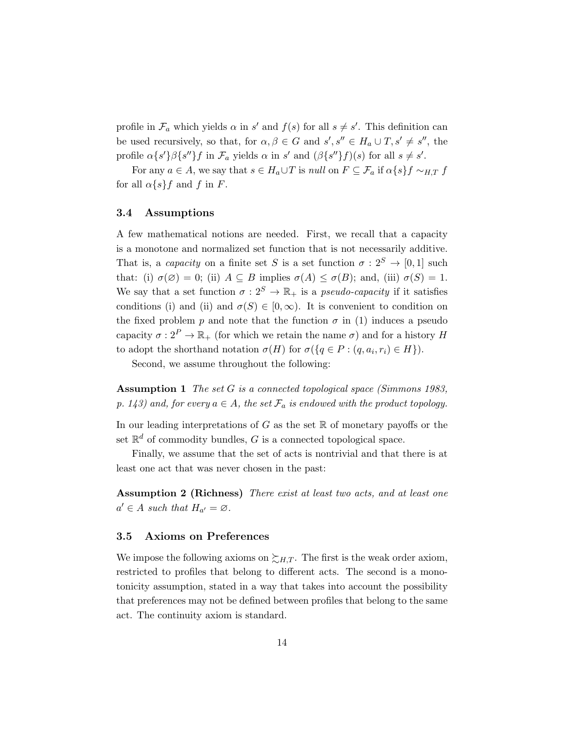profile in $\mathcal{F}_a$ which yields $\alpha$ in $s'$ and $f(s)$ for all $s \neq s'$. This definition can be used recursively, so that, for $\alpha, \beta \in G$ and $s', s'' \in H_a \cup T, s' \neq s''$, the profile $\alpha\{s'\}\beta\{s''\}f$ in $\mathcal{F}_a$ yields $\alpha$ in $s'$ and $(\beta\{s''\}f)(s)$ for all $s \neq s'$.

For any $a \in A$, we say that $s \in H_a \cup T$ is *null* on $F \subseteq \mathcal{F}_a$ if $\alpha\{s\}f \sim_{H,T} f$ for all $\alpha\{s\}f$ and $f$ in $F$.

### 3.4 Assumptions

A few mathematical notions are needed. First, we recall that a capacity is a monotone and normalized set function that is not necessarily additive. That is, a *capacity* on a finite set $S$ is a set function $\sigma : 2^S \to [0,1]$ such that: (i) $\sigma(\varnothing) = 0$; (ii) $A \subseteq B$ implies $\sigma(A) \leq \sigma(B)$; and, (iii) $\sigma(S) = 1$. We say that a set function $\sigma : 2^S \to \mathbb{R}_+$ is a *pseudo-capacity* if it satisfies conditions (i) and (ii) and $\sigma(S) \in [0, \infty)$. It is convenient to condition on the fixed problem $p$ and note that the function $\sigma$ in (1) induces a pseudo capacity $\sigma : 2^P \to \mathbb{R}_+$ (for which we retain the name $\sigma$) and for a history $H$ to adopt the shorthand notation $\sigma(H)$ for $\sigma(\{q \in P : (q, a_i, r_i) \in H\})$.

Second, we assume throughout the following:

**Assumption 1** *The set $G$ is a connected topological space (Simmons 1983, p. 143) and, for every $a \in A$, the set $\mathcal{F}_a$ is endowed with the product topology.*

In our leading interpretations of $G$ as the set $\mathbb{R}$ of monetary payoffs or the set $\mathbb{R}^d$ of commodity bundles, $G$ is a connected topological space.

Finally, we assume that the set of acts is nontrivial and that there is at least one act that was never chosen in the past:

**Assumption 2 (Richness)** *There exist at least two acts, and at least one $a' \in A$ such that $H_{a'} = \varnothing$.*

### 3.5 Axioms on Preferences

We impose the following axioms on $\succsim_{H,T}$. The first is the weak order axiom, restricted to profiles that belong to different acts. The second is a monotonicity assumption, stated in a way that takes into account the possibility that preferences may not be defined between profiles that belong to the same act. The continuity axiom is standard.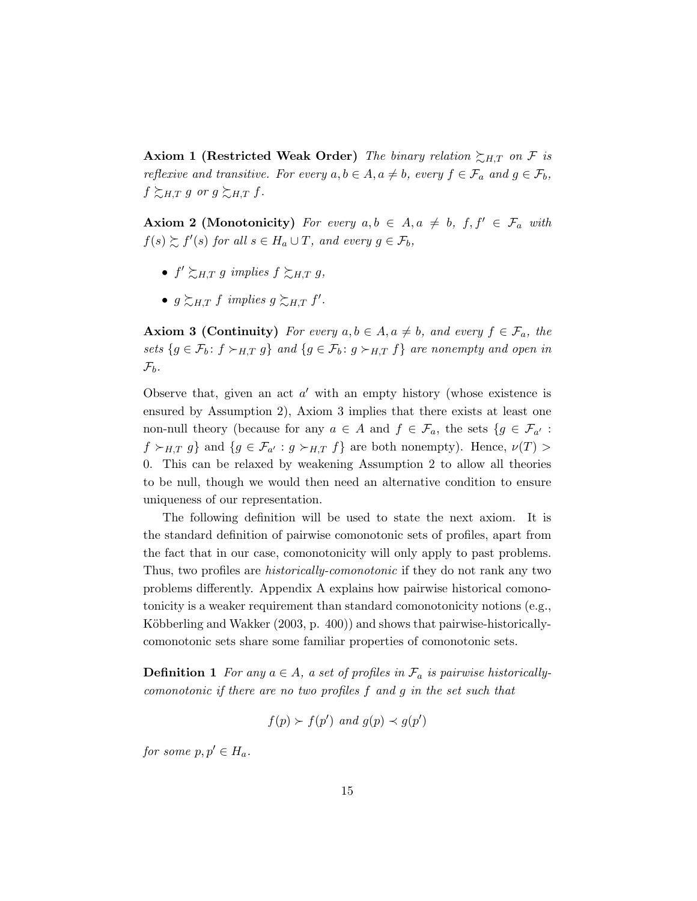**Axiom 1 (Restricted Weak Order)** *The binary relation $\succsim_{H,T}$ on $\mathcal{F}$ is reflexive and transitive. For every $a, b \in A, a \neq b$, every $f \in \mathcal{F}_a$ and $g \in \mathcal{F}_b$, $f \succsim_{H,T} g$ or $g \succsim_{H,T} f$.*

**Axiom 2 (Monotonicity)** *For every $a, b \in A, a \neq b$, $f, f' \in \mathcal{F}_a$ with $f(s) \succsim f'(s)$ for all $s \in H_a \cup T$, and every $g \in \mathcal{F}_b$,*

- *$f' \succsim_{H,T} g$ implies $f \succsim_{H,T} g$,*
- *$g \succsim_{H,T} f$ implies $g \succsim_{H,T} f'$.*

**Axiom 3 (Continuity)** *For every $a, b \in A, a \neq b$, and every $f \in \mathcal{F}_a$, the sets $\{g \in \mathcal{F}_b \colon f \succ_{H,T} g\}$ and $\{g \in \mathcal{F}_b \colon g \succ_{H,T} f\}$ are nonempty and open in $\mathcal{F}_b$.*

Observe that, given an act $a'$ with an empty history (whose existence is ensured by Assumption 2), Axiom 3 implies that there exists at least one non-null theory (because for any $a \in A$ and $f \in \mathcal{F}_a$, the sets $\{g \in \mathcal{F}_{a'} : f \succ_{H,T} g\}$ and $\{g \in \mathcal{F}_{a'} : g \succ_{H,T} f\}$ are both nonempty). Hence, $\nu(T) > 0$. This can be relaxed by weakening Assumption 2 to allow all theories to be null, though we would then need an alternative condition to ensure uniqueness of our representation.

The following definition will be used to state the next axiom. It is the standard definition of pairwise comonotonic sets of profiles, apart from the fact that in our case, comonotonicity will only apply to past problems. Thus, two profiles are *historically-comonotonic* if they do not rank any two problems differently. Appendix A explains how pairwise historical comonotonicity is a weaker requirement than standard comonotonicity notions (e.g., Köbberling and Wakker (2003, p. 400)) and shows that pairwise-historically-comonotonic sets share some familiar properties of comonotonic sets.

**Definition 1** *For any $a \in A$, a set of profiles in $\mathcal{F}_a$ is pairwise historically-comonotonic if there are no two profiles $f$ and $g$ in the set such that*

$$f(p) \succ f(p') \text{ and } g(p) \prec g(p')$$

*for some $p, p' \in H_a$.*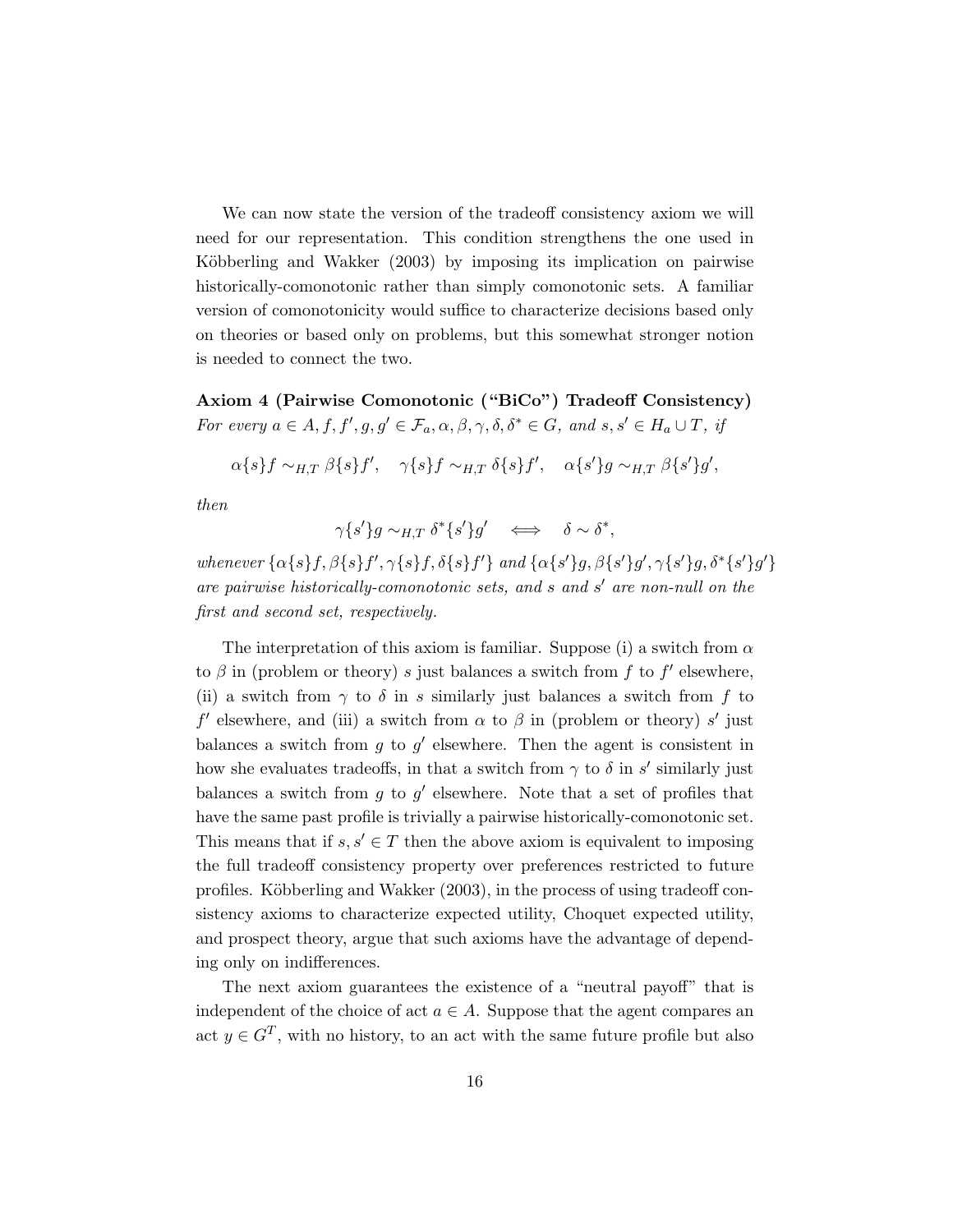We can now state the version of the tradeoff consistency axiom we will need for our representation. This condition strengthens the one used in Köbberling and Wakker (2003) by imposing its implication on pairwise historically-comonotonic rather than simply comonotonic sets. A familiar version of comonotonicity would suffice to characterize decisions based only on theories or based only on problems, but this somewhat stronger notion is needed to connect the two.

**Axiom 4 (Pairwise Comonotonic ("BiCo") Tradeoff Consistency)** *For every $a \in A, f, f', g, g' \in \mathcal{F}_a, \alpha, \beta, \gamma, \delta, \delta^* \in G$, and $s, s' \in H_a \cup T$, if*

$$\alpha\{s\}f \sim_{H,T} \beta\{s\}f', \quad \gamma\{s\}f \sim_{H,T} \delta\{s\}f', \quad \alpha\{s'\}g \sim_{H,T} \beta\{s'\}g',$$

*then*

$$\gamma\{s'\}g \sim_{H,T} \delta^*\{s'\}g' \quad \Longleftrightarrow \quad \delta \sim \delta^*,$$

*whenever $\{\alpha\{s\}f, \beta\{s\}f', \gamma\{s\}f, \delta\{s\}f'\}$ and $\{\alpha\{s'\}g, \beta\{s'\}g', \gamma\{s'\}g, \delta^*\{s'\}g'\}$ are pairwise historically-comonotonic sets, and $s$ and $s'$ are non-null on the first and second set, respectively.*

The interpretation of this axiom is familiar. Suppose (i) a switch from $\alpha$ to $\beta$ in (problem or theory) $s$ just balances a switch from $f$ to $f'$ elsewhere, (ii) a switch from $\gamma$ to $\delta$ in $s$ similarly just balances a switch from $f$ to $f'$ elsewhere, and (iii) a switch from $\alpha$ to $\beta$ in (problem or theory) $s'$ just balances a switch from $g$ to $g'$ elsewhere. Then the agent is consistent in how she evaluates tradeoffs, in that a switch from $\gamma$ to $\delta$ in $s'$ similarly just balances a switch from $g$ to $g'$ elsewhere. Note that a set of profiles that have the same past profile is trivially a pairwise historically-comonotonic set. This means that if $s, s' \in T$ then the above axiom is equivalent to imposing the full tradeoff consistency property over preferences restricted to future profiles. Köbberling and Wakker (2003), in the process of using tradeoff consistency axioms to characterize expected utility, Choquet expected utility, and prospect theory, argue that such axioms have the advantage of depending only on indifferences.

The next axiom guarantees the existence of a "neutral payoff" that is independent of the choice of act $a \in A$. Suppose that the agent compares an act $y \in G^T$, with no history, to an act with the same future profile but also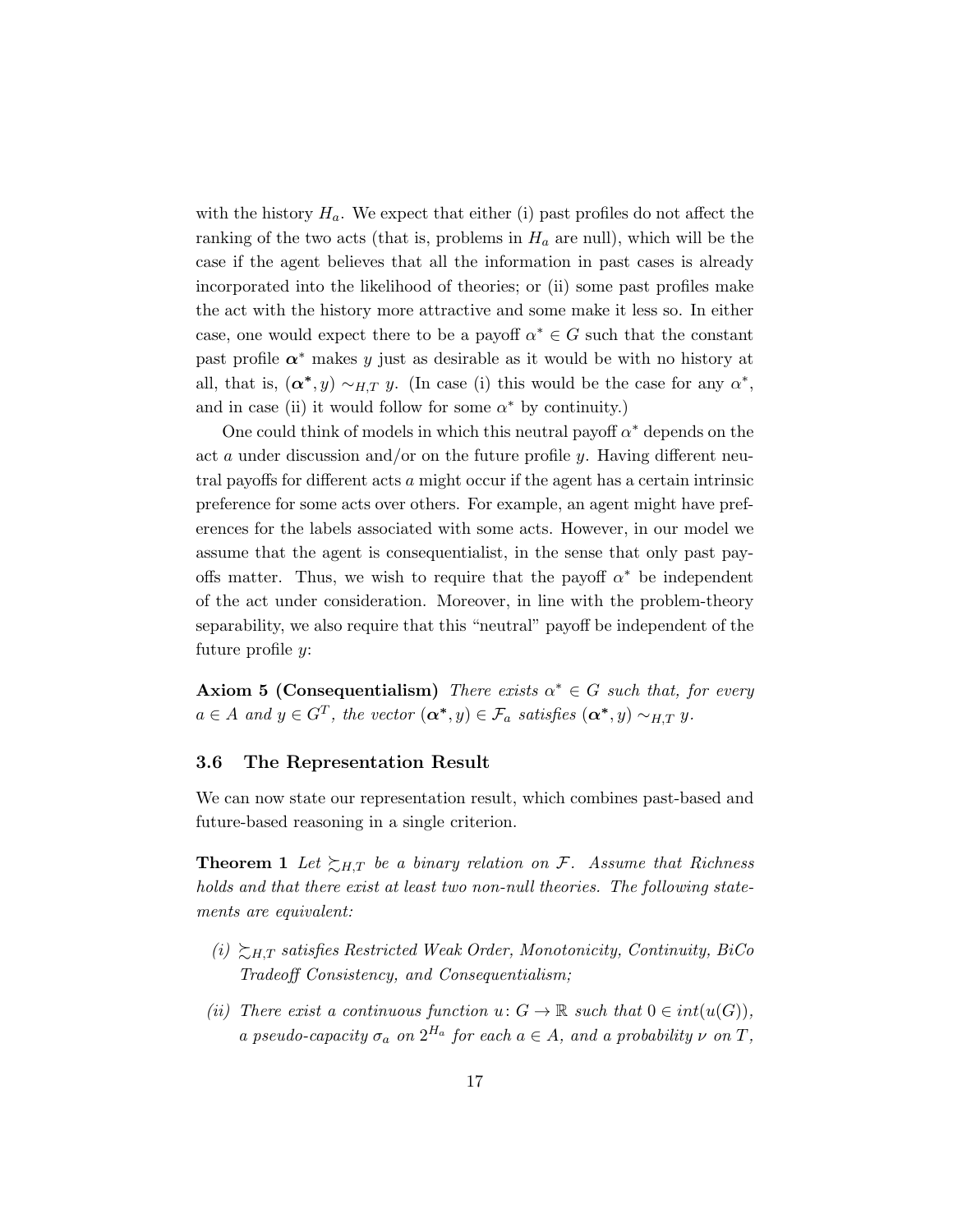with the history $H_a$. We expect that either (i) past profiles do not affect the ranking of the two acts (that is, problems in $H_a$ are null), which will be the case if the agent believes that all the information in past cases is already incorporated into the likelihood of theories; or (ii) some past profiles make the act with the history more attractive and some make it less so. In either case, one would expect there to be a payoff $\alpha^* \in G$ such that the constant past profile $\boldsymbol{\alpha}^*$ makes $y$ just as desirable as it would be with no history at all, that is, $(\boldsymbol{\alpha}^*, y) \sim_{H,T} y$. (In case (i) this would be the case for any $\alpha^*$, and in case (ii) it would follow for some $\alpha^*$ by continuity.)

One could think of models in which this neutral payoff $\alpha^*$ depends on the act $a$ under discussion and/or on the future profile $y$. Having different neutral payoffs for different acts $a$ might occur if the agent has a certain intrinsic preference for some acts over others. For example, an agent might have preferences for the labels associated with some acts. However, in our model we assume that the agent is consequentialist, in the sense that only past payoffs matter. Thus, we wish to require that the payoff $\alpha^*$ be independent of the act under consideration. Moreover, in line with the problem-theory separability, we also require that this "neutral" payoff be independent of the future profile $y$:

**Axiom 5 (Consequentialism)** *There exists $\alpha^* \in G$ such that, for every $a \in A$ and $y \in G^T$, the vector $(\boldsymbol{\alpha}^*, y) \in \mathcal{F}_a$ satisfies $(\boldsymbol{\alpha}^*, y) \sim_{H,T} y$.*

### 3.6 The Representation Result

We can now state our representation result, which combines past-based and future-based reasoning in a single criterion.

**Theorem 1** *Let $\succsim_{H,T}$ be a binary relation on $\mathcal{F}$. Assume that Richness holds and that there exist at least two non-null theories. The following statements are equivalent:*

*(i) $\succsim_{H,T}$ satisfies Restricted Weak Order, Monotonicity, Continuity, BiCo Tradeoff Consistency, and Consequentialism;*

*(ii) There exist a continuous function $u \colon G \to \mathbb{R}$ such that $0 \in int(u(G))$, a pseudo-capacity $\sigma_a$ on $2^{H_a}$ for each $a \in A$, and a probability $\nu$ on $T$,*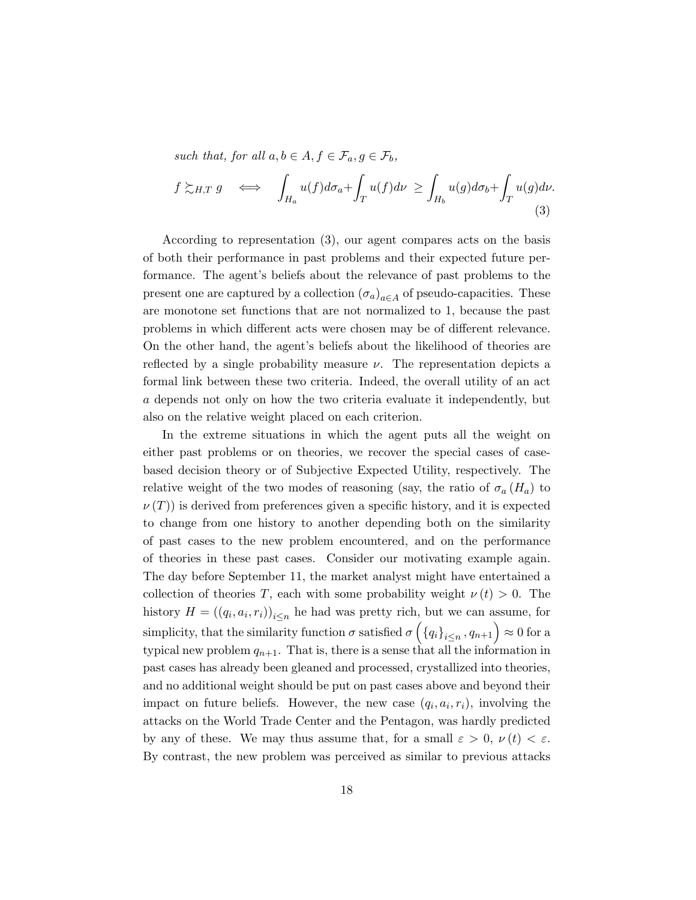*such that, for all $a, b \in A$, $f \in \mathcal{F}_a, g \in \mathcal{F}_b$,*

$$f \succsim_{H,T} g \iff \int_{H_a} u(f) d\sigma_a + \int_T u(f) d\nu \geq \int_{H_b} u(g) d\sigma_b + \int_T u(g) d\nu. \tag{3}$$

According to representation (3), our agent compares acts on the basis of both their performance in past problems and their expected future performance. The agent's beliefs about the relevance of past problems to the present one are captured by a collection $(\sigma_a)_{a\in A}$ of pseudo-capacities. These are monotone set functions that are not normalized to 1, because the past problems in which different acts were chosen may be of different relevance. On the other hand, the agent's beliefs about the likelihood of theories are reflected by a single probability measure $\nu$. The representation depicts a formal link between these two criteria. Indeed, the overall utility of an act $a$ depends not only on how the two criteria evaluate it independently, but also on the relative weight placed on each criterion.

In the extreme situations in which the agent puts all the weight on either past problems or on theories, we recover the special cases of case-based decision theory or of Subjective Expected Utility, respectively. The relative weight of the two modes of reasoning (say, the ratio of $\sigma_a(H_a)$ to $\nu(T)$) is derived from preferences given a specific history, and it is expected to change from one history to another depending both on the similarity of past cases to the new problem encountered, and on the performance of theories in these past cases. Consider our motivating example again. The day before September 11, the market analyst might have entertained a collection of theories $T$, each with some probability weight $\nu(t) > 0$. The history $H = ((q_i, a_i, r_i))_{i\leq n}$ he had was pretty rich, but we can assume, for simplicity, that the similarity function $\sigma$ satisfied $\sigma\left(\{q_i\}_{i\leq n}, q_{n+1}\right) \approx 0$ for a typical new problem $q_{n+1}$. That is, there is a sense that all the information in past cases has already been gleaned and processed, crystallized into theories, and no additional weight should be put on past cases above and beyond their impact on future beliefs. However, the new case $(q_i, a_i, r_i)$, involving the attacks on the World Trade Center and the Pentagon, was hardly predicted by any of these. We may thus assume that, for a small $\varepsilon > 0$, $\nu(t) < \varepsilon$. By contrast, the new problem was perceived as similar to previous attacks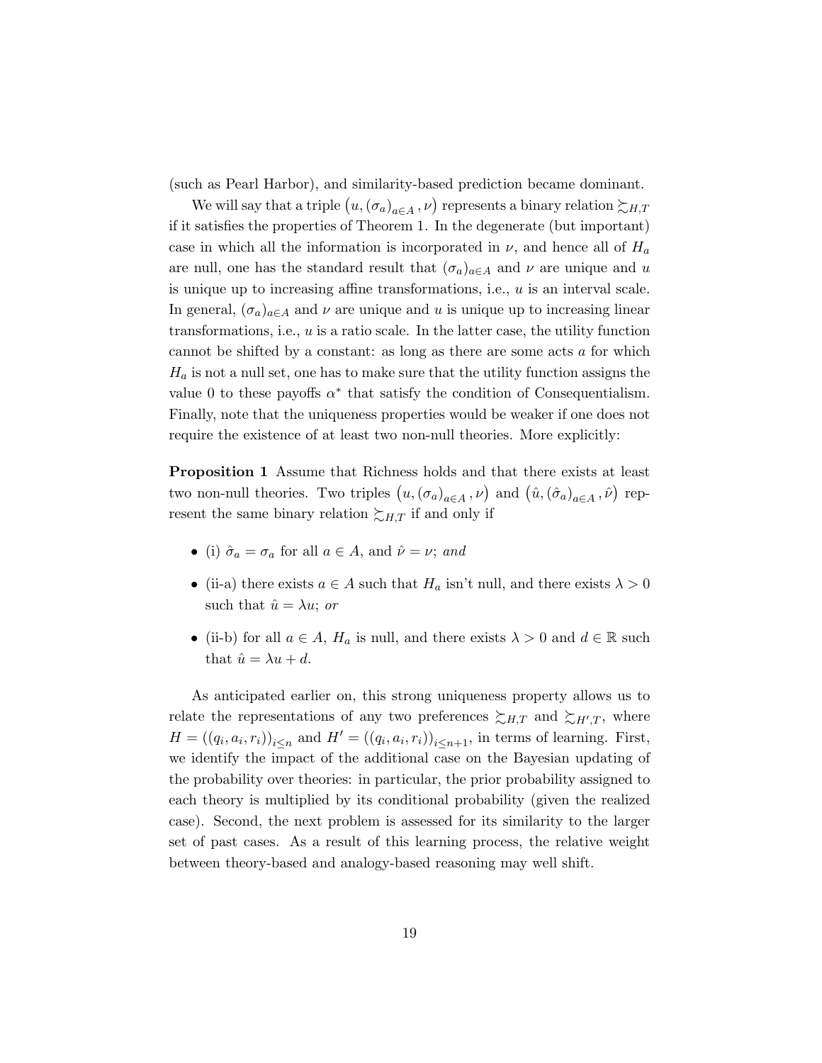(such as Pearl Harbor), and similarity-based prediction became dominant.

We will say that a triple $\left(u, (\sigma_a)_{a \in A}, \nu\right)$ represents a binary relation $\succsim_{H,T}$ if it satisfies the properties of Theorem 1. In the degenerate (but important) case in which all the information is incorporated in $\nu$, and hence all of $H_a$ are null, one has the standard result that $(\sigma_a)_{a\in A}$ and $\nu$ are unique and $u$ is unique up to increasing affine transformations, i.e., $u$ is an interval scale. In general, $(\sigma_a)_{a\in A}$ and $\nu$ are unique and $u$ is unique up to increasing linear transformations, i.e., $u$ is a ratio scale. In the latter case, the utility function cannot be shifted by a constant: as long as there are some acts $a$ for which $H_a$ is not a null set, one has to make sure that the utility function assigns the value 0 to these payoffs $\alpha^*$ that satisfy the condition of Consequentialism. Finally, note that the uniqueness properties would be weaker if one does not require the existence of at least two non-null theories. More explicitly:

**Proposition 1** *Assume that Richness holds and that there exists at least two non-null theories. Two triples $\left(u, (\sigma_a)_{a \in A}, \nu\right)$ and $\left(\hat{u}, (\hat{\sigma}_a)_{a \in A}, \hat{\nu}\right)$ represent the same binary relation $\succsim_{H,T}$ if and only if*

- *(i) $\hat{\sigma}_a = \sigma_a$ for all $a \in A$, and $\hat{\nu} = \nu$; and*
- *(ii-a) there exists $a \in A$ such that $H_a$ isn't null, and there exists $\lambda > 0$ such that $\hat{u} = \lambda u$; or*
- *(ii-b) for all $a \in A$, $H_a$ is null, and there exists $\lambda > 0$ and $d \in \mathbb{R}$ such that $\hat{u} = \lambda u + d$.*

As anticipated earlier on, this strong uniqueness property allows us to relate the representations of any two preferences $\succsim_{H,T}$ and $\succsim_{H',T}$, where $H = ((q_i, a_i, r_i))_{i \leq n}$ and $H' = ((q_i, a_i, r_i))_{i \leq n+1}$, in terms of learning. First, we identify the impact of the additional case on the Bayesian updating of the probability over theories: in particular, the prior probability assigned to each theory is multiplied by its conditional probability (given the realized case). Second, the next problem is assessed for its similarity to the larger set of past cases. As a result of this learning process, the relative weight between theory-based and analogy-based reasoning may well shift.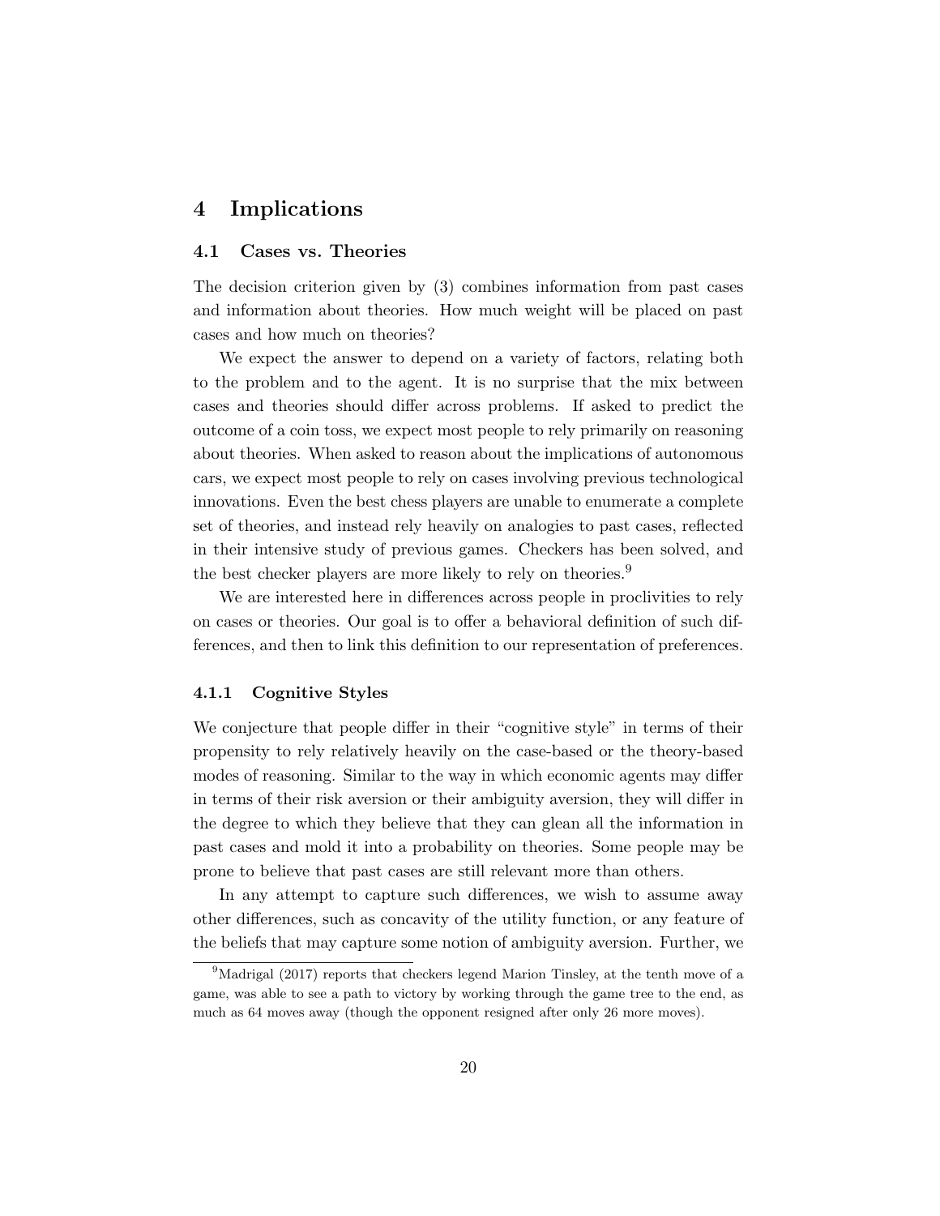# 4 Implications

## 4.1 Cases vs. Theories

The decision criterion given by (3) combines information from past cases and information about theories. How much weight will be placed on past cases and how much on theories?

We expect the answer to depend on a variety of factors, relating both to the problem and to the agent. It is no surprise that the mix between cases and theories should differ across problems. If asked to predict the outcome of a coin toss, we expect most people to rely primarily on reasoning about theories. When asked to reason about the implications of autonomous cars, we expect most people to rely on cases involving previous technological innovations. Even the best chess players are unable to enumerate a complete set of theories, and instead rely heavily on analogies to past cases, reflected in their intensive study of previous games. Checkers has been solved, and the best checker players are more likely to rely on theories.[9]

We are interested here in differences across people in proclivities to rely on cases or theories. Our goal is to offer a behavioral definition of such differences, and then to link this definition to our representation of preferences.

### 4.1.1 Cognitive Styles

We conjecture that people differ in their "cognitive style" in terms of their propensity to rely relatively heavily on the case-based or the theory-based modes of reasoning. Similar to the way in which economic agents may differ in terms of their risk aversion or their ambiguity aversion, they will differ in the degree to which they believe that they can glean all the information in past cases and mold it into a probability on theories. Some people may be prone to believe that past cases are still relevant more than others.

In any attempt to capture such differences, we wish to assume away other differences, such as concavity of the utility function, or any feature of the beliefs that may capture some notion of ambiguity aversion. Further, we

[9] Madrigal (2017) reports that checkers legend Marion Tinsley, at the tenth move of a game, was able to see a path to victory by working through the game tree to the end, as much as 64 moves away (though the opponent resigned after only 26 more moves).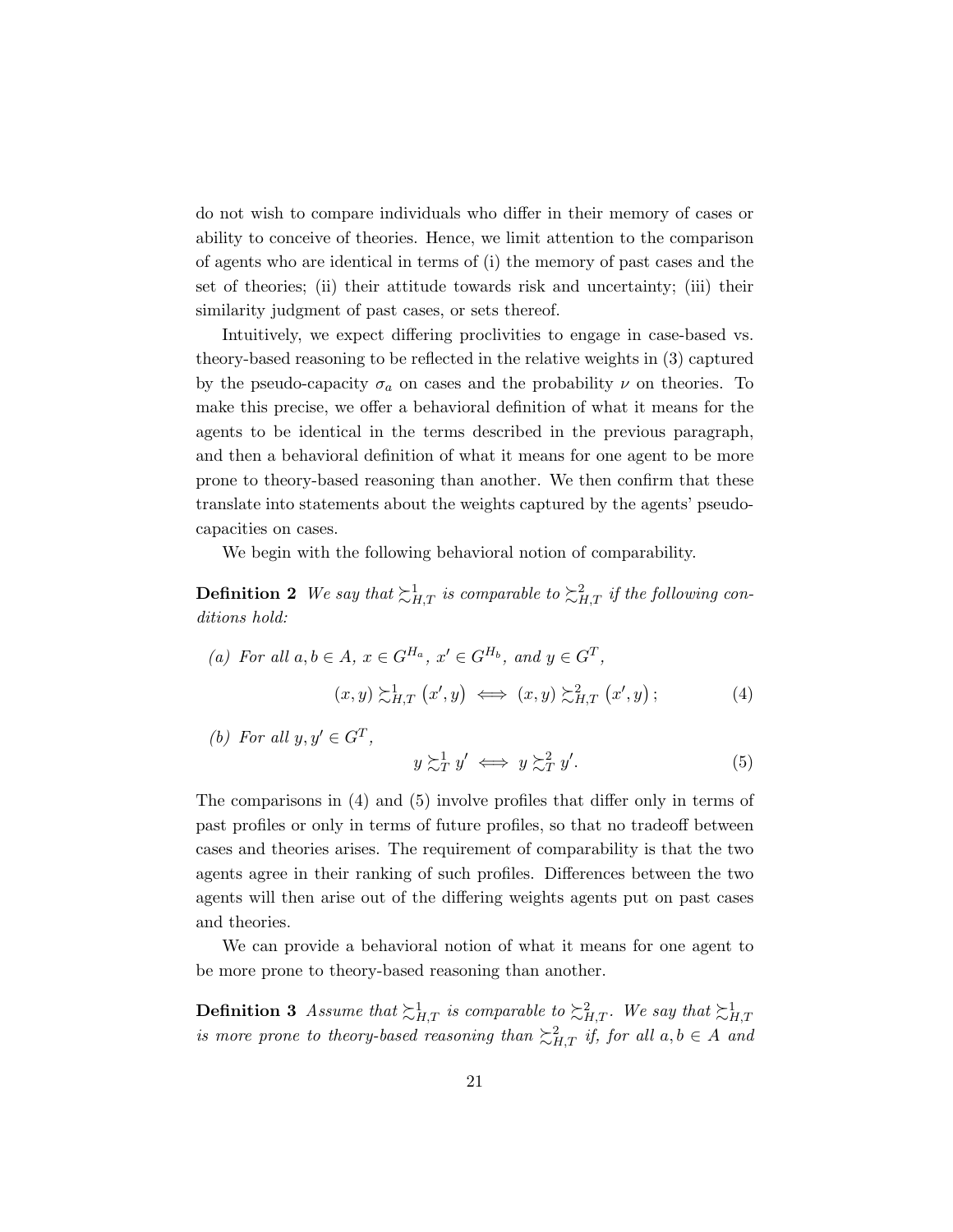do not wish to compare individuals who differ in their memory of cases or ability to conceive of theories. Hence, we limit attention to the comparison of agents who are identical in terms of (i) the memory of past cases and the set of theories; (ii) their attitude towards risk and uncertainty; (iii) their similarity judgment of past cases, or sets thereof.

Intuitively, we expect differing proclivities to engage in case-based vs. theory-based reasoning to be reflected in the relative weights in (3) captured by the pseudo-capacity $\sigma_a$ on cases and the probability $\nu$ on theories. To make this precise, we offer a behavioral definition of what it means for the agents to be identical in the terms described in the previous paragraph, and then a behavioral definition of what it means for one agent to be more prone to theory-based reasoning than another. We then confirm that these translate into statements about the weights captured by the agents' pseudo-capacities on cases.

We begin with the following behavioral notion of comparability.

**Definition 2** *We say that $\succsim^1_{H,T}$ is comparable to $\succsim^2_{H,T}$ if the following conditions hold:*

*(a) For all $a, b \in A$, $x \in G^{H_a}$, $x' \in G^{H_b}$, and $y \in G^T$,*

$$(x, y) \succsim^1_{H,T} (x', y) \iff (x, y) \succsim^2_{H,T} (x', y); \tag{4}$$

*(b) For all $y, y' \in G^T$,*

$$y \succsim^1_T y' \iff y \succsim^2_T y'. \tag{5}$$

The comparisons in (4) and (5) involve profiles that differ only in terms of past profiles or only in terms of future profiles, so that no tradeoff between cases and theories arises. The requirement of comparability is that the two agents agree in their ranking of such profiles. Differences between the two agents will then arise out of the differing weights agents put on past cases and theories.

We can provide a behavioral notion of what it means for one agent to be more prone to theory-based reasoning than another.

**Definition 3** *Assume that $\succsim^1_{H,T}$ is comparable to $\succsim^2_{H,T}$. We say that $\succsim^1_{H,T}$ is more prone to theory-based reasoning than $\succsim^2_{H,T}$ if, for all $a, b \in A$ and*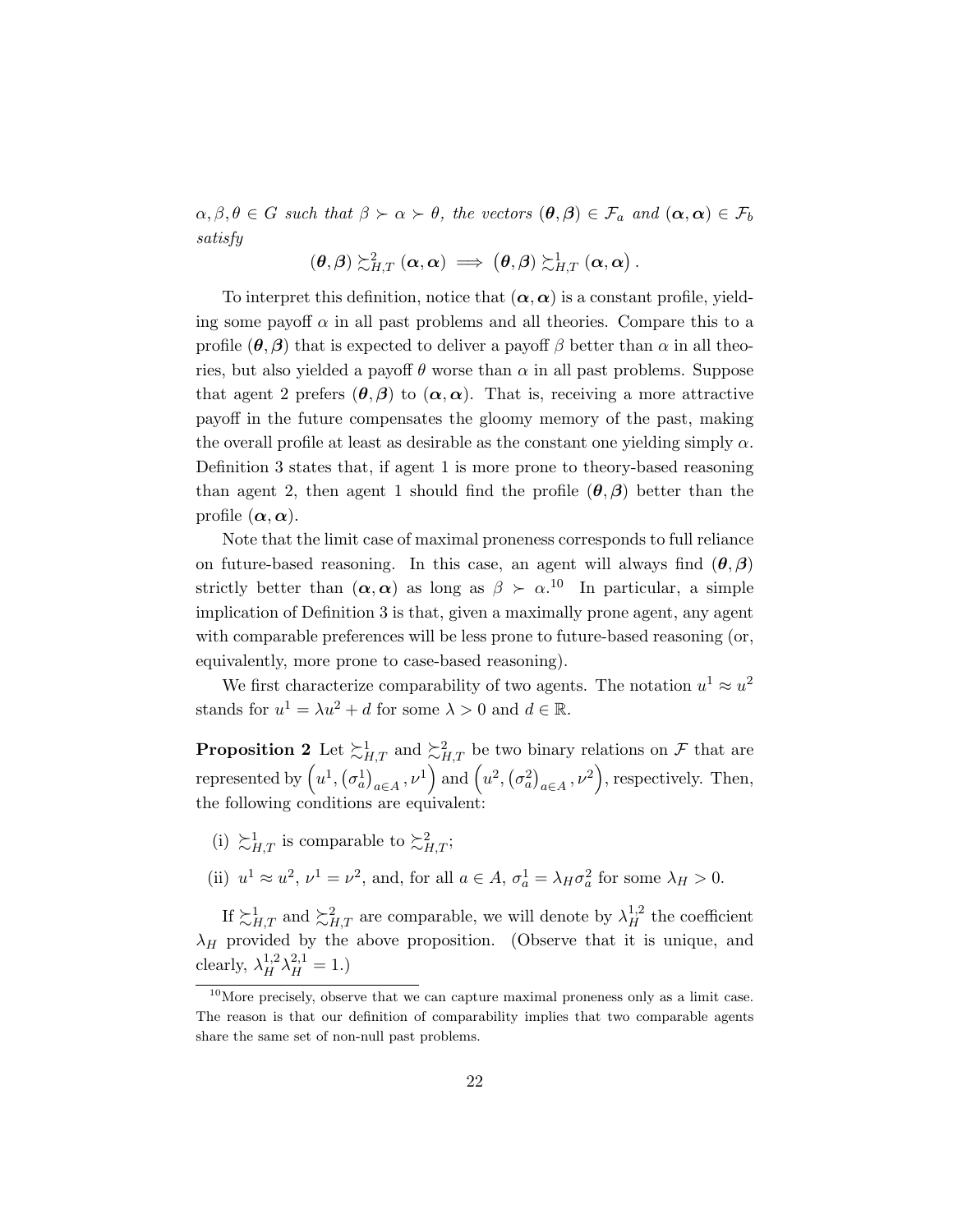*$\alpha, \beta, \theta \in G$ such that $\beta \succ \alpha \succ \theta$, the vectors $(\boldsymbol{\theta}, \boldsymbol{\beta}) \in \mathcal{F}_a$ and $(\boldsymbol{\alpha}, \boldsymbol{\alpha}) \in \mathcal{F}_b$ satisfy*

$$(\boldsymbol{\theta}, \boldsymbol{\beta}) \succsim^2_{H,T} (\boldsymbol{\alpha}, \boldsymbol{\alpha}) \implies (\boldsymbol{\theta}, \boldsymbol{\beta}) \succsim^1_{H,T} (\boldsymbol{\alpha}, \boldsymbol{\alpha}).$$

To interpret this definition, notice that $(\boldsymbol{\alpha}, \boldsymbol{\alpha})$ is a constant profile, yielding some payoff $\alpha$ in all past problems and all theories. Compare this to a profile $(\boldsymbol{\theta}, \boldsymbol{\beta})$ that is expected to deliver a payoff $\beta$ better than $\alpha$ in all theories, but also yielded a payoff $\theta$ worse than $\alpha$ in all past problems. Suppose that agent 2 prefers $(\boldsymbol{\theta}, \boldsymbol{\beta})$ to $(\boldsymbol{\alpha}, \boldsymbol{\alpha})$. That is, receiving a more attractive payoff in the future compensates the gloomy memory of the past, making the overall profile at least as desirable as the constant one yielding simply $\alpha$. Definition 3 states that, if agent 1 is more prone to theory-based reasoning than agent 2, then agent 1 should find the profile $(\boldsymbol{\theta}, \boldsymbol{\beta})$ better than the profile $(\boldsymbol{\alpha}, \boldsymbol{\alpha})$.

Note that the limit case of maximal proneness corresponds to full reliance on future-based reasoning. In this case, an agent will always find $(\boldsymbol{\theta}, \boldsymbol{\beta})$ strictly better than $(\boldsymbol{\alpha}, \boldsymbol{\alpha})$ as long as $\beta \succ \alpha$.[10] In particular, a simple implication of Definition 3 is that, given a maximally prone agent, any agent with comparable preferences will be less prone to future-based reasoning (or, equivalently, more prone to case-based reasoning).

We first characterize comparability of two agents. The notation $u^1 \approx u^2$ stands for $u^1 = \lambda u^2 + d$ for some $\lambda > 0$ and $d \in \mathbb{R}$.

**Proposition 2** Let $\succsim^1_{H,T}$ and $\succsim^2_{H,T}$ be two binary relations on $\mathcal{F}$ that are represented by $\left(u^1, \left(\sigma^1_a\right)_{a \in A}, \nu^1\right)$ and $\left(u^2, \left(\sigma^2_a\right)_{a \in A}, \nu^2\right)$, respectively. Then, the following conditions are equivalent:

(i) $\succsim^1_{H,T}$ is comparable to $\succsim^2_{H,T}$;

(ii) $u^1 \approx u^2$, $\nu^1 = \nu^2$, and, for all $a \in A$, $\sigma^1_a = \lambda_H \sigma^2_a$ for some $\lambda_H > 0$.

If $\succsim^1_{H,T}$ and $\succsim^2_{H,T}$ are comparable, we will denote by $\lambda^{1,2}_H$ the coefficient $\lambda_H$ provided by the above proposition. (Observe that it is unique, and clearly, $\lambda^{1,2}_H \lambda^{2,1}_H = 1$.)

[10] More precisely, observe that we can capture maximal proneness only as a limit case. The reason is that our definition of comparability implies that two comparable agents share the same set of non-null past problems.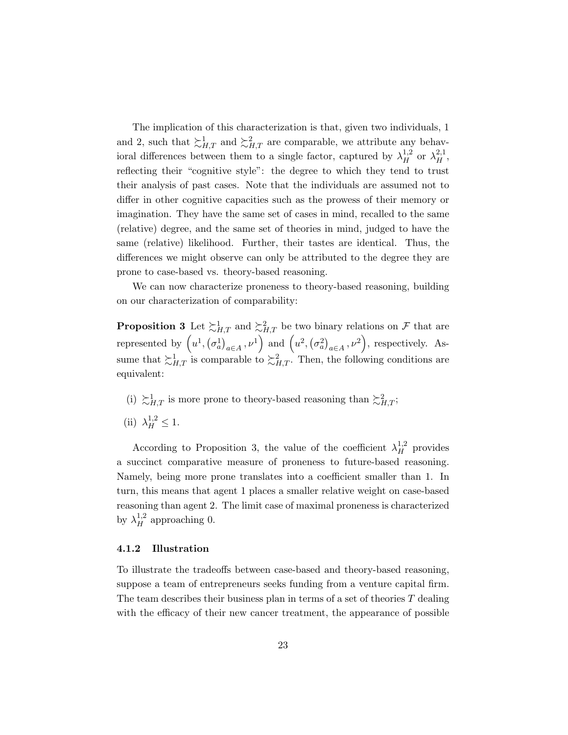The implication of this characterization is that, given two individuals, 1 and 2, such that $\succsim^1_{H,T}$ and $\succsim^2_{H,T}$ are comparable, we attribute any behavioral differences between them to a single factor, captured by $\lambda^{1,2}_H$ or $\lambda^{2,1}_H$, reflecting their "cognitive style": the degree to which they tend to trust their analysis of past cases. Note that the individuals are assumed not to differ in other cognitive capacities such as the prowess of their memory or imagination. They have the same set of cases in mind, recalled to the same (relative) degree, and the same set of theories in mind, judged to have the same (relative) likelihood. Further, their tastes are identical. Thus, the differences we might observe can only be attributed to the degree they are prone to case-based vs. theory-based reasoning.

We can now characterize proneness to theory-based reasoning, building on our characterization of comparability:

**Proposition 3** Let $\succsim^1_{H,T}$ and $\succsim^2_{H,T}$ be two binary relations on $\mathcal{F}$ that are represented by $\left(u^1, \left(\sigma^1_a\right)_{a\in A}, \nu^1\right)$ and $\left(u^2, \left(\sigma^2_a\right)_{a\in A}, \nu^2\right)$, respectively. Assume that $\succsim^1_{H,T}$ is comparable to $\succsim^2_{H,T}$. Then, the following conditions are equivalent:

- (i) $\succsim^1_{H,T}$ is more prone to theory-based reasoning than $\succsim^2_{H,T}$;
- (ii) $\lambda^{1,2}_H \leq 1$.

According to Proposition 3, the value of the coefficient $\lambda^{1,2}_H$ provides a succinct comparative measure of proneness to future-based reasoning. Namely, being more prone translates into a coefficient smaller than 1. In turn, this means that agent 1 places a smaller relative weight on case-based reasoning than agent 2. The limit case of maximal proneness is characterized by $\lambda^{1,2}_H$ approaching 0.

#### 4.1.2 Illustration

To illustrate the tradeoffs between case-based and theory-based reasoning, suppose a team of entrepreneurs seeks funding from a venture capital firm. The team describes their business plan in terms of a set of theories $T$ dealing with the efficacy of their new cancer treatment, the appearance of possible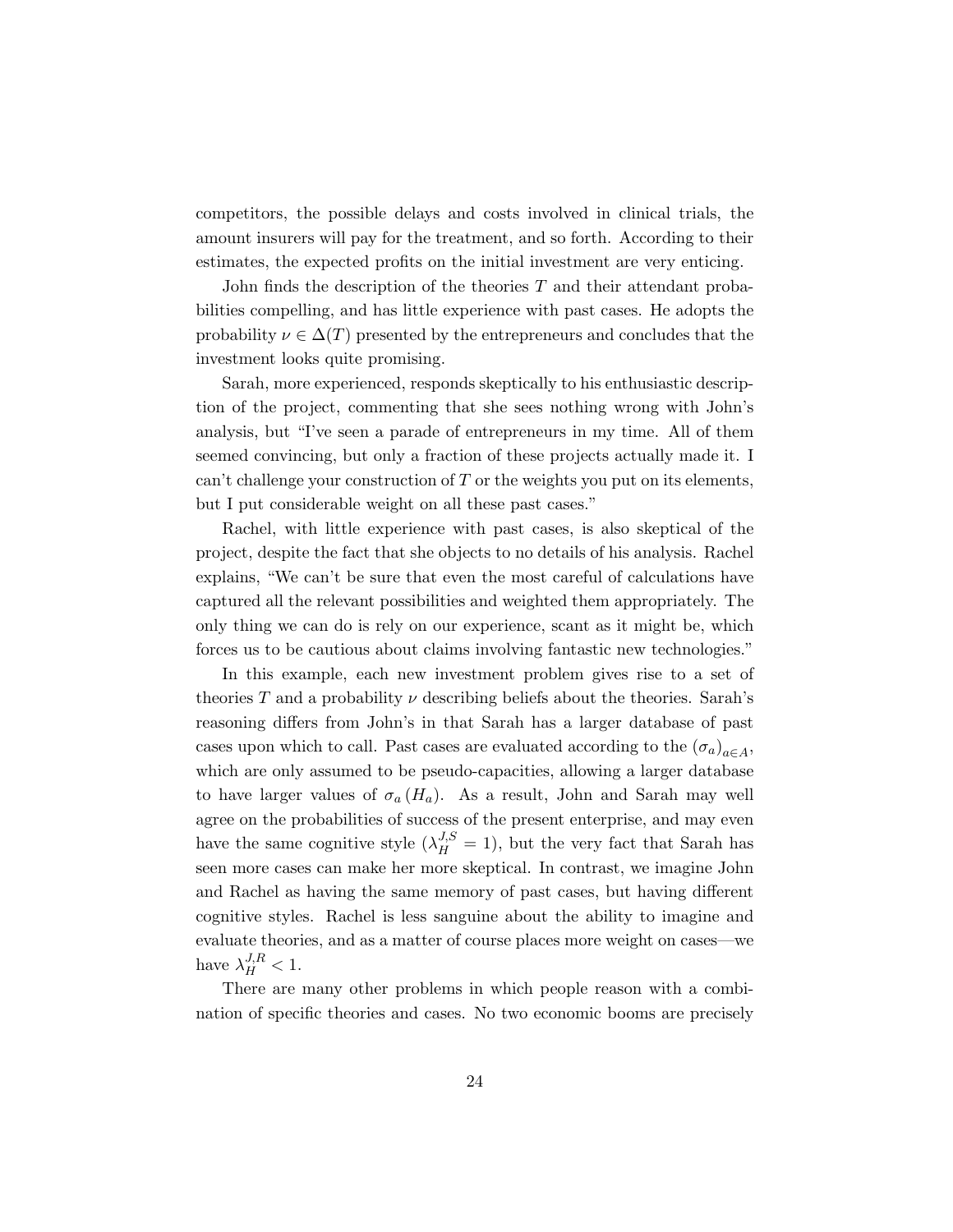competitors, the possible delays and costs involved in clinical trials, the amount insurers will pay for the treatment, and so forth. According to their estimates, the expected profits on the initial investment are very enticing.

John finds the description of the theories $T$ and their attendant probabilities compelling, and has little experience with past cases. He adopts the probability $\nu \in \Delta(T)$ presented by the entrepreneurs and concludes that the investment looks quite promising.

Sarah, more experienced, responds skeptically to his enthusiastic description of the project, commenting that she sees nothing wrong with John's analysis, but "I've seen a parade of entrepreneurs in my time. All of them seemed convincing, but only a fraction of these projects actually made it. I can't challenge your construction of $T$ or the weights you put on its elements, but I put considerable weight on all these past cases."

Rachel, with little experience with past cases, is also skeptical of the project, despite the fact that she objects to no details of his analysis. Rachel explains, "We can't be sure that even the most careful of calculations have captured all the relevant possibilities and weighted them appropriately. The only thing we can do is rely on our experience, scant as it might be, which forces us to be cautious about claims involving fantastic new technologies."

In this example, each new investment problem gives rise to a set of theories $T$ and a probability $\nu$ describing beliefs about the theories. Sarah's reasoning differs from John's in that Sarah has a larger database of past cases upon which to call. Past cases are evaluated according to the $(\sigma_a)_{a \in A}$, which are only assumed to be pseudo-capacities, allowing a larger database to have larger values of $\sigma_a(H_a)$. As a result, John and Sarah may well agree on the probabilities of success of the present enterprise, and may even have the same cognitive style ($\lambda_H^{J,S} = 1$), but the very fact that Sarah has seen more cases can make her more skeptical. In contrast, we imagine John and Rachel as having the same memory of past cases, but having different cognitive styles. Rachel is less sanguine about the ability to imagine and evaluate theories, and as a matter of course places more weight on cases—we have $\lambda_H^{J,R} < 1$.

There are many other problems in which people reason with a combination of specific theories and cases. No two economic booms are precisely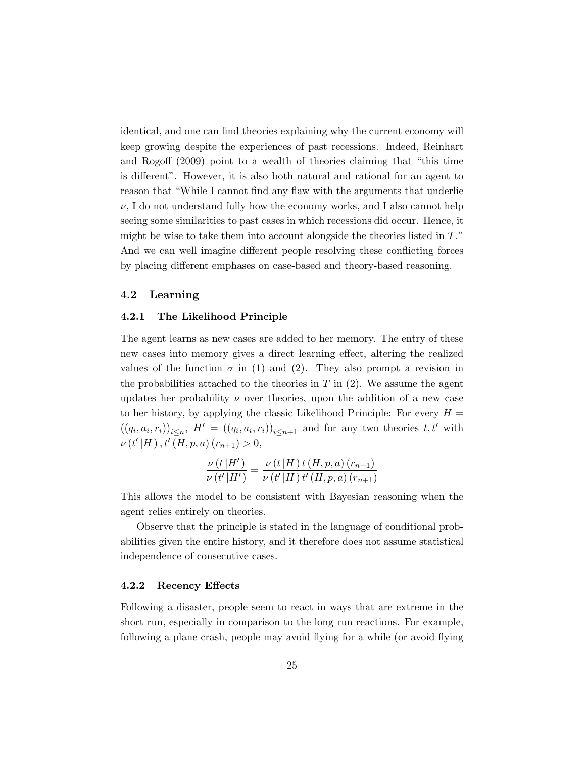identical, and one can find theories explaining why the current economy will keep growing despite the experiences of past recessions. Indeed, Reinhart and Rogoff (2009) point to a wealth of theories claiming that "this time is different". However, it is also both natural and rational for an agent to reason that "While I cannot find any flaw with the arguments that underlie $\nu$, I do not understand fully how the economy works, and I also cannot help seeing some similarities to past cases in which recessions did occur. Hence, it might be wise to take them into account alongside the theories listed in $T$." And we can well imagine different people resolving these conflicting forces by placing different emphases on case-based and theory-based reasoning.

## 4.2 Learning

### 4.2.1 The Likelihood Principle

The agent learns as new cases are added to her memory. The entry of these new cases into memory gives a direct learning effect, altering the realized values of the function $\sigma$ in (1) and (2). They also prompt a revision in the probabilities attached to the theories in $T$ in (2). We assume the agent updates her probability $\nu$ over theories, upon the addition of a new case to her history, by applying the classic Likelihood Principle: For every $H = ((q_i, a_i, r_i))_{i \leq n}$, $H' = ((q_i, a_i, r_i))_{i \leq n+1}$ and for any two theories $t, t'$ with $\nu(t' | H), t'(H, p, a)(r_{n+1}) > 0$,

$$\frac{\nu(t | H')}{\nu(t' | H')} = \frac{\nu(t | H) \, t(H, p, a)(r_{n+1})}{\nu(t' | H) \, t'(H, p, a)(r_{n+1})}$$

This allows the model to be consistent with Bayesian reasoning when the agent relies entirely on theories.

Observe that the principle is stated in the language of conditional probabilities given the entire history, and it therefore does not assume statistical independence of consecutive cases.

### 4.2.2 Recency Effects

Following a disaster, people seem to react in ways that are extreme in the short run, especially in comparison to the long run reactions. For example, following a plane crash, people may avoid flying for a while (or avoid flying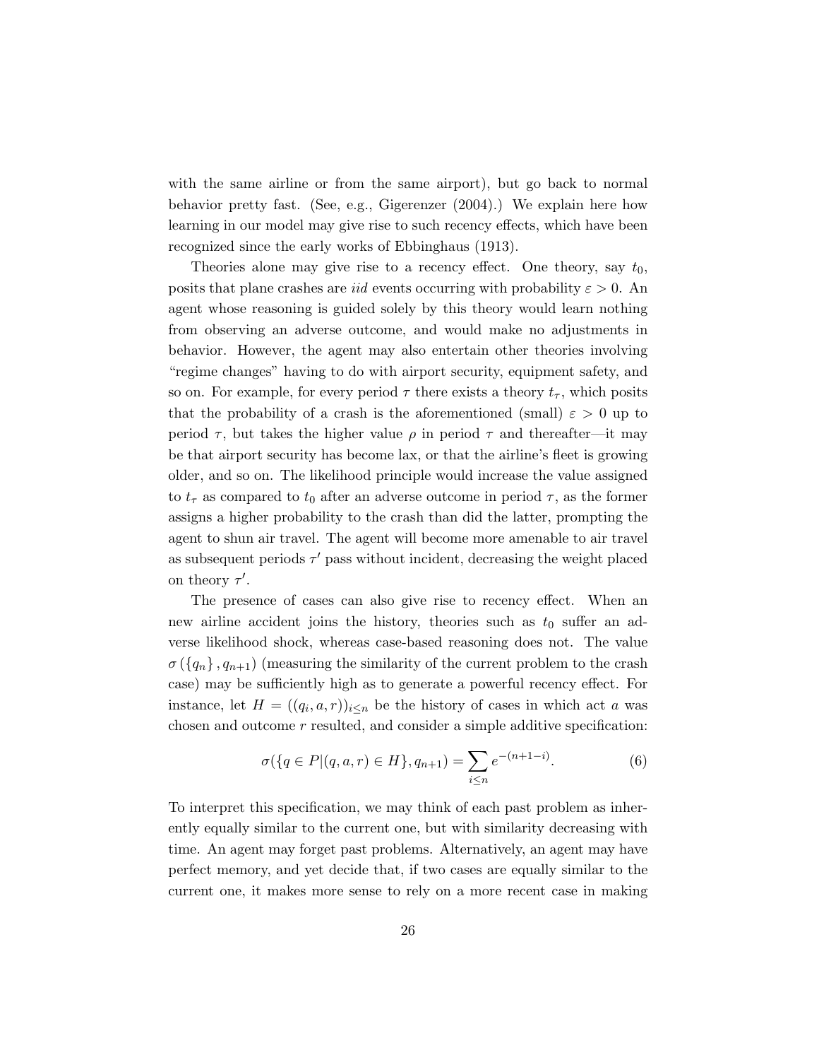with the same airline or from the same airport), but go back to normal behavior pretty fast. (See, e.g., Gigerenzer (2004).) We explain here how learning in our model may give rise to such recency effects, which have been recognized since the early works of Ebbinghaus (1913).

Theories alone may give rise to a recency effect. One theory, say $t_0$, posits that plane crashes are *iid* events occurring with probability $\varepsilon > 0$. An agent whose reasoning is guided solely by this theory would learn nothing from observing an adverse outcome, and would make no adjustments in behavior. However, the agent may also entertain other theories involving "regime changes" having to do with airport security, equipment safety, and so on. For example, for every period $\tau$ there exists a theory $t_\tau$, which posits that the probability of a crash is the aforementioned (small) $\varepsilon > 0$ up to period $\tau$, but takes the higher value $\rho$ in period $\tau$ and thereafter—it may be that airport security has become lax, or that the airline's fleet is growing older, and so on. The likelihood principle would increase the value assigned to $t_\tau$ as compared to $t_0$ after an adverse outcome in period $\tau$, as the former assigns a higher probability to the crash than did the latter, prompting the agent to shun air travel. The agent will become more amenable to air travel as subsequent periods $\tau'$ pass without incident, decreasing the weight placed on theory $\tau'$.

The presence of cases can also give rise to recency effect. When an new airline accident joins the history, theories such as $t_0$ suffer an adverse likelihood shock, whereas case-based reasoning does not. The value $\sigma(\{q_n\}, q_{n+1})$ (measuring the similarity of the current problem to the crash case) may be sufficiently high as to generate a powerful recency effect. For instance, let $H = ((q_i, a, r))_{i \leq n}$ be the history of cases in which act $a$ was chosen and outcome $r$ resulted, and consider a simple additive specification:

$$\sigma(\{q \in P | (q, a, r) \in H\}, q_{n+1}) = \sum_{i \leq n} e^{-(n+1-i)}. \tag{6}$$

To interpret this specification, we may think of each past problem as inherently equally similar to the current one, but with similarity decreasing with time. An agent may forget past problems. Alternatively, an agent may have perfect memory, and yet decide that, if two cases are equally similar to the current one, it makes more sense to rely on a more recent case in making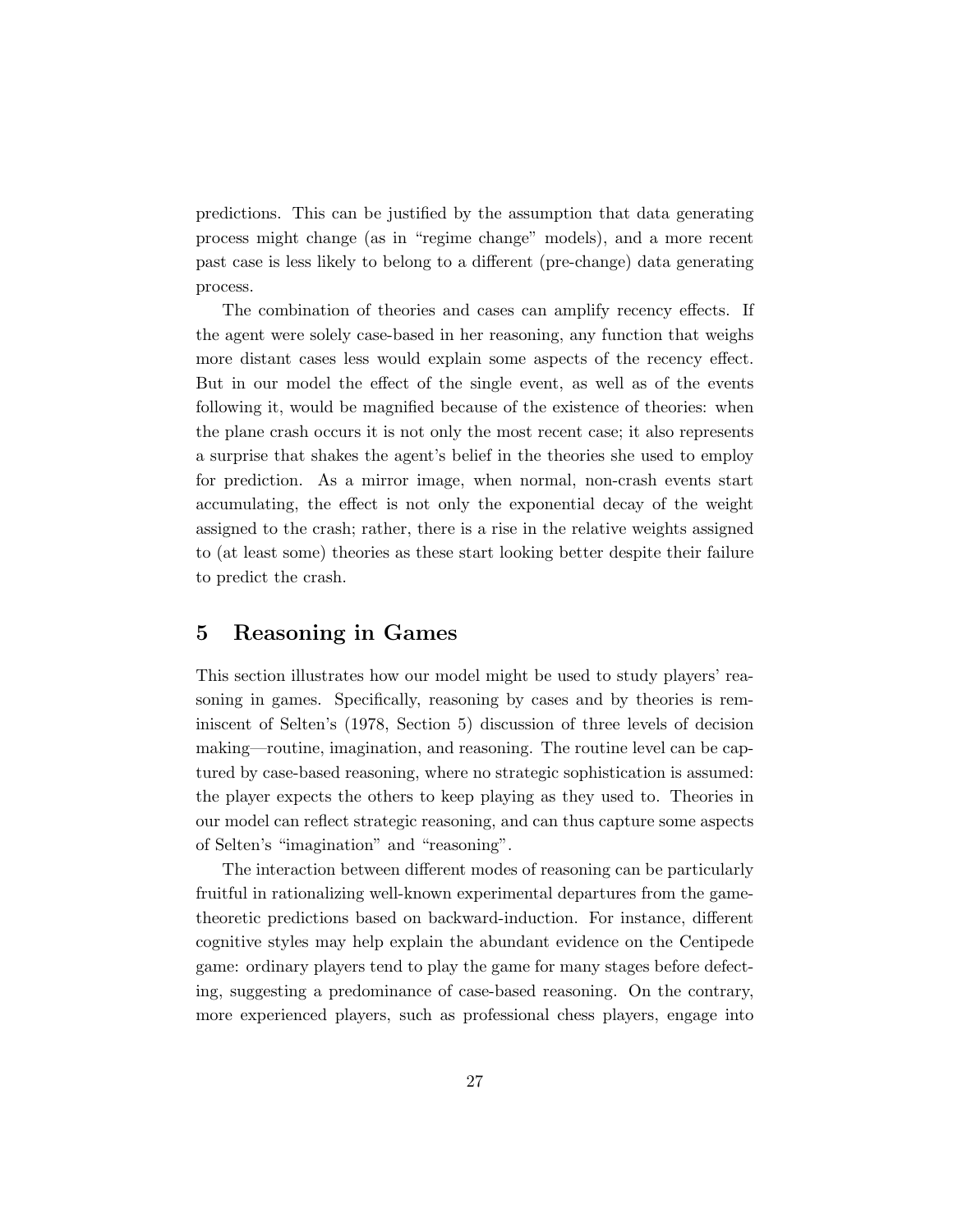predictions. This can be justified by the assumption that data generating process might change (as in "regime change" models), and a more recent past case is less likely to belong to a different (pre-change) data generating process.

The combination of theories and cases can amplify recency effects. If the agent were solely case-based in her reasoning, any function that weighs more distant cases less would explain some aspects of the recency effect. But in our model the effect of the single event, as well as of the events following it, would be magnified because of the existence of theories: when the plane crash occurs it is not only the most recent case; it also represents a surprise that shakes the agent's belief in the theories she used to employ for prediction. As a mirror image, when normal, non-crash events start accumulating, the effect is not only the exponential decay of the weight assigned to the crash; rather, there is a rise in the relative weights assigned to (at least some) theories as these start looking better despite their failure to predict the crash.

# 5 Reasoning in Games

This section illustrates how our model might be used to study players' reasoning in games. Specifically, reasoning by cases and by theories is reminiscent of Selten's (1978, Section 5) discussion of three levels of decision making—routine, imagination, and reasoning. The routine level can be captured by case-based reasoning, where no strategic sophistication is assumed: the player expects the others to keep playing as they used to. Theories in our model can reflect strategic reasoning, and can thus capture some aspects of Selten's "imagination" and "reasoning".

The interaction between different modes of reasoning can be particularly fruitful in rationalizing well-known experimental departures from the game-theoretic predictions based on backward-induction. For instance, different cognitive styles may help explain the abundant evidence on the Centipede game: ordinary players tend to play the game for many stages before defecting, suggesting a predominance of case-based reasoning. On the contrary, more experienced players, such as professional chess players, engage into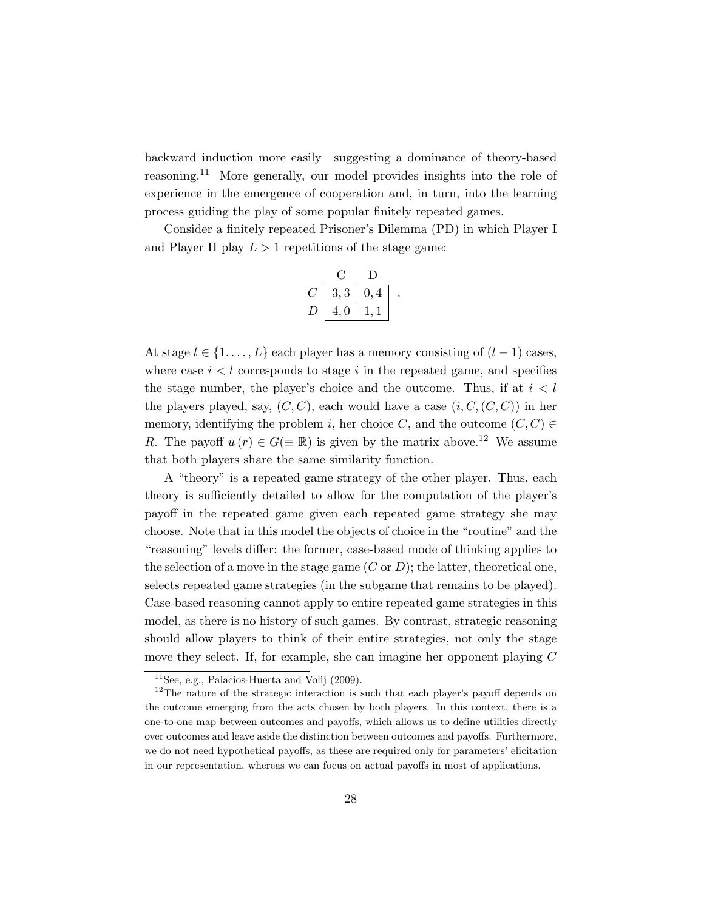backward induction more easily—suggesting a dominance of theory-based reasoning.[11] More generally, our model provides insights into the role of experience in the emergence of cooperation and, in turn, into the learning process guiding the play of some popular finitely repeated games.

Consider a finitely repeated Prisoner's Dilemma (PD) in which Player I and Player II play $L > 1$ repetitions of the stage game:

| | C | D |
|---|---|---|
| $C$ | $3, 3$ | $0, 4$ |
| $D$ | $4, 0$ | $1, 1$ |

At stage $l \in \{1 \ldots, L\}$ each player has a memory consisting of $(l-1)$ cases, where case $i < l$ corresponds to stage $i$ in the repeated game, and specifies the stage number, the player's choice and the outcome. Thus, if at $i < l$ the players played, say, $(C, C)$, each would have a case $(i, C, (C, C))$ in her memory, identifying the problem $i$, her choice $C$, and the outcome $(C, C) \in R$. The payoff $u(r) \in G(\equiv \mathbb{R})$ is given by the matrix above.[12] We assume that both players share the same similarity function.

A "theory" is a repeated game strategy of the other player. Thus, each theory is sufficiently detailed to allow for the computation of the player's payoff in the repeated game given each repeated game strategy she may choose. Note that in this model the objects of choice in the "routine" and the "reasoning" levels differ: the former, case-based mode of thinking applies to the selection of a move in the stage game ($C$ or $D$); the latter, theoretical one, selects repeated game strategies (in the subgame that remains to be played). Case-based reasoning cannot apply to entire repeated game strategies in this model, as there is no history of such games. By contrast, strategic reasoning should allow players to think of their entire strategies, not only the stage move they select. If, for example, she can imagine her opponent playing $C$

[11] See, e.g., Palacios-Huerta and Volij (2009).

[12] The nature of the strategic interaction is such that each player's payoff depends on the outcome emerging from the acts chosen by both players. In this context, there is a one-to-one map between outcomes and payoffs, which allows us to define utilities directly over outcomes and leave aside the distinction between outcomes and payoffs. Furthermore, we do not need hypothetical payoffs, as these are required only for parameters' elicitation in our representation, whereas we can focus on actual payoffs in most of applications.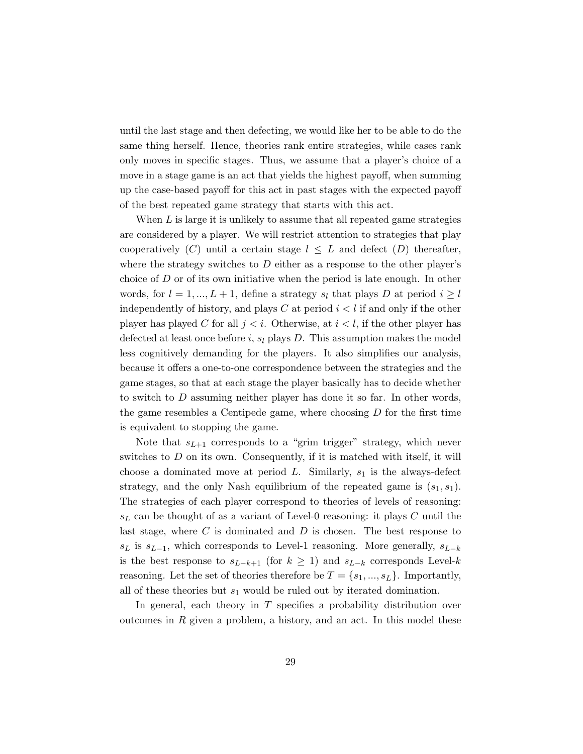until the last stage and then defecting, we would like her to be able to do the same thing herself. Hence, theories rank entire strategies, while cases rank only moves in specific stages. Thus, we assume that a player's choice of a move in a stage game is an act that yields the highest payoff, when summing up the case-based payoff for this act in past stages with the expected payoff of the best repeated game strategy that starts with this act.

When $L$ is large it is unlikely to assume that all repeated game strategies are considered by a player. We will restrict attention to strategies that play cooperatively ($C$) until a certain stage $l \leq L$ and defect ($D$) thereafter, where the strategy switches to $D$ either as a response to the other player's choice of $D$ or of its own initiative when the period is late enough. In other words, for $l = 1, ..., L+1$, define a strategy $s_l$ that plays $D$ at period $i \geq l$ independently of history, and plays $C$ at period $i < l$ if and only if the other player has played $C$ for all $j < i$. Otherwise, at $i < l$, if the other player has defected at least once before $i$, $s_l$ plays $D$. This assumption makes the model less cognitively demanding for the players. It also simplifies our analysis, because it offers a one-to-one correspondence between the strategies and the game stages, so that at each stage the player basically has to decide whether to switch to $D$ assuming neither player has done it so far. In other words, the game resembles a Centipede game, where choosing $D$ for the first time is equivalent to stopping the game.

Note that $s_{L+1}$ corresponds to a "grim trigger" strategy, which never switches to $D$ on its own. Consequently, if it is matched with itself, it will choose a dominated move at period $L$. Similarly, $s_1$ is the always-defect strategy, and the only Nash equilibrium of the repeated game is $(s_1, s_1)$. The strategies of each player correspond to theories of levels of reasoning: $s_L$ can be thought of as a variant of Level-0 reasoning: it plays $C$ until the last stage, where $C$ is dominated and $D$ is chosen. The best response to $s_L$ is $s_{L-1}$, which corresponds to Level-1 reasoning. More generally, $s_{L-k}$ is the best response to $s_{L-k+1}$ (for $k \geq 1$) and $s_{L-k}$ corresponds Level-$k$ reasoning. Let the set of theories therefore be $T = \{s_1, ..., s_L\}$. Importantly, all of these theories but $s_1$ would be ruled out by iterated domination.

In general, each theory in $T$ specifies a probability distribution over outcomes in $R$ given a problem, a history, and an act. In this model these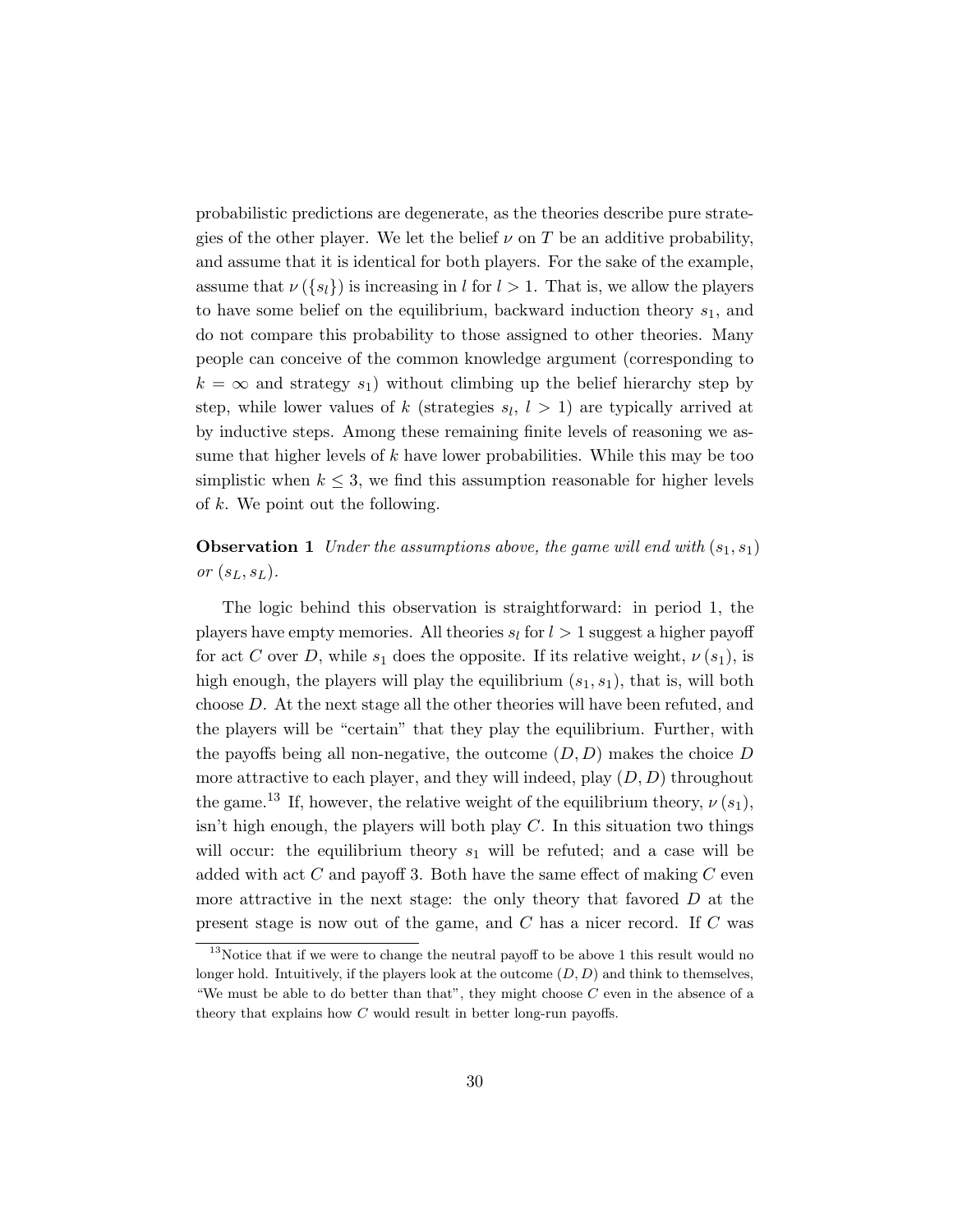probabilistic predictions are degenerate, as the theories describe pure strategies of the other player. We let the belief $\nu$ on $T$ be an additive probability, and assume that it is identical for both players. For the sake of the example, assume that $\nu(\{s_l\})$ is increasing in $l$ for $l > 1$. That is, we allow the players to have some belief on the equilibrium, backward induction theory $s_1$, and do not compare this probability to those assigned to other theories. Many people can conceive of the common knowledge argument (corresponding to $k = \infty$ and strategy $s_1$) without climbing up the belief hierarchy step by step, while lower values of $k$ (strategies $s_l$, $l > 1$) are typically arrived at by inductive steps. Among these remaining finite levels of reasoning we assume that higher levels of $k$ have lower probabilities. While this may be too simplistic when $k \leq 3$, we find this assumption reasonable for higher levels of $k$. We point out the following.

**Observation 1** *Under the assumptions above, the game will end with* $(s_1, s_1)$ *or* $(s_L, s_L)$.

The logic behind this observation is straightforward: in period 1, the players have empty memories. All theories $s_l$ for $l > 1$ suggest a higher payoff for act $C$ over $D$, while $s_1$ does the opposite. If its relative weight, $\nu(s_1)$, is high enough, the players will play the equilibrium $(s_1, s_1)$, that is, will both choose $D$. At the next stage all the other theories will have been refuted, and the players will be "certain" that they play the equilibrium. Further, with the payoffs being all non-negative, the outcome $(D, D)$ makes the choice $D$ more attractive to each player, and they will indeed, play $(D, D)$ throughout the game.[13] If, however, the relative weight of the equilibrium theory, $\nu(s_1)$, isn't high enough, the players will both play $C$. In this situation two things will occur: the equilibrium theory $s_1$ will be refuted; and a case will be added with act $C$ and payoff 3. Both have the same effect of making $C$ even more attractive in the next stage: the only theory that favored $D$ at the present stage is now out of the game, and $C$ has a nicer record. If $C$ was

[13] Notice that if we were to change the neutral payoff to be above 1 this result would no longer hold. Intuitively, if the players look at the outcome $(D, D)$ and think to themselves, "We must be able to do better than that", they might choose $C$ even in the absence of a theory that explains how $C$ would result in better long-run payoffs.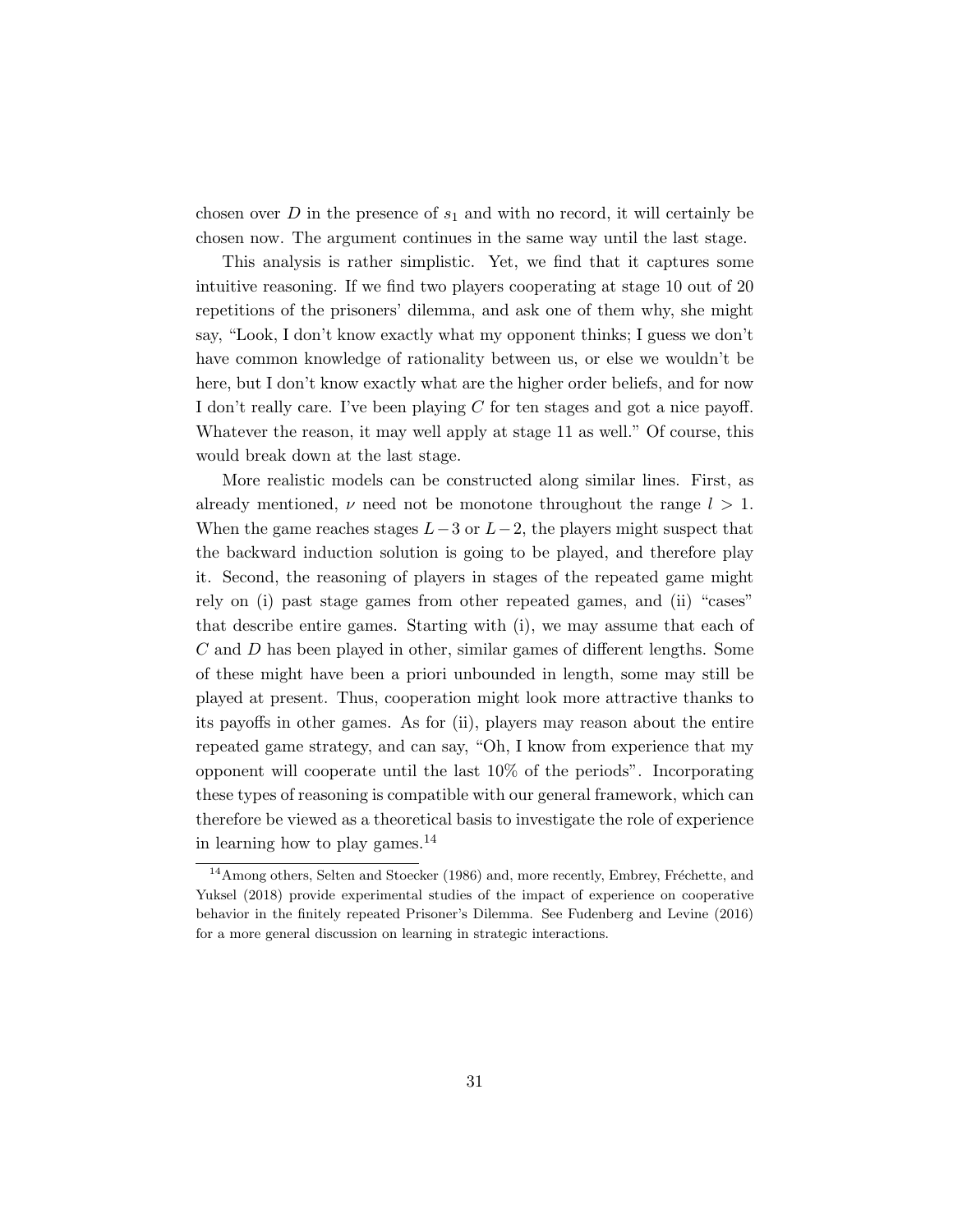chosen over $D$ in the presence of $s_1$ and with no record, it will certainly be chosen now. The argument continues in the same way until the last stage.

This analysis is rather simplistic. Yet, we find that it captures some intuitive reasoning. If we find two players cooperating at stage 10 out of 20 repetitions of the prisoners' dilemma, and ask one of them why, she might say, "Look, I don't know exactly what my opponent thinks; I guess we don't have common knowledge of rationality between us, or else we wouldn't be here, but I don't know exactly what are the higher order beliefs, and for now I don't really care. I've been playing $C$ for ten stages and got a nice payoff. Whatever the reason, it may well apply at stage 11 as well." Of course, this would break down at the last stage.

More realistic models can be constructed along similar lines. First, as already mentioned, $\nu$ need not be monotone throughout the range $l > 1$. When the game reaches stages $L-3$ or $L-2$, the players might suspect that the backward induction solution is going to be played, and therefore play it. Second, the reasoning of players in stages of the repeated game might rely on (i) past stage games from other repeated games, and (ii) "cases" that describe entire games. Starting with (i), we may assume that each of $C$ and $D$ has been played in other, similar games of different lengths. Some of these might have been a priori unbounded in length, some may still be played at present. Thus, cooperation might look more attractive thanks to its payoffs in other games. As for (ii), players may reason about the entire repeated game strategy, and can say, "Oh, I know from experience that my opponent will cooperate until the last 10% of the periods". Incorporating these types of reasoning is compatible with our general framework, which can therefore be viewed as a theoretical basis to investigate the role of experience in learning how to play games.[14]

[14] Among others, Selten and Stoecker (1986) and, more recently, Embrey, Fréchette, and Yuksel (2018) provide experimental studies of the impact of experience on cooperative behavior in the finitely repeated Prisoner's Dilemma. See Fudenberg and Levine (2016) for a more general discussion on learning in strategic interactions.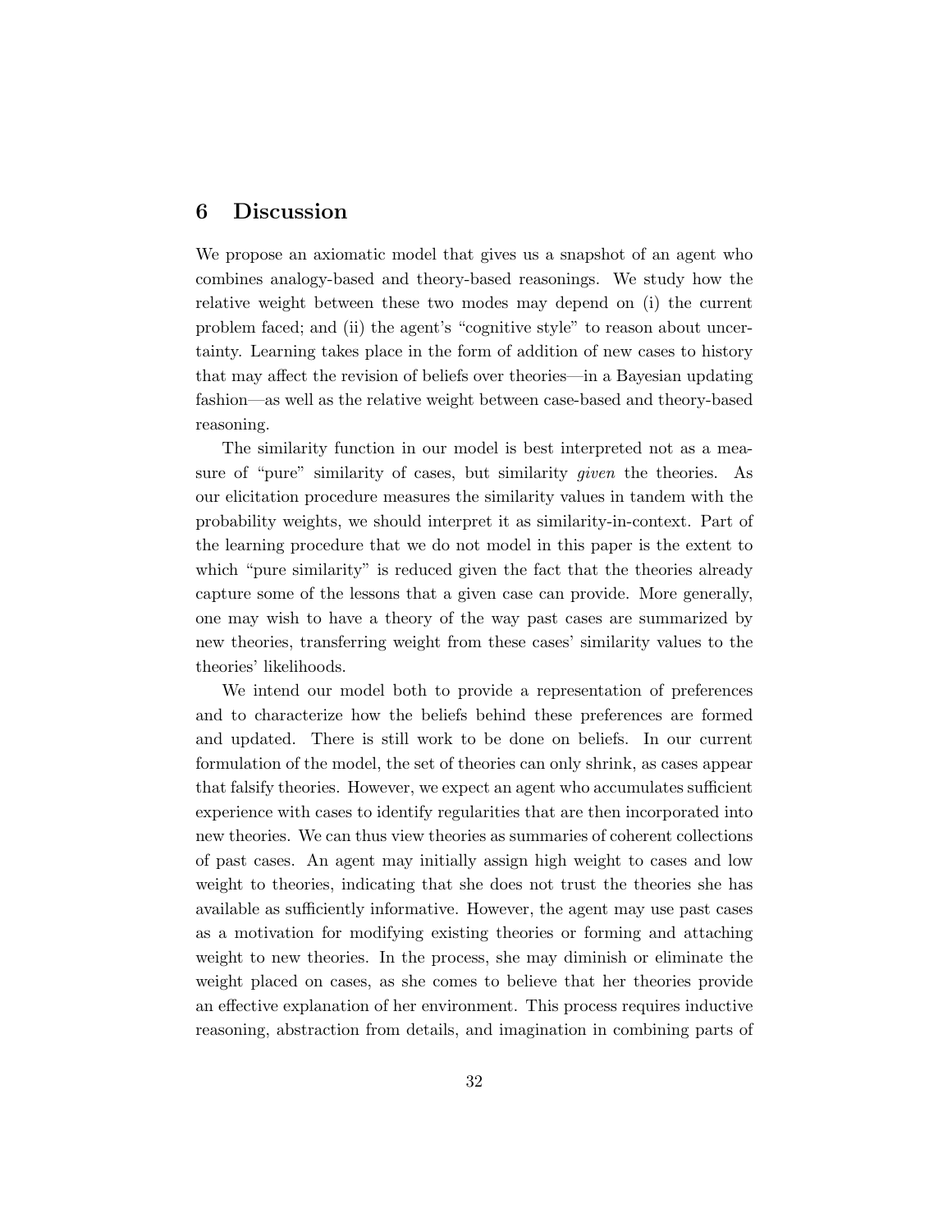## 6 Discussion

We propose an axiomatic model that gives us a snapshot of an agent who combines analogy-based and theory-based reasonings. We study how the relative weight between these two modes may depend on (i) the current problem faced; and (ii) the agent's "cognitive style" to reason about uncertainty. Learning takes place in the form of addition of new cases to history that may affect the revision of beliefs over theories—in a Bayesian updating fashion—as well as the relative weight between case-based and theory-based reasoning.

The similarity function in our model is best interpreted not as a measure of "pure" similarity of cases, but similarity *given* the theories. As our elicitation procedure measures the similarity values in tandem with the probability weights, we should interpret it as similarity-in-context. Part of the learning procedure that we do not model in this paper is the extent to which "pure similarity" is reduced given the fact that the theories already capture some of the lessons that a given case can provide. More generally, one may wish to have a theory of the way past cases are summarized by new theories, transferring weight from these cases' similarity values to the theories' likelihoods.

We intend our model both to provide a representation of preferences and to characterize how the beliefs behind these preferences are formed and updated. There is still work to be done on beliefs. In our current formulation of the model, the set of theories can only shrink, as cases appear that falsify theories. However, we expect an agent who accumulates sufficient experience with cases to identify regularities that are then incorporated into new theories. We can thus view theories as summaries of coherent collections of past cases. An agent may initially assign high weight to cases and low weight to theories, indicating that she does not trust the theories she has available as sufficiently informative. However, the agent may use past cases as a motivation for modifying existing theories or forming and attaching weight to new theories. In the process, she may diminish or eliminate the weight placed on cases, as she comes to believe that her theories provide an effective explanation of her environment. This process requires inductive reasoning, abstraction from details, and imagination in combining parts of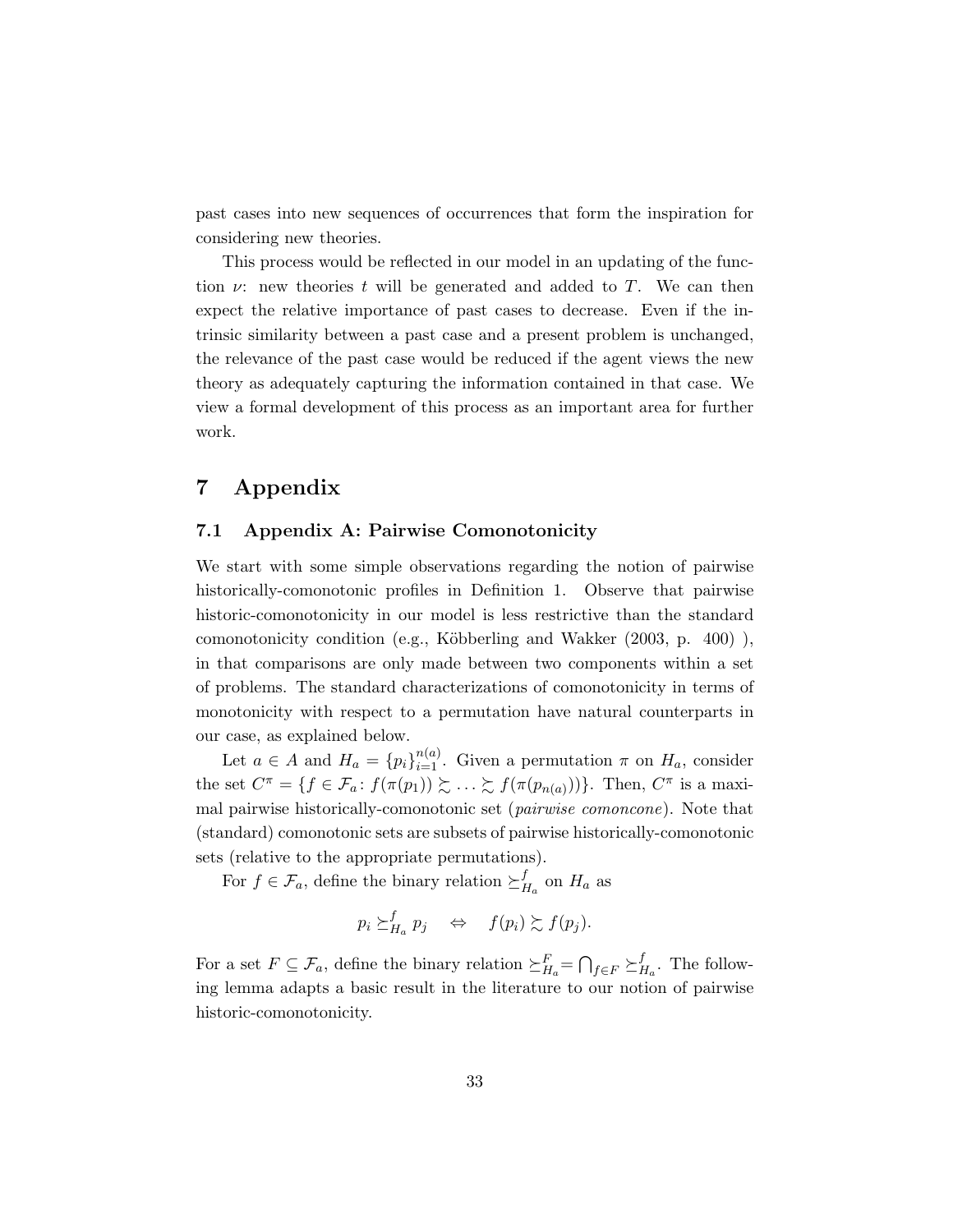past cases into new sequences of occurrences that form the inspiration for considering new theories.

This process would be reflected in our model in an updating of the function $\nu$: new theories $t$ will be generated and added to $T$. We can then expect the relative importance of past cases to decrease. Even if the intrinsic similarity between a past case and a present problem is unchanged, the relevance of the past case would be reduced if the agent views the new theory as adequately capturing the information contained in that case. We view a formal development of this process as an important area for further work.

# 7 Appendix

## 7.1 Appendix A: Pairwise Comonotonicity

We start with some simple observations regarding the notion of pairwise historically-comonotonic profiles in Definition 1. Observe that pairwise historic-comonotonicity in our model is less restrictive than the standard comonotonicity condition (e.g., Köbberling and Wakker (2003, p. 400) ), in that comparisons are only made between two components within a set of problems. The standard characterizations of comonotonicity in terms of monotonicity with respect to a permutation have natural counterparts in our case, as explained below.

Let $a \in A$ and $H_a = \{p_i\}_{i=1}^{n(a)}$. Given a permutation $\pi$ on $H_a$, consider the set $C^\pi = \{f \in \mathcal{F}_a \colon f(\pi(p_1)) \succsim \ldots \succsim f(\pi(p_{n(a)}))\}$. Then, $C^\pi$ is a maximal pairwise historically-comonotonic set (*pairwise comoncone*). Note that (standard) comonotonic sets are subsets of pairwise historically-comonotonic sets (relative to the appropriate permutations).

For $f \in \mathcal{F}_a$, define the binary relation $\succeq_{H_a}^f$ on $H_a$ as

$$p_i \succeq_{H_a}^f p_j \quad \Leftrightarrow \quad f(p_i) \succsim f(p_j).$$

For a set $F \subseteq \mathcal{F}_a$, define the binary relation $\succeq_{H_a}^F = \bigcap_{f \in F} \succeq_{H_a}^f$. The following lemma adapts a basic result in the literature to our notion of pairwise historic-comonotonicity.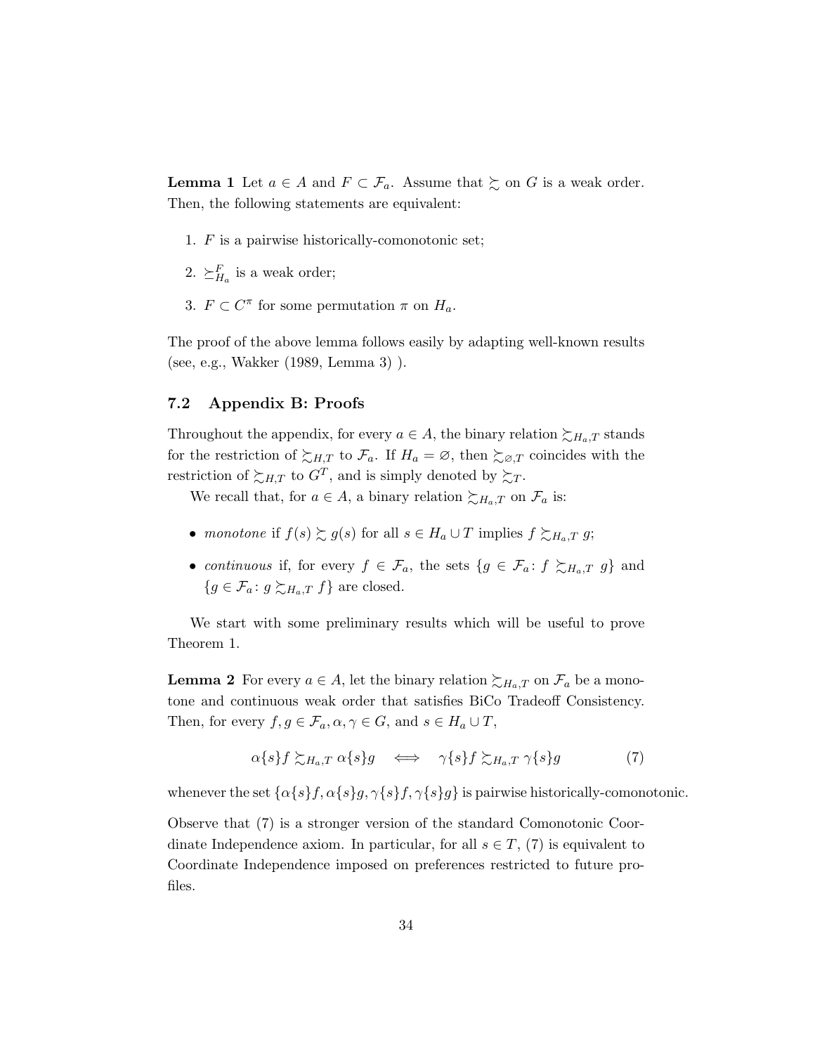**Lemma 1** Let $a \in A$ and $F \subset \mathcal{F}_a$. Assume that $\succsim$ on $G$ is a weak order. Then, the following statements are equivalent:

1. $F$ is a pairwise historically-comonotonic set;
2. $\succeq^F_{H_a}$ is a weak order;
3. $F \subset C^\pi$ for some permutation $\pi$ on $H_a$.

The proof of the above lemma follows easily by adapting well-known results (see, e.g., Wakker (1989, Lemma 3) ).

## 7.2 Appendix B: Proofs

Throughout the appendix, for every $a \in A$, the binary relation $\succsim_{H_a,T}$ stands for the restriction of $\succsim_{H,T}$ to $\mathcal{F}_a$. If $H_a = \varnothing$, then $\succsim_{\varnothing,T}$ coincides with the restriction of $\succsim_{H,T}$ to $G^T$, and is simply denoted by $\succsim_T$.

We recall that, for $a \in A$, a binary relation $\succsim_{H_a,T}$ on $\mathcal{F}_a$ is:

- *monotone* if $f(s) \succsim g(s)$ for all $s \in H_a \cup T$ implies $f \succsim_{H_a,T} g$;
- *continuous* if, for every $f \in \mathcal{F}_a$, the sets $\{g \in \mathcal{F}_a \colon f \succsim_{H_a,T} g\}$ and $\{g \in \mathcal{F}_a \colon g \succsim_{H_a,T} f\}$ are closed.

We start with some preliminary results which will be useful to prove Theorem 1.

**Lemma 2** For every $a \in A$, let the binary relation $\succsim_{H_a,T}$ on $\mathcal{F}_a$ be a monotone and continuous weak order that satisfies BiCo Tradeoff Consistency. Then, for every $f, g \in \mathcal{F}_a, \alpha, \gamma \in G$, and $s \in H_a \cup T$,

$$\alpha\{s\}f \succsim_{H_a,T} \alpha\{s\}g \iff \gamma\{s\}f \succsim_{H_a,T} \gamma\{s\}g \tag{7}$$

whenever the set $\{\alpha\{s\}f, \alpha\{s\}g, \gamma\{s\}f, \gamma\{s\}g\}$ is pairwise historically-comonotonic.

Observe that (7) is a stronger version of the standard Comonotonic Coordinate Independence axiom. In particular, for all $s \in T$, (7) is equivalent to Coordinate Independence imposed on preferences restricted to future profiles.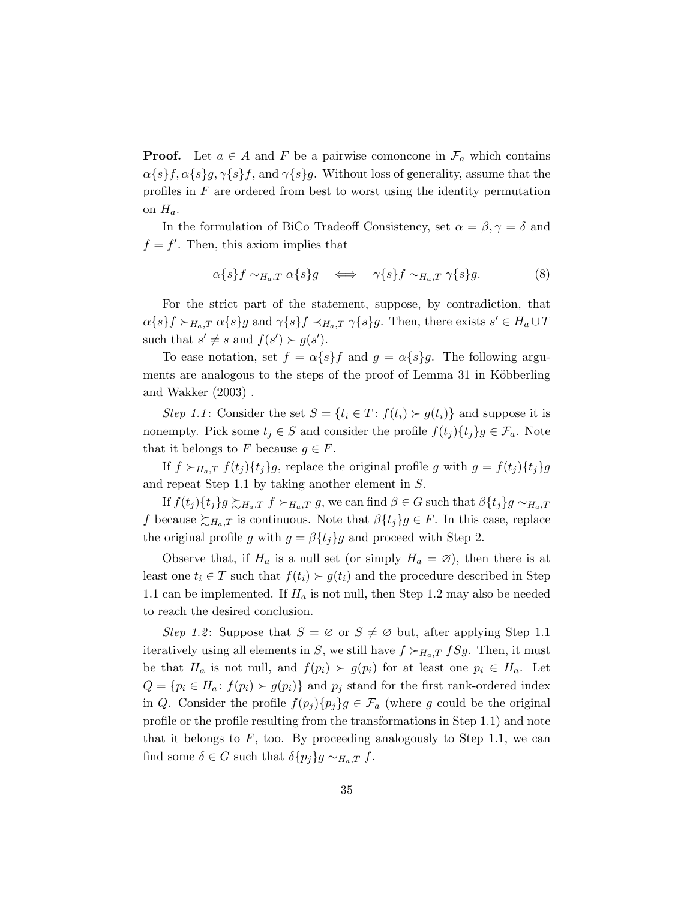**Proof.** Let $a \in A$ and $F$ be a pairwise comoncone in $\mathcal{F}_a$ which contains $\alpha\{s\}f, \alpha\{s\}g, \gamma\{s\}f$, and $\gamma\{s\}g$. Without loss of generality, assume that the profiles in $F$ are ordered from best to worst using the identity permutation on $H_a$.

In the formulation of BiCo Tradeoff Consistency, set $\alpha = \beta, \gamma = \delta$ and $f = f'$. Then, this axiom implies that

$$\alpha\{s\}f \sim_{H_a,T} \alpha\{s\}g \iff \gamma\{s\}f \sim_{H_a,T} \gamma\{s\}g. \tag{8}$$

For the strict part of the statement, suppose, by contradiction, that $\alpha\{s\}f \succ_{H_a,T} \alpha\{s\}g$ and $\gamma\{s\}f \prec_{H_a,T} \gamma\{s\}g$. Then, there exists $s' \in H_a \cup T$ such that $s' \neq s$ and $f(s') \succ g(s')$.

To ease notation, set $f = \alpha\{s\}f$ and $g = \alpha\{s\}g$. The following arguments are analogous to the steps of the proof of Lemma 31 in Köbberling and Wakker (2003) .

*Step 1.1*: Consider the set $S = \{t_i \in T \colon f(t_i) \succ g(t_i)\}$ and suppose it is nonempty. Pick some $t_j \in S$ and consider the profile $f(t_j)\{t_j\}g \in \mathcal{F}_a$. Note that it belongs to $F$ because $g \in F$.

If $f \succ_{H_a,T} f(t_j)\{t_j\}g$, replace the original profile $g$ with $g = f(t_j)\{t_j\}g$ and repeat Step 1.1 by taking another element in $S$.

If $f(t_j)\{t_j\}g \succsim_{H_a,T} f \succ_{H_a,T} g$, we can find $\beta \in G$ such that $\beta\{t_j\}g \sim_{H_a,T} f$ because $\succsim_{H_a,T}$ is continuous. Note that $\beta\{t_j\}g \in F$. In this case, replace the original profile $g$ with $g = \beta\{t_j\}g$ and proceed with Step 2.

Observe that, if $H_a$ is a null set (or simply $H_a = \varnothing$), then there is at least one $t_i \in T$ such that $f(t_i) \succ g(t_i)$ and the procedure described in Step 1.1 can be implemented. If $H_a$ is not null, then Step 1.2 may also be needed to reach the desired conclusion.

*Step 1.2*: Suppose that $S = \varnothing$ or $S \neq \varnothing$ but, after applying Step 1.1 iteratively using all elements in $S$, we still have $f \succ_{H_a,T} fSg$. Then, it must be that $H_a$ is not null, and $f(p_i) \succ g(p_i)$ for at least one $p_i \in H_a$. Let $Q = \{p_i \in H_a \colon f(p_i) \succ g(p_i)\}$ and $p_j$ stand for the first rank-ordered index in $Q$. Consider the profile $f(p_j)\{p_j\}g \in \mathcal{F}_a$ (where $g$ could be the original profile or the profile resulting from the transformations in Step 1.1) and note that it belongs to $F$, too. By proceeding analogously to Step 1.1, we can find some $\delta \in G$ such that $\delta\{p_j\}g \sim_{H_a,T} f$.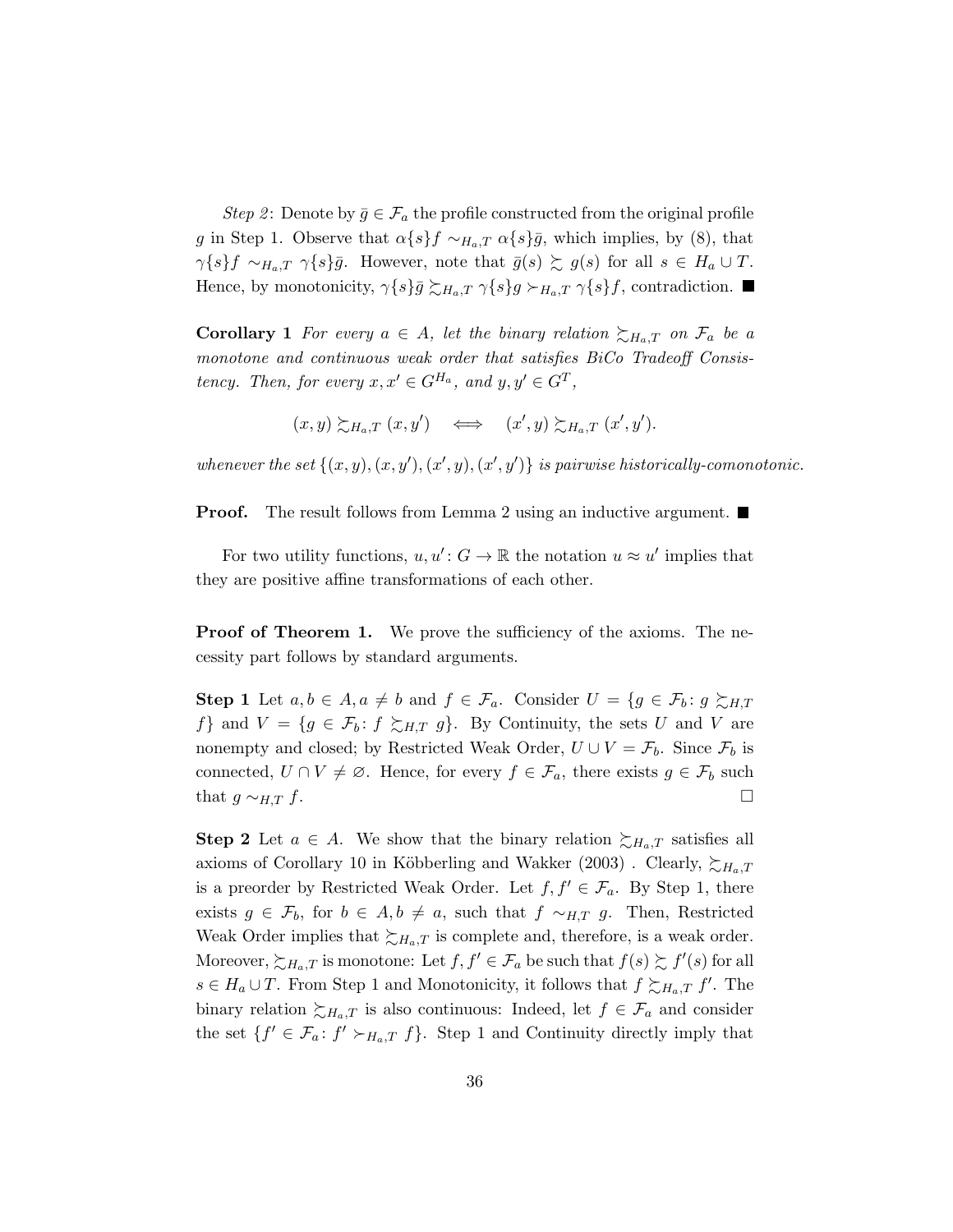*Step 2*: Denote by $\bar{g} \in \mathcal{F}_a$ the profile constructed from the original profile $g$ in Step 1. Observe that $\alpha\{s\}f \sim_{H_a,T} \alpha\{s\}\bar{g}$, which implies, by (8), that $\gamma\{s\}f \sim_{H_a,T} \gamma\{s\}\bar{g}$. However, note that $\bar{g}(s) \succsim g(s)$ for all $s \in H_a \cup T$. Hence, by monotonicity, $\gamma\{s\}\bar{g} \succsim_{H_a,T} \gamma\{s\}g \succ_{H_a,T} \gamma\{s\}f$, contradiction. ■

**Corollary 1** *For every $a \in A$, let the binary relation $\succsim_{H_a,T}$ on $\mathcal{F}_a$ be a monotone and continuous weak order that satisfies BiCo Tradeoff Consistency. Then, for every $x, x' \in G^{H_a}$, and $y, y' \in G^T$,*

$$(x, y) \succsim_{H_a,T} (x, y') \iff (x', y) \succsim_{H_a,T} (x', y').$$

*whenever the set $\{(x, y), (x, y'), (x', y), (x', y')\}$ is pairwise historically-comonotonic.*

**Proof.** The result follows from Lemma 2 using an inductive argument. ■

For two utility functions, $u, u' : G \to \mathbb{R}$ the notation $u \approx u'$ implies that they are positive affine transformations of each other.

**Proof of Theorem 1.** We prove the sufficiency of the axioms. The necessity part follows by standard arguments.

**Step 1** Let $a, b \in A, a \neq b$ and $f \in \mathcal{F}_a$. Consider $U = \{g \in \mathcal{F}_b : g \succsim_{H,T} f\}$ and $V = \{g \in \mathcal{F}_b : f \succsim_{H,T} g\}$. By Continuity, the sets $U$ and $V$ are nonempty and closed; by Restricted Weak Order, $U \cup V = \mathcal{F}_b$. Since $\mathcal{F}_b$ is connected, $U \cap V \neq \varnothing$. Hence, for every $f \in \mathcal{F}_a$, there exists $g \in \mathcal{F}_b$ such that $g \sim_{H,T} f$. □

**Step 2** Let $a \in A$. We show that the binary relation $\succsim_{H_a,T}$ satisfies all axioms of Corollary 10 in Köbberling and Wakker (2003) . Clearly, $\succsim_{H_a,T}$ is a preorder by Restricted Weak Order. Let $f, f' \in \mathcal{F}_a$. By Step 1, there exists $g \in \mathcal{F}_b$, for $b \in A, b \neq a$, such that $f \sim_{H,T} g$. Then, Restricted Weak Order implies that $\succsim_{H_a,T}$ is complete and, therefore, is a weak order. Moreover, $\succsim_{H_a,T}$ is monotone: Let $f, f' \in \mathcal{F}_a$ be such that $f(s) \succsim f'(s)$ for all $s \in H_a \cup T$. From Step 1 and Monotonicity, it follows that $f \succsim_{H_a,T} f'$. The binary relation $\succsim_{H_a,T}$ is also continuous: Indeed, let $f \in \mathcal{F}_a$ and consider the set $\{f' \in \mathcal{F}_a : f' \succ_{H_a,T} f\}$. Step 1 and Continuity directly imply that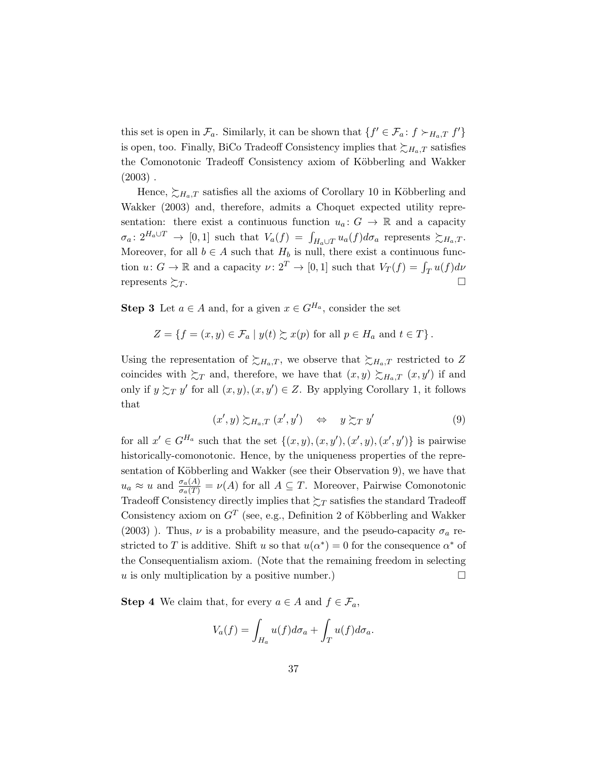this set is open in $\mathcal{F}_a$. Similarly, it can be shown that $\{f' \in \mathcal{F}_a \colon f \succ_{H_a,T} f'\}$ is open, too. Finally, BiCo Tradeoff Consistency implies that $\succsim_{H_a,T}$ satisfies the Comonotonic Tradeoff Consistency axiom of Köbberling and Wakker (2003) .

Hence, $\succsim_{H_a,T}$ satisfies all the axioms of Corollary 10 in Köbberling and Wakker (2003) and, therefore, admits a Choquet expected utility representation: there exist a continuous function $u_a \colon G \to \mathbb{R}$ and a capacity $\sigma_a \colon 2^{H_a \cup T} \to [0,1]$ such that $V_a(f) = \int_{H_a \cup T} u_a(f) d\sigma_a$ represents $\succsim_{H_a,T}$. Moreover, for all $b \in A$ such that $H_b$ is null, there exist a continuous function $u \colon G \to \mathbb{R}$ and a capacity $\nu \colon 2^T \to [0,1]$ such that $V_T(f) = \int_T u(f) d\nu$ represents $\succsim_T$. $\square$

**Step 3** Let $a \in A$ and, for a given $x \in G^{H_a}$, consider the set

$$Z = \{f = (x,y) \in \mathcal{F}_a \mid y(t) \succsim x(p) \text{ for all } p \in H_a \text{ and } t \in T\}.$$

Using the representation of $\succsim_{H_a,T}$, we observe that $\succsim_{H_a,T}$ restricted to $Z$ coincides with $\succsim_T$ and, therefore, we have that $(x,y) \succsim_{H_a,T} (x,y')$ if and only if $y \succsim_T y'$ for all $(x,y), (x,y') \in Z$. By applying Corollary 1, it follows that

$$(x',y) \succsim_{H_a,T} (x',y') \quad \Leftrightarrow \quad y \succsim_T y' \tag{9}$$

for all $x' \in G^{H_a}$ such that the set $\{(x,y), (x,y'), (x',y), (x',y')\}$ is pairwise historically-comonotonic. Hence, by the uniqueness properties of the representation of Köbberling and Wakker (see their Observation 9), we have that $u_a \approx u$ and $\frac{\sigma_a(A)}{\sigma_a(T)} = \nu(A)$ for all $A \subseteq T$. Moreover, Pairwise Comonotonic Tradeoff Consistency directly implies that $\succsim_T$ satisfies the standard Tradeoff Consistency axiom on $G^T$ (see, e.g., Definition 2 of Köbberling and Wakker (2003) ). Thus, $\nu$ is a probability measure, and the pseudo-capacity $\sigma_a$ restricted to $T$ is additive. Shift $u$ so that $u(\alpha^*) = 0$ for the consequence $\alpha^*$ of the Consequentialism axiom. (Note that the remaining freedom in selecting $u$ is only multiplication by a positive number.) $\square$

**Step 4** We claim that, for every $a \in A$ and $f \in \mathcal{F}_a$,

$$V_a(f) = \int_{H_a} u(f) d\sigma_a + \int_T u(f) d\sigma_a.$$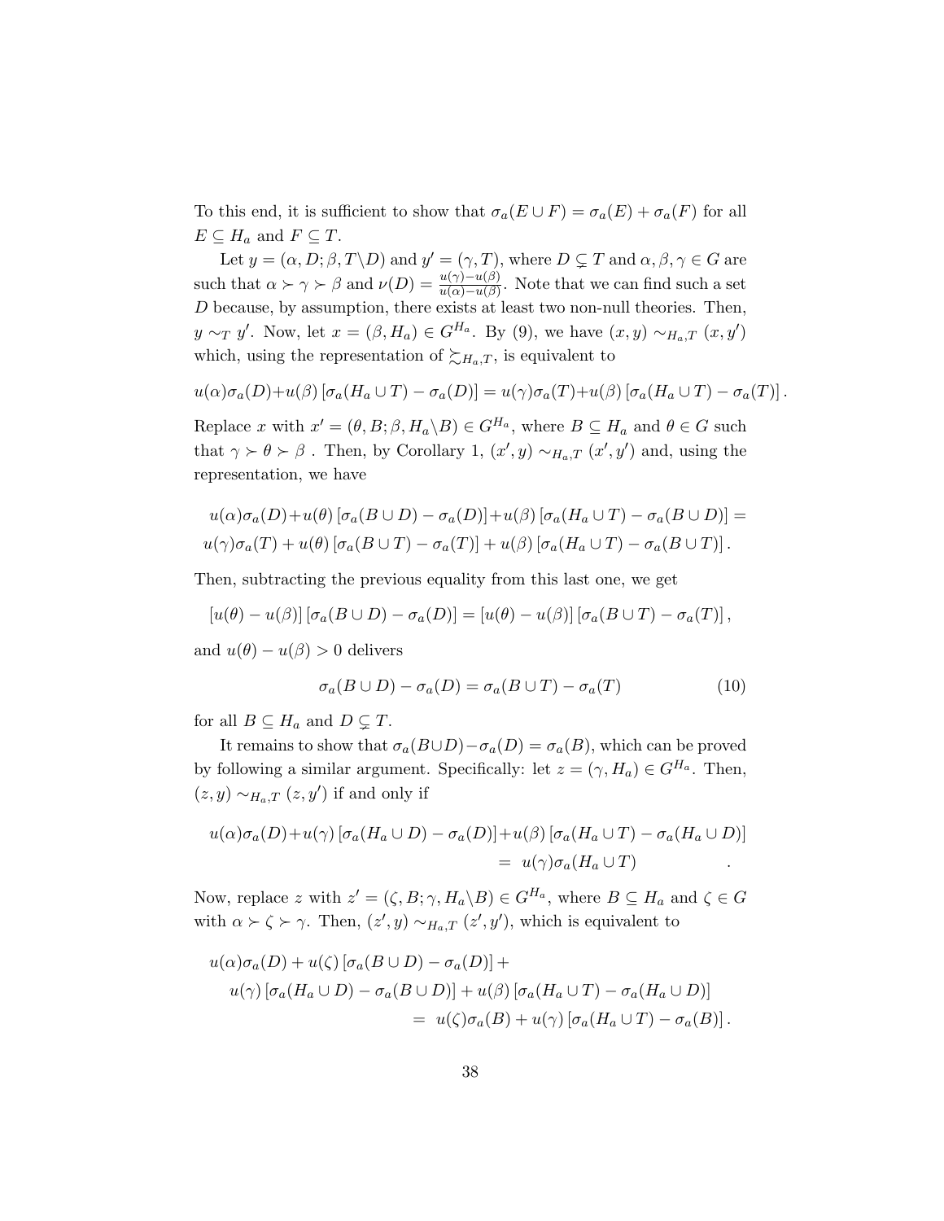To this end, it is sufficient to show that $\sigma_a(E \cup F) = \sigma_a(E) + \sigma_a(F)$ for all $E \subseteq H_a$ and $F \subseteq T$.

Let $y = (\alpha, D; \beta, T \backslash D)$ and $y' = (\gamma, T)$, where $D \subsetneq T$ and $\alpha, \beta, \gamma \in G$ are such that $\alpha \succ \gamma \succ \beta$ and $\nu(D) = \frac{u(\gamma)-u(\beta)}{u(\alpha)-u(\beta)}$. Note that we can find such a set $D$ because, by assumption, there exists at least two non-null theories. Then, $y \sim_T y'$. Now, let $x = (\beta, H_a) \in G^{H_a}$. By (9), we have $(x, y) \sim_{H_a,T} (x, y')$ which, using the representation of $\succsim_{H_a,T}$, is equivalent to

$$u(\alpha)\sigma_a(D)+u(\beta)\left[\sigma_a(H_a \cup T) - \sigma_a(D)\right] = u(\gamma)\sigma_a(T)+u(\beta)\left[\sigma_a(H_a \cup T) - \sigma_a(T)\right].$$

Replace $x$ with $x' = (\theta, B; \beta, H_a \backslash B) \in G^{H_a}$, where $B \subseteq H_a$ and $\theta \in G$ such that $\gamma \succ \theta \succ \beta$ . Then, by Corollary 1, $(x', y) \sim_{H_a,T} (x', y')$ and, using the representation, we have

$$\begin{aligned}
&u(\alpha)\sigma_a(D)+u(\theta)\left[\sigma_a(B \cup D) - \sigma_a(D)\right]+u(\beta)\left[\sigma_a(H_a \cup T) - \sigma_a(B \cup D)\right] = \\
&u(\gamma)\sigma_a(T) + u(\theta)\left[\sigma_a(B \cup T) - \sigma_a(T)\right] + u(\beta)\left[\sigma_a(H_a \cup T) - \sigma_a(B \cup T)\right].
\end{aligned}$$

Then, subtracting the previous equality from this last one, we get

$$[u(\theta) - u(\beta)]\left[\sigma_a(B \cup D) - \sigma_a(D)\right] = [u(\theta) - u(\beta)]\left[\sigma_a(B \cup T) - \sigma_a(T)\right],$$

and $u(\theta) - u(\beta) > 0$ delivers

$$\sigma_a(B \cup D) - \sigma_a(D) = \sigma_a(B \cup T) - \sigma_a(T) \tag{10}$$

for all $B \subseteq H_a$ and $D \subsetneq T$.

It remains to show that $\sigma_a(B \cup D) - \sigma_a(D) = \sigma_a(B)$, which can be proved by following a similar argument. Specifically: let $z = (\gamma, H_a) \in G^{H_a}$. Then, $(z, y) \sim_{H_a,T} (z, y')$ if and only if

$$\begin{aligned}
u(\alpha)\sigma_a(D)+u(\gamma)\left[\sigma_a(H_a \cup D) - \sigma_a(D)\right]+u(\beta)\left[\sigma_a(H_a \cup T) - \sigma_a(H_a \cup D)\right]& \\
= u(\gamma)\sigma_a(H_a \cup T)&.
\end{aligned}$$

Now, replace $z$ with $z' = (\zeta, B; \gamma, H_a \backslash B) \in G^{H_a}$, where $B \subseteq H_a$ and $\zeta \in G$ with $\alpha \succ \zeta \succ \gamma$. Then, $(z', y) \sim_{H_a,T} (z', y')$, which is equivalent to

$$\begin{aligned}
&u(\alpha)\sigma_a(D) + u(\zeta)\left[\sigma_a(B \cup D) - \sigma_a(D)\right] + \\
&\quad u(\gamma)\left[\sigma_a(H_a \cup D) - \sigma_a(B \cup D)\right] + u(\beta)\left[\sigma_a(H_a \cup T) - \sigma_a(H_a \cup D)\right] \\
&\qquad = u(\zeta)\sigma_a(B) + u(\gamma)\left[\sigma_a(H_a \cup T) - \sigma_a(B)\right].
\end{aligned}$$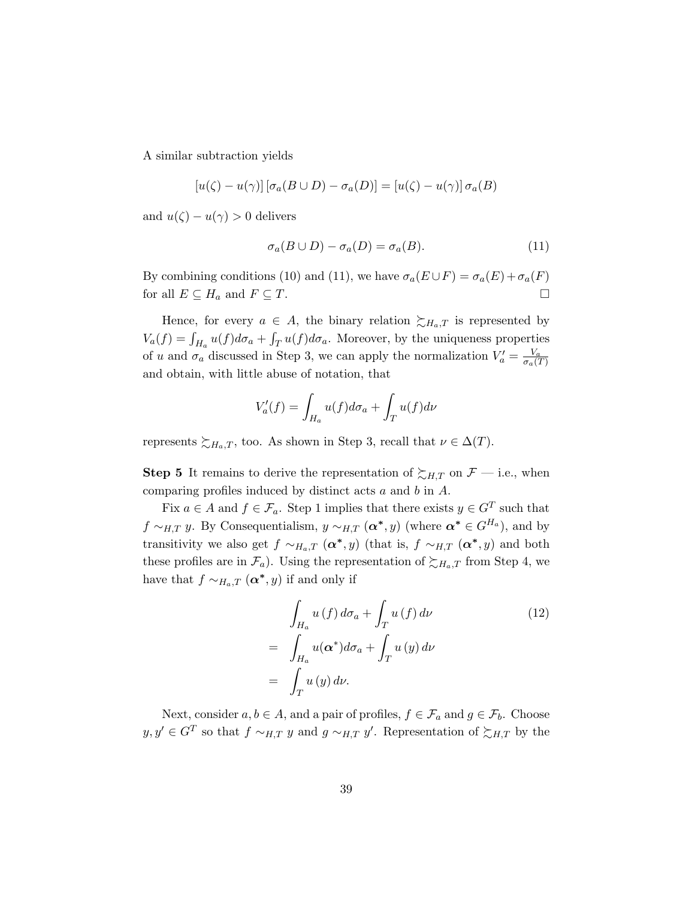A similar subtraction yields

$$[u(\zeta) - u(\gamma)] [\sigma_a(B \cup D) - \sigma_a(D)] = [u(\zeta) - u(\gamma)] \sigma_a(B)$$

and $u(\zeta) - u(\gamma) > 0$ delivers

$$\sigma_a(B \cup D) - \sigma_a(D) = \sigma_a(B). \tag{11}$$

By combining conditions (10) and (11), we have $\sigma_a(E \cup F) = \sigma_a(E) + \sigma_a(F)$ for all $E \subseteq H_a$ and $F \subseteq T$. $\square$

Hence, for every $a \in A$, the binary relation $\succsim_{H_a,T}$ is represented by $V_a(f) = \int_{H_a} u(f) d\sigma_a + \int_T u(f) d\sigma_a$. Moreover, by the uniqueness properties of $u$ and $\sigma_a$ discussed in Step 3, we can apply the normalization $V'_a = \frac{V_a}{\sigma_a(T)}$ and obtain, with little abuse of notation, that

$$V'_a(f) = \int_{H_a} u(f) d\sigma_a + \int_T u(f) d\nu$$

represents $\succsim_{H_a,T}$, too. As shown in Step 3, recall that $\nu \in \Delta(T)$.

**Step 5** It remains to derive the representation of $\succsim_{H,T}$ on $\mathcal{F}$ — i.e., when comparing profiles induced by distinct acts $a$ and $b$ in $A$.

Fix $a \in A$ and $f \in \mathcal{F}_a$. Step 1 implies that there exists $y \in G^T$ such that $f \sim_{H,T} y$. By Consequentialism, $y \sim_{H,T} (\boldsymbol{\alpha}^*, y)$ (where $\boldsymbol{\alpha}^* \in G^{H_a}$), and by transitivity we also get $f \sim_{H_a,T} (\boldsymbol{\alpha}^*, y)$ (that is, $f \sim_{H,T} (\boldsymbol{\alpha}^*, y)$ and both these profiles are in $\mathcal{F}_a$). Using the representation of $\succsim_{H_a,T}$ from Step 4, we have that $f \sim_{H_a,T} (\boldsymbol{\alpha}^*, y)$ if and only if

$$\begin{aligned}
& \int_{H_a} u(f) d\sigma_a + \int_T u(f) d\nu \\
= \; & \int_{H_a} u(\boldsymbol{\alpha}^*) d\sigma_a + \int_T u(y) d\nu \\
= \; & \int_T u(y) d\nu.
\end{aligned} \tag{12}$$

Next, consider $a, b \in A$, and a pair of profiles, $f \in \mathcal{F}_a$ and $g \in \mathcal{F}_b$. Choose $y, y' \in G^T$ so that $f \sim_{H,T} y$ and $g \sim_{H,T} y'$. Representation of $\succsim_{H,T}$ by the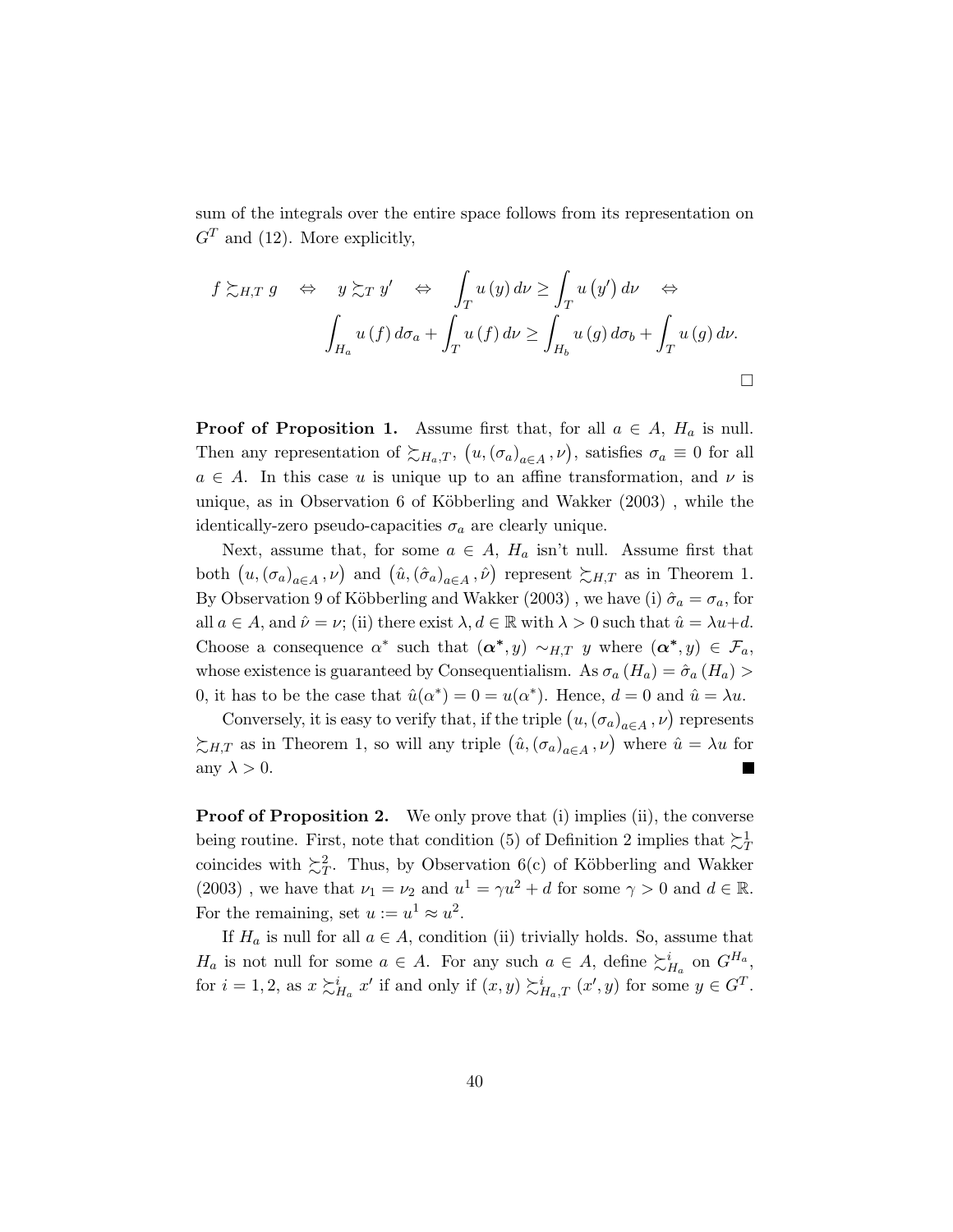sum of the integrals over the entire space follows from its representation on $G^T$ and (12). More explicitly,

$$f \succsim_{H,T} g \quad \Leftrightarrow \quad y \succsim_T y' \quad \Leftrightarrow \quad \int_T u(y)\, d\nu \geq \int_T u(y')\, d\nu \quad \Leftrightarrow$$

$$\int_{H_a} u(f)\, d\sigma_a + \int_T u(f)\, d\nu \geq \int_{H_b} u(g)\, d\sigma_b + \int_T u(g)\, d\nu.$$

□

**Proof of Proposition 1.** Assume first that, for all $a \in A$, $H_a$ is null. Then any representation of $\succsim_{H_a,T}$, $\left(u, (\sigma_a)_{a\in A}, \nu\right)$, satisfies $\sigma_a \equiv 0$ for all $a \in A$. In this case $u$ is unique up to an affine transformation, and $\nu$ is unique, as in Observation 6 of Köbberling and Wakker (2003) , while the identically-zero pseudo-capacities $\sigma_a$ are clearly unique.

Next, assume that, for some $a \in A$, $H_a$ isn't null. Assume first that both $\left(u, (\sigma_a)_{a\in A}, \nu\right)$ and $\left(\hat{u}, (\hat{\sigma}_a)_{a\in A}, \hat{\nu}\right)$ represent $\succsim_{H,T}$ as in Theorem 1. By Observation 9 of Köbberling and Wakker (2003) , we have (i) $\hat{\sigma}_a = \sigma_a$, for all $a \in A$, and $\hat{\nu} = \nu$; (ii) there exist $\lambda, d \in \mathbb{R}$ with $\lambda > 0$ such that $\hat{u} = \lambda u + d$. Choose a consequence $\alpha^*$ such that $(\boldsymbol{\alpha}^*, y) \sim_{H,T} y$ where $(\boldsymbol{\alpha}^*, y) \in \mathcal{F}_a$, whose existence is guaranteed by Consequentialism. As $\sigma_a(H_a) = \hat{\sigma}_a(H_a) > 0$, it has to be the case that $\hat{u}(\alpha^*) = 0 = u(\alpha^*)$. Hence, $d = 0$ and $\hat{u} = \lambda u$.

Conversely, it is easy to verify that, if the triple $\left(u, (\sigma_a)_{a\in A}, \nu\right)$ represents $\succsim_{H,T}$ as in Theorem 1, so will any triple $\left(\hat{u}, (\sigma_a)_{a\in A}, \nu\right)$ where $\hat{u} = \lambda u$ for any $\lambda > 0$. ■

**Proof of Proposition 2.** We only prove that (i) implies (ii), the converse being routine. First, note that condition (5) of Definition 2 implies that $\succsim_T^1$ coincides with $\succsim_T^2$. Thus, by Observation 6(c) of Köbberling and Wakker (2003) , we have that $\nu_1 = \nu_2$ and $u^1 = \gamma u^2 + d$ for some $\gamma > 0$ and $d \in \mathbb{R}$. For the remaining, set $u := u^1 \approx u^2$.

If $H_a$ is null for all $a \in A$, condition (ii) trivially holds. So, assume that $H_a$ is not null for some $a \in A$. For any such $a \in A$, define $\succsim_{H_a}^i$ on $G^{H_a}$, for $i = 1, 2$, as $x \succsim_{H_a}^i x'$ if and only if $(x, y) \succsim_{H_a,T}^i (x', y)$ for some $y \in G^T$.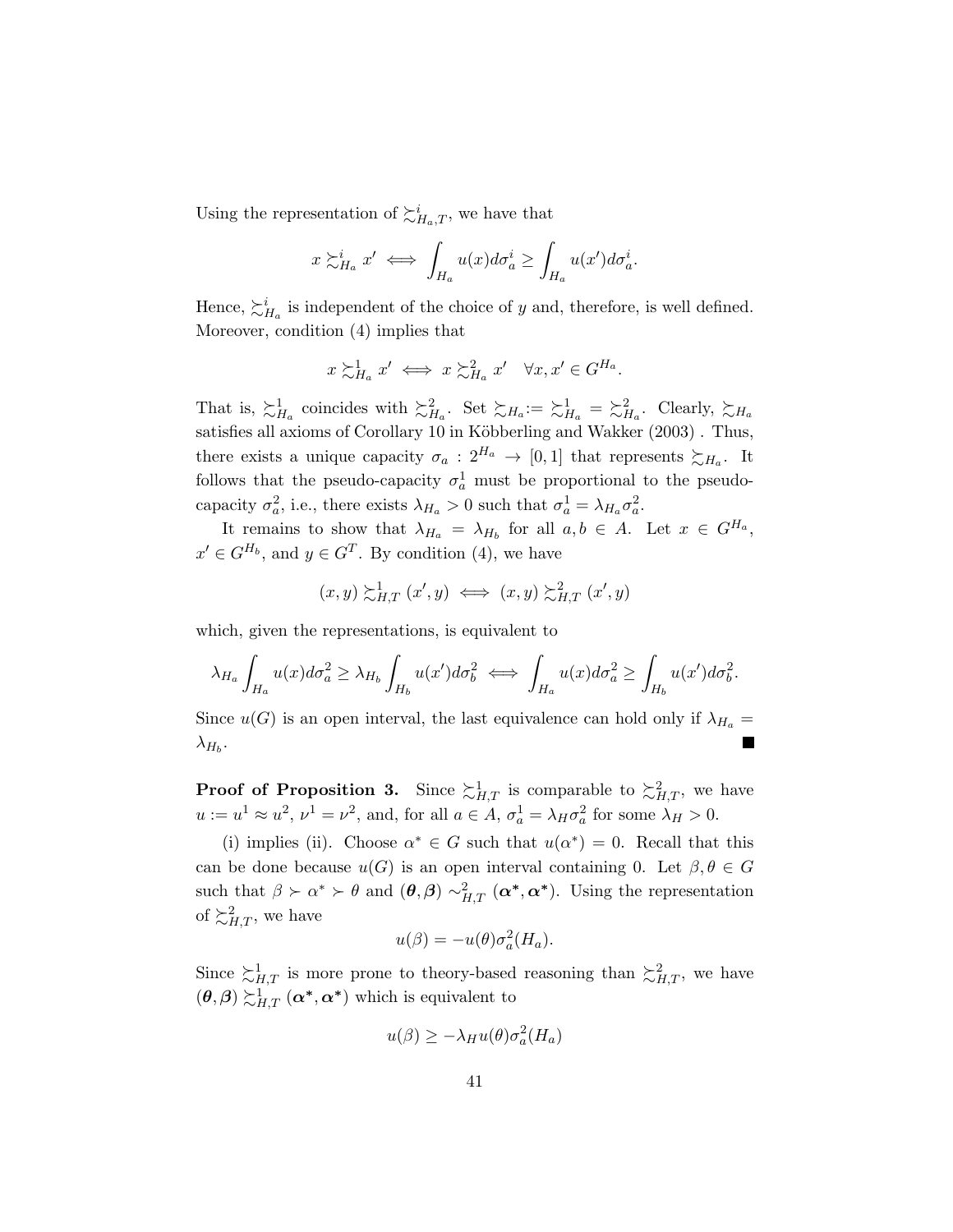Using the representation of $\succsim^i_{H_a,T}$, we have that

$$x \succsim^i_{H_a} x' \iff \int_{H_a} u(x) d\sigma^i_a \geq \int_{H_a} u(x') d\sigma^i_a.$$

Hence, $\succsim^i_{H_a}$ is independent of the choice of $y$ and, therefore, is well defined. Moreover, condition (4) implies that

$$x \succsim^1_{H_a} x' \iff x \succsim^2_{H_a} x' \quad \forall x, x' \in G^{H_a}.$$

That is, $\succsim^1_{H_a}$ coincides with $\succsim^2_{H_a}$. Set $\succsim_{H_a} := \succsim^1_{H_a} = \succsim^2_{H_a}$. Clearly, $\succsim_{H_a}$ satisfies all axioms of Corollary 10 in Köbberling and Wakker (2003) . Thus, there exists a unique capacity $\sigma_a : 2^{H_a} \to [0,1]$ that represents $\succsim_{H_a}$. It follows that the pseudo-capacity $\sigma^1_a$ must be proportional to the pseudo-capacity $\sigma^2_a$, i.e., there exists $\lambda_{H_a} > 0$ such that $\sigma^1_a = \lambda_{H_a} \sigma^2_a$.

It remains to show that $\lambda_{H_a} = \lambda_{H_b}$ for all $a, b \in A$. Let $x \in G^{H_a}$, $x' \in G^{H_b}$, and $y \in G^T$. By condition (4), we have

$$(x, y) \succsim^1_{H,T} (x', y) \iff (x, y) \succsim^2_{H,T} (x', y)$$

which, given the representations, is equivalent to

$$\lambda_{H_a} \int_{H_a} u(x) d\sigma^2_a \geq \lambda_{H_b} \int_{H_b} u(x') d\sigma^2_b \iff \int_{H_a} u(x) d\sigma^2_a \geq \int_{H_b} u(x') d\sigma^2_b.$$

Since $u(G)$ is an open interval, the last equivalence can hold only if $\lambda_{H_a} = \lambda_{H_b}$. ■

**Proof of Proposition 3.** Since $\succsim^1_{H,T}$ is comparable to $\succsim^2_{H,T}$, we have $u := u^1 \approx u^2$, $\nu^1 = \nu^2$, and, for all $a \in A$, $\sigma^1_a = \lambda_H \sigma^2_a$ for some $\lambda_H > 0$.

(i) implies (ii). Choose $\alpha^* \in G$ such that $u(\alpha^*) = 0$. Recall that this can be done because $u(G)$ is an open interval containing 0. Let $\beta, \theta \in G$ such that $\beta \succ \alpha^* \succ \theta$ and $(\boldsymbol{\theta}, \boldsymbol{\beta}) \sim^2_{H,T} (\boldsymbol{\alpha^*}, \boldsymbol{\alpha^*})$. Using the representation of $\succsim^2_{H,T}$, we have

$$u(\beta) = -u(\theta) \sigma^2_a(H_a).$$

Since $\succsim^1_{H,T}$ is more prone to theory-based reasoning than $\succsim^2_{H,T}$, we have $(\boldsymbol{\theta}, \boldsymbol{\beta}) \succsim^1_{H,T} (\boldsymbol{\alpha^*}, \boldsymbol{\alpha^*})$ which is equivalent to

$$u(\beta) \geq -\lambda_H u(\theta) \sigma^2_a(H_a)$$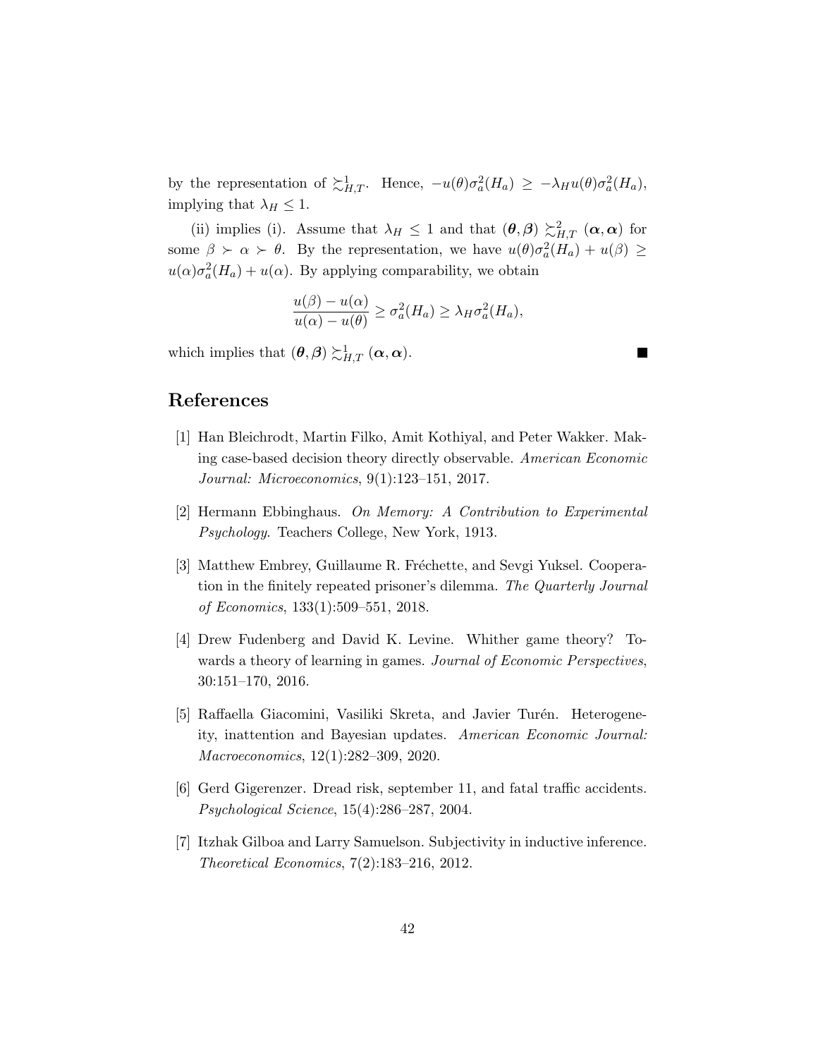by the representation of $\succsim^1_{H,T}$. Hence, $-u(\theta)\sigma^2_a(H_a) \geq -\lambda_H u(\theta)\sigma^2_a(H_a)$, implying that $\lambda_H \leq 1$.

(ii) implies (i). Assume that $\lambda_H \leq 1$ and that $(\boldsymbol{\theta}, \boldsymbol{\beta}) \succsim^2_{H,T} (\boldsymbol{\alpha}, \boldsymbol{\alpha})$ for some $\beta \succ \alpha \succ \theta$. By the representation, we have $u(\theta)\sigma^2_a(H_a) + u(\beta) \geq u(\alpha)\sigma^2_a(H_a) + u(\alpha)$. By applying comparability, we obtain

$$\frac{u(\beta) - u(\alpha)}{u(\alpha) - u(\theta)} \geq \sigma^2_a(H_a) \geq \lambda_H \sigma^2_a(H_a),$$

which implies that $(\boldsymbol{\theta}, \boldsymbol{\beta}) \succsim^1_{H,T} (\boldsymbol{\alpha}, \boldsymbol{\alpha})$. ■

## References

[1] Han Bleichrodt, Martin Filko, Amit Kothiyal, and Peter Wakker. Making case-based decision theory directly observable. *American Economic Journal: Microeconomics*, 9(1):123–151, 2017.

[2] Hermann Ebbinghaus. *On Memory: A Contribution to Experimental Psychology*. Teachers College, New York, 1913.

[3] Matthew Embrey, Guillaume R. Fréchette, and Sevgi Yuksel. Cooperation in the finitely repeated prisoner's dilemma. *The Quarterly Journal of Economics*, 133(1):509–551, 2018.

[4] Drew Fudenberg and David K. Levine. Whither game theory? Towards a theory of learning in games. *Journal of Economic Perspectives*, 30:151–170, 2016.

[5] Raffaella Giacomini, Vasiliki Skreta, and Javier Turén. Heterogeneity, inattention and Bayesian updates. *American Economic Journal: Macroeconomics*, 12(1):282–309, 2020.

[6] Gerd Gigerenzer. Dread risk, september 11, and fatal traffic accidents. *Psychological Science*, 15(4):286–287, 2004.

[7] Itzhak Gilboa and Larry Samuelson. Subjectivity in inductive inference. *Theoretical Economics*, 7(2):183–216, 2012.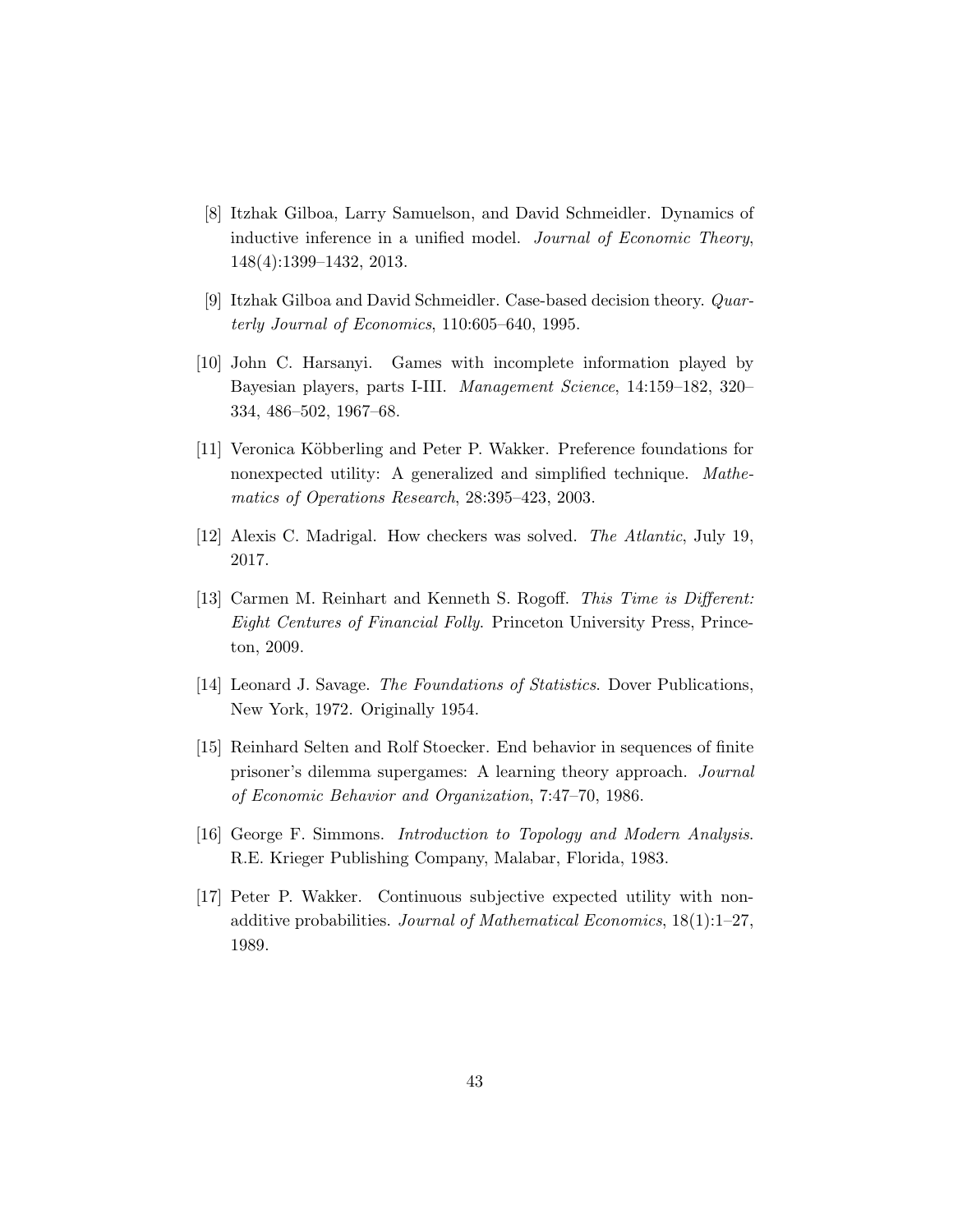[8] Itzhak Gilboa, Larry Samuelson, and David Schmeidler. Dynamics of inductive inference in a unified model. *Journal of Economic Theory*, 148(4):1399–1432, 2013.

[9] Itzhak Gilboa and David Schmeidler. Case-based decision theory. *Quarterly Journal of Economics*, 110:605–640, 1995.

[10] John C. Harsanyi. Games with incomplete information played by Bayesian players, parts I-III. *Management Science*, 14:159–182, 320–334, 486–502, 1967–68.

[11] Veronica Köbberling and Peter P. Wakker. Preference foundations for nonexpected utility: A generalized and simplified technique. *Mathematics of Operations Research*, 28:395–423, 2003.

[12] Alexis C. Madrigal. How checkers was solved. *The Atlantic*, July 19, 2017.

[13] Carmen M. Reinhart and Kenneth S. Rogoff. *This Time is Different: Eight Centures of Financial Folly*. Princeton University Press, Princeton, 2009.

[14] Leonard J. Savage. *The Foundations of Statistics*. Dover Publications, New York, 1972. Originally 1954.

[15] Reinhard Selten and Rolf Stoecker. End behavior in sequences of finite prisoner's dilemma supergames: A learning theory approach. *Journal of Economic Behavior and Organization*, 7:47–70, 1986.

[16] George F. Simmons. *Introduction to Topology and Modern Analysis*. R.E. Krieger Publishing Company, Malabar, Florida, 1983.

[17] Peter P. Wakker. Continuous subjective expected utility with non-additive probabilities. *Journal of Mathematical Economics*, 18(1):1–27, 1989.